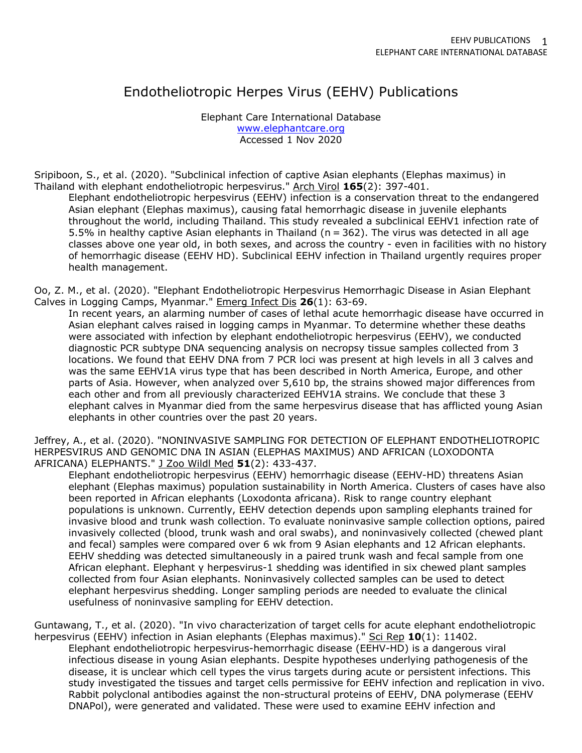# Endotheliotropic Herpes Virus (EEHV) Publications

Elephant Care International Database
www.elephantcare.org
Accessed 1 Nov 2020

Sripiboon, S., et al. (2020). "Subclinical infection of captive Asian elephants (Elephas maximus) in Thailand with elephant endotheliotropic herpesvirus." Arch Virol **165**(2): 397-401.

Elephant endotheliotropic herpesvirus (EEHV) infection is a conservation threat to the endangered Asian elephant (Elephas maximus), causing fatal hemorrhagic disease in juvenile elephants throughout the world, including Thailand. This study revealed a subclinical EEHV1 infection rate of 5.5% in healthy captive Asian elephants in Thailand (n = 362). The virus was detected in all age classes above one year old, in both sexes, and across the country - even in facilities with no history of hemorrhagic disease (EEHV HD). Subclinical EEHV infection in Thailand urgently requires proper health management.

Oo, Z. M., et al. (2020). "Elephant Endotheliotropic Herpesvirus Hemorrhagic Disease in Asian Elephant Calves in Logging Camps, Myanmar." Emerg Infect Dis **26**(1): 63-69.

In recent years, an alarming number of cases of lethal acute hemorrhagic disease have occurred in Asian elephant calves raised in logging camps in Myanmar. To determine whether these deaths were associated with infection by elephant endotheliotropic herpesvirus (EEHV), we conducted diagnostic PCR subtype DNA sequencing analysis on necropsy tissue samples collected from 3 locations. We found that EEHV DNA from 7 PCR loci was present at high levels in all 3 calves and was the same EEHV1A virus type that has been described in North America, Europe, and other parts of Asia. However, when analyzed over 5,610 bp, the strains showed major differences from each other and from all previously characterized EEHV1A strains. We conclude that these 3 elephant calves in Myanmar died from the same herpesvirus disease that has afflicted young Asian elephants in other countries over the past 20 years.

Jeffrey, A., et al. (2020). "NONINVASIVE SAMPLING FOR DETECTION OF ELEPHANT ENDOTHELIOTROPIC HERPESVIRUS AND GENOMIC DNA IN ASIAN (ELEPHAS MAXIMUS) AND AFRICAN (LOXODONTA AFRICANA) ELEPHANTS." J Zoo Wildl Med **51**(2): 433-437.

Elephant endotheliotropic herpesvirus (EEHV) hemorrhagic disease (EEHV-HD) threatens Asian elephant (Elephas maximus) population sustainability in North America. Clusters of cases have also been reported in African elephants (Loxodonta africana). Risk to range country elephant populations is unknown. Currently, EEHV detection depends upon sampling elephants trained for invasive blood and trunk wash collection. To evaluate noninvasive sample collection options, paired invasively collected (blood, trunk wash and oral swabs), and noninvasively collected (chewed plant and fecal) samples were compared over 6 wk from 9 Asian elephants and 12 African elephants. EEHV shedding was detected simultaneously in a paired trunk wash and fecal sample from one African elephant. Elephant γ herpesvirus-1 shedding was identified in six chewed plant samples collected from four Asian elephants. Noninvasively collected samples can be used to detect elephant herpesvirus shedding. Longer sampling periods are needed to evaluate the clinical usefulness of noninvasive sampling for EEHV detection.

Guntawang, T., et al. (2020). "In vivo characterization of target cells for acute elephant endotheliotropic herpesvirus (EEHV) infection in Asian elephants (Elephas maximus)." Sci Rep **10**(1): 11402.

Elephant endotheliotropic herpesvirus-hemorrhagic disease (EEHV-HD) is a dangerous viral infectious disease in young Asian elephants. Despite hypotheses underlying pathogenesis of the disease, it is unclear which cell types the virus targets during acute or persistent infections. This study investigated the tissues and target cells permissive for EEHV infection and replication in vivo. Rabbit polyclonal antibodies against the non-structural proteins of EEHV, DNA polymerase (EEHV DNAPol), were generated and validated. These were used to examine EEHV infection and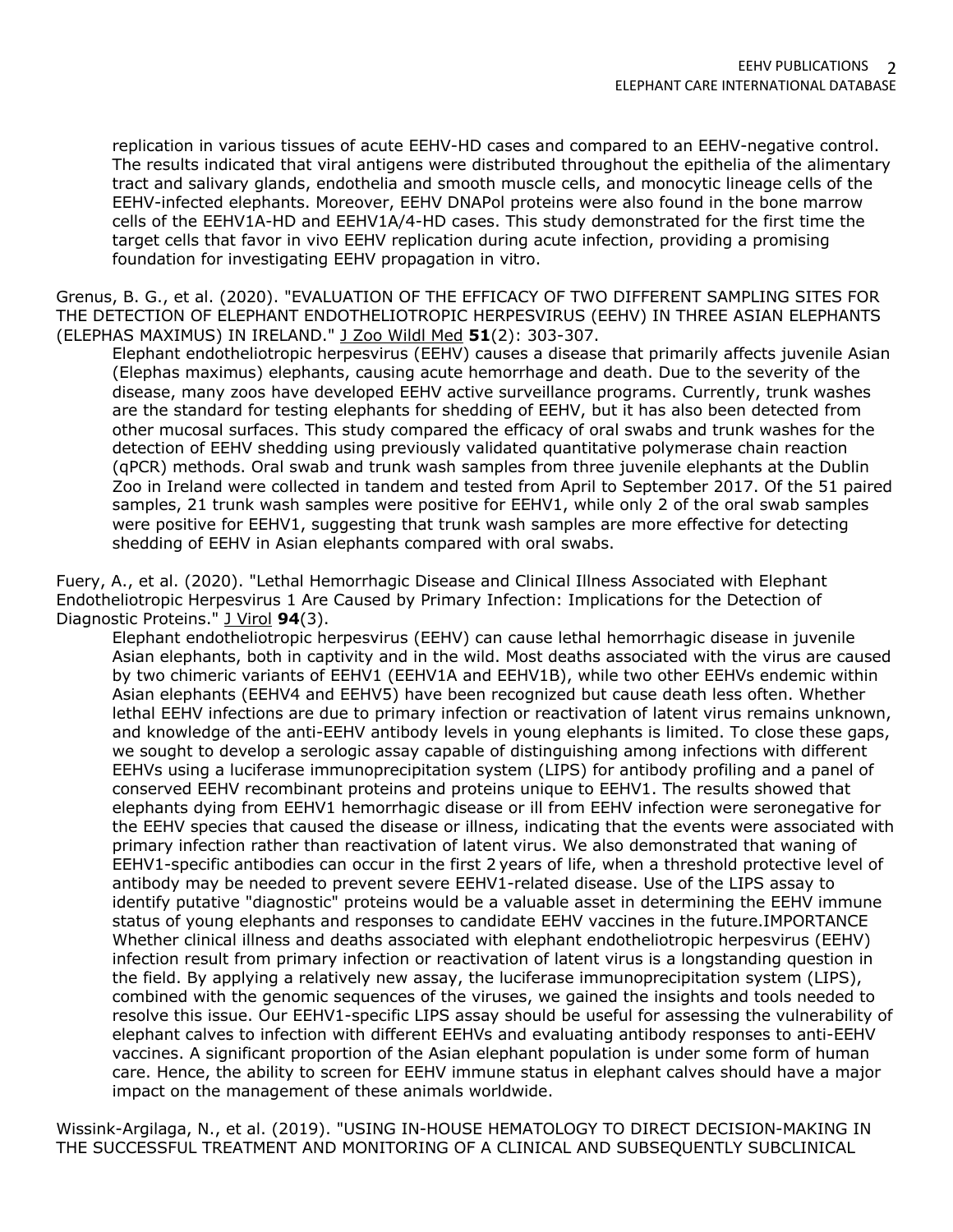replication in various tissues of acute EEHV-HD cases and compared to an EEHV-negative control. The results indicated that viral antigens were distributed throughout the epithelia of the alimentary tract and salivary glands, endothelia and smooth muscle cells, and monocytic lineage cells of the EEHV-infected elephants. Moreover, EEHV DNAPol proteins were also found in the bone marrow cells of the EEHV1A-HD and EEHV1A/4-HD cases. This study demonstrated for the first time the target cells that favor in vivo EEHV replication during acute infection, providing a promising foundation for investigating EEHV propagation in vitro.

Grenus, B. G., et al. (2020). "EVALUATION OF THE EFFICACY OF TWO DIFFERENT SAMPLING SITES FOR THE DETECTION OF ELEPHANT ENDOTHELIOTROPIC HERPESVIRUS (EEHV) IN THREE ASIAN ELEPHANTS (ELEPHAS MAXIMUS) IN IRELAND." J Zoo Wildl Med **51**(2): 303-307.

Elephant endotheliotropic herpesvirus (EEHV) causes a disease that primarily affects juvenile Asian (Elephas maximus) elephants, causing acute hemorrhage and death. Due to the severity of the disease, many zoos have developed EEHV active surveillance programs. Currently, trunk washes are the standard for testing elephants for shedding of EEHV, but it has also been detected from other mucosal surfaces. This study compared the efficacy of oral swabs and trunk washes for the detection of EEHV shedding using previously validated quantitative polymerase chain reaction (qPCR) methods. Oral swab and trunk wash samples from three juvenile elephants at the Dublin Zoo in Ireland were collected in tandem and tested from April to September 2017. Of the 51 paired samples, 21 trunk wash samples were positive for EEHV1, while only 2 of the oral swab samples were positive for EEHV1, suggesting that trunk wash samples are more effective for detecting shedding of EEHV in Asian elephants compared with oral swabs.

Fuery, A., et al. (2020). "Lethal Hemorrhagic Disease and Clinical Illness Associated with Elephant Endotheliotropic Herpesvirus 1 Are Caused by Primary Infection: Implications for the Detection of Diagnostic Proteins." J Virol **94**(3).

Elephant endotheliotropic herpesvirus (EEHV) can cause lethal hemorrhagic disease in juvenile Asian elephants, both in captivity and in the wild. Most deaths associated with the virus are caused by two chimeric variants of EEHV1 (EEHV1A and EEHV1B), while two other EEHVs endemic within Asian elephants (EEHV4 and EEHV5) have been recognized but cause death less often. Whether lethal EEHV infections are due to primary infection or reactivation of latent virus remains unknown, and knowledge of the anti-EEHV antibody levels in young elephants is limited. To close these gaps, we sought to develop a serologic assay capable of distinguishing among infections with different EEHVs using a luciferase immunoprecipitation system (LIPS) for antibody profiling and a panel of conserved EEHV recombinant proteins and proteins unique to EEHV1. The results showed that elephants dying from EEHV1 hemorrhagic disease or ill from EEHV infection were seronegative for the EEHV species that caused the disease or illness, indicating that the events were associated with primary infection rather than reactivation of latent virus. We also demonstrated that waning of EEHV1-specific antibodies can occur in the first 2 years of life, when a threshold protective level of antibody may be needed to prevent severe EEHV1-related disease. Use of the LIPS assay to identify putative "diagnostic" proteins would be a valuable asset in determining the EEHV immune status of young elephants and responses to candidate EEHV vaccines in the future.IMPORTANCE Whether clinical illness and deaths associated with elephant endotheliotropic herpesvirus (EEHV) infection result from primary infection or reactivation of latent virus is a longstanding question in the field. By applying a relatively new assay, the luciferase immunoprecipitation system (LIPS), combined with the genomic sequences of the viruses, we gained the insights and tools needed to resolve this issue. Our EEHV1-specific LIPS assay should be useful for assessing the vulnerability of elephant calves to infection with different EEHVs and evaluating antibody responses to anti-EEHV vaccines. A significant proportion of the Asian elephant population is under some form of human care. Hence, the ability to screen for EEHV immune status in elephant calves should have a major impact on the management of these animals worldwide.

Wissink-Argilaga, N., et al. (2019). "USING IN-HOUSE HEMATOLOGY TO DIRECT DECISION-MAKING IN THE SUCCESSFUL TREATMENT AND MONITORING OF A CLINICAL AND SUBSEQUENTLY SUBCLINICAL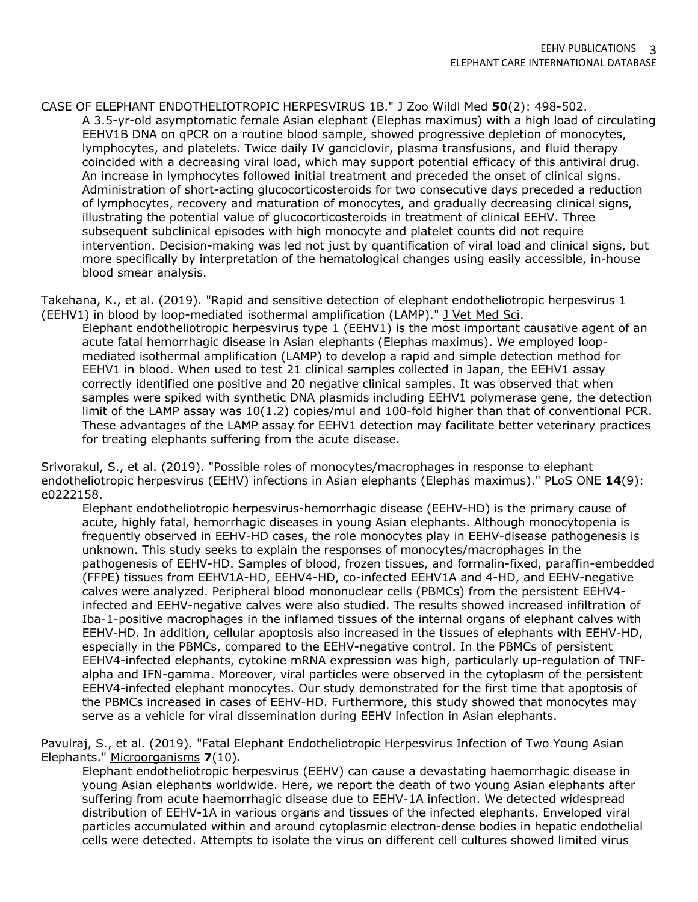CASE OF ELEPHANT ENDOTHELIOTROPIC HERPESVIRUS 1B." J Zoo Wildl Med **50**(2): 498-502.

A 3.5-yr-old asymptomatic female Asian elephant (Elephas maximus) with a high load of circulating EEHV1B DNA on qPCR on a routine blood sample, showed progressive depletion of monocytes, lymphocytes, and platelets. Twice daily IV ganciclovir, plasma transfusions, and fluid therapy coincided with a decreasing viral load, which may support potential efficacy of this antiviral drug. An increase in lymphocytes followed initial treatment and preceded the onset of clinical signs. Administration of short-acting glucocorticosteroids for two consecutive days preceded a reduction of lymphocytes, recovery and maturation of monocytes, and gradually decreasing clinical signs, illustrating the potential value of glucocorticosteroids in treatment of clinical EEHV. Three subsequent subclinical episodes with high monocyte and platelet counts did not require intervention. Decision-making was led not just by quantification of viral load and clinical signs, but more specifically by interpretation of the hematological changes using easily accessible, in-house blood smear analysis.

Takehana, K., et al. (2019). "Rapid and sensitive detection of elephant endotheliotropic herpesvirus 1 (EEHV1) in blood by loop-mediated isothermal amplification (LAMP)." J Vet Med Sci.

Elephant endotheliotropic herpesvirus type 1 (EEHV1) is the most important causative agent of an acute fatal hemorrhagic disease in Asian elephants (Elephas maximus). We employed loop-mediated isothermal amplification (LAMP) to develop a rapid and simple detection method for EEHV1 in blood. When used to test 21 clinical samples collected in Japan, the EEHV1 assay correctly identified one positive and 20 negative clinical samples. It was observed that when samples were spiked with synthetic DNA plasmids including EEHV1 polymerase gene, the detection limit of the LAMP assay was 10(1.2) copies/mul and 100-fold higher than that of conventional PCR. These advantages of the LAMP assay for EEHV1 detection may facilitate better veterinary practices for treating elephants suffering from the acute disease.

Srivorakul, S., et al. (2019). "Possible roles of monocytes/macrophages in response to elephant endotheliotropic herpesvirus (EEHV) infections in Asian elephants (Elephas maximus)." PLoS ONE **14**(9): e0222158.

Elephant endotheliotropic herpesvirus-hemorrhagic disease (EEHV-HD) is the primary cause of acute, highly fatal, hemorrhagic diseases in young Asian elephants. Although monocytopenia is frequently observed in EEHV-HD cases, the role monocytes play in EEHV-disease pathogenesis is unknown. This study seeks to explain the responses of monocytes/macrophages in the pathogenesis of EEHV-HD. Samples of blood, frozen tissues, and formalin-fixed, paraffin-embedded (FFPE) tissues from EEHV1A-HD, EEHV4-HD, co-infected EEHV1A and 4-HD, and EEHV-negative calves were analyzed. Peripheral blood mononuclear cells (PBMCs) from the persistent EEHV4-infected and EEHV-negative calves were also studied. The results showed increased infiltration of Iba-1-positive macrophages in the inflamed tissues of the internal organs of elephant calves with EEHV-HD. In addition, cellular apoptosis also increased in the tissues of elephants with EEHV-HD, especially in the PBMCs, compared to the EEHV-negative control. In the PBMCs of persistent EEHV4-infected elephants, cytokine mRNA expression was high, particularly up-regulation of TNF-alpha and IFN-gamma. Moreover, viral particles were observed in the cytoplasm of the persistent EEHV4-infected elephant monocytes. Our study demonstrated for the first time that apoptosis of the PBMCs increased in cases of EEHV-HD. Furthermore, this study showed that monocytes may serve as a vehicle for viral dissemination during EEHV infection in Asian elephants.

Pavulraj, S., et al. (2019). "Fatal Elephant Endotheliotropic Herpesvirus Infection of Two Young Asian Elephants." Microorganisms **7**(10).

Elephant endotheliotropic herpesvirus (EEHV) can cause a devastating haemorrhagic disease in young Asian elephants worldwide. Here, we report the death of two young Asian elephants after suffering from acute haemorrhagic disease due to EEHV-1A infection. We detected widespread distribution of EEHV-1A in various organs and tissues of the infected elephants. Enveloped viral particles accumulated within and around cytoplasmic electron-dense bodies in hepatic endothelial cells were detected. Attempts to isolate the virus on different cell cultures showed limited virus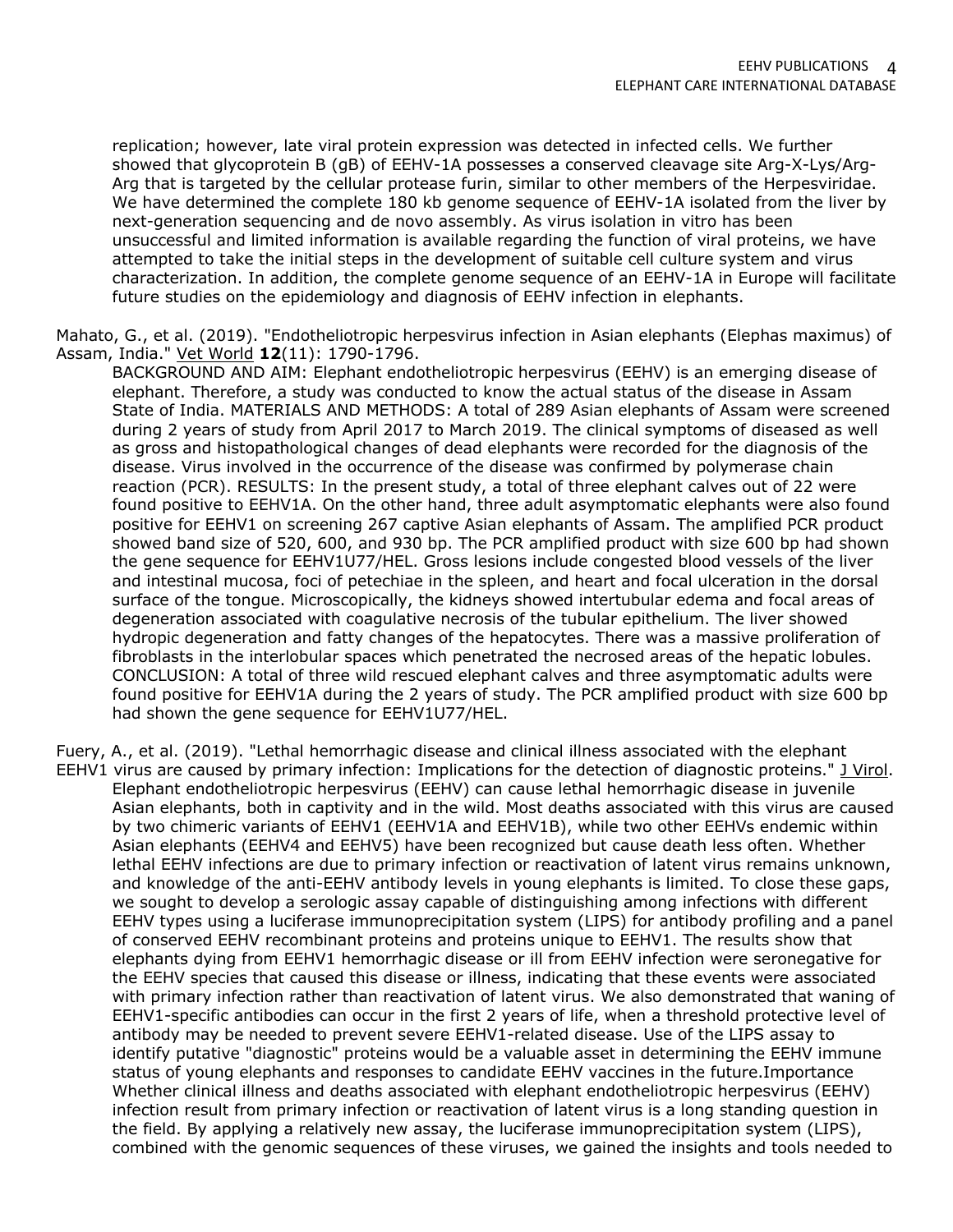replication; however, late viral protein expression was detected in infected cells. We further showed that glycoprotein B (gB) of EEHV-1A possesses a conserved cleavage site Arg-X-Lys/Arg-Arg that is targeted by the cellular protease furin, similar to other members of the Herpesviridae. We have determined the complete 180 kb genome sequence of EEHV-1A isolated from the liver by next-generation sequencing and de novo assembly. As virus isolation in vitro has been unsuccessful and limited information is available regarding the function of viral proteins, we have attempted to take the initial steps in the development of suitable cell culture system and virus characterization. In addition, the complete genome sequence of an EEHV-1A in Europe will facilitate future studies on the epidemiology and diagnosis of EEHV infection in elephants.

Mahato, G., et al. (2019). "Endotheliotropic herpesvirus infection in Asian elephants (Elephas maximus) of Assam, India." Vet World **12**(11): 1790-1796.

BACKGROUND AND AIM: Elephant endotheliotropic herpesvirus (EEHV) is an emerging disease of elephant. Therefore, a study was conducted to know the actual status of the disease in Assam State of India. MATERIALS AND METHODS: A total of 289 Asian elephants of Assam were screened during 2 years of study from April 2017 to March 2019. The clinical symptoms of diseased as well as gross and histopathological changes of dead elephants were recorded for the diagnosis of the disease. Virus involved in the occurrence of the disease was confirmed by polymerase chain reaction (PCR). RESULTS: In the present study, a total of three elephant calves out of 22 were found positive to EEHV1A. On the other hand, three adult asymptomatic elephants were also found positive for EEHV1 on screening 267 captive Asian elephants of Assam. The amplified PCR product showed band size of 520, 600, and 930 bp. The PCR amplified product with size 600 bp had shown the gene sequence for EEHV1U77/HEL. Gross lesions include congested blood vessels of the liver and intestinal mucosa, foci of petechiae in the spleen, and heart and focal ulceration in the dorsal surface of the tongue. Microscopically, the kidneys showed intertubular edema and focal areas of degeneration associated with coagulative necrosis of the tubular epithelium. The liver showed hydropic degeneration and fatty changes of the hepatocytes. There was a massive proliferation of fibroblasts in the interlobular spaces which penetrated the necrosed areas of the hepatic lobules. CONCLUSION: A total of three wild rescued elephant calves and three asymptomatic adults were found positive for EEHV1A during the 2 years of study. The PCR amplified product with size 600 bp had shown the gene sequence for EEHV1U77/HEL.

Fuery, A., et al. (2019). "Lethal hemorrhagic disease and clinical illness associated with the elephant EEHV1 virus are caused by primary infection: Implications for the detection of diagnostic proteins." J Virol.

Elephant endotheliotropic herpesvirus (EEHV) can cause lethal hemorrhagic disease in juvenile Asian elephants, both in captivity and in the wild. Most deaths associated with this virus are caused by two chimeric variants of EEHV1 (EEHV1A and EEHV1B), while two other EEHVs endemic within Asian elephants (EEHV4 and EEHV5) have been recognized but cause death less often. Whether lethal EEHV infections are due to primary infection or reactivation of latent virus remains unknown, and knowledge of the anti-EEHV antibody levels in young elephants is limited. To close these gaps, we sought to develop a serologic assay capable of distinguishing among infections with different EEHV types using a luciferase immunoprecipitation system (LIPS) for antibody profiling and a panel of conserved EEHV recombinant proteins and proteins unique to EEHV1. The results show that elephants dying from EEHV1 hemorrhagic disease or ill from EEHV infection were seronegative for the EEHV species that caused this disease or illness, indicating that these events were associated with primary infection rather than reactivation of latent virus. We also demonstrated that waning of EEHV1-specific antibodies can occur in the first 2 years of life, when a threshold protective level of antibody may be needed to prevent severe EEHV1-related disease. Use of the LIPS assay to identify putative "diagnostic" proteins would be a valuable asset in determining the EEHV immune status of young elephants and responses to candidate EEHV vaccines in the future.Importance Whether clinical illness and deaths associated with elephant endotheliotropic herpesvirus (EEHV) infection result from primary infection or reactivation of latent virus is a long standing question in the field. By applying a relatively new assay, the luciferase immunoprecipitation system (LIPS), combined with the genomic sequences of these viruses, we gained the insights and tools needed to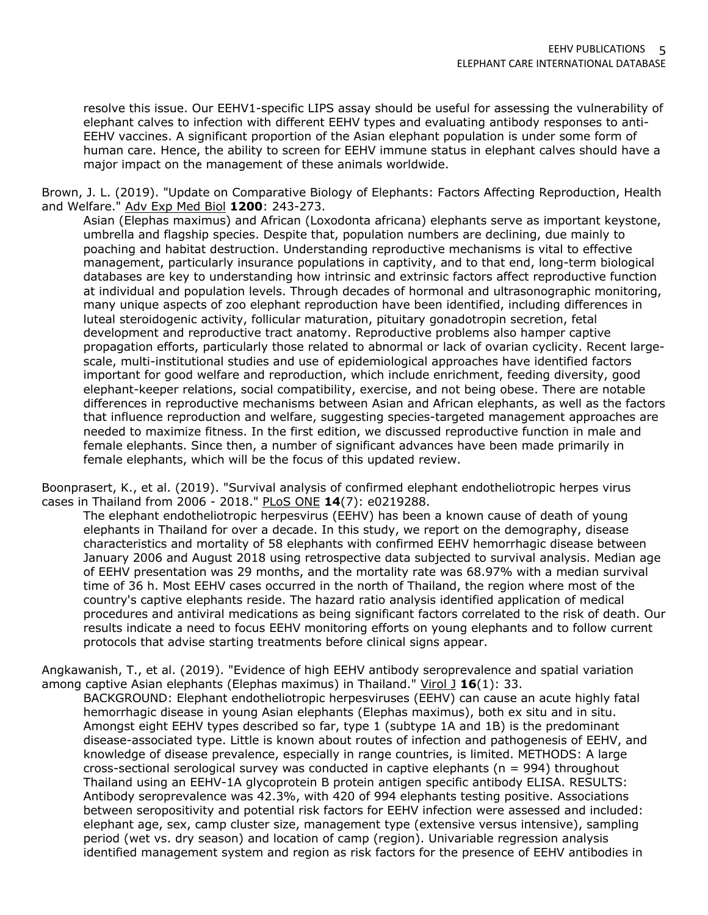resolve this issue. Our EEHV1-specific LIPS assay should be useful for assessing the vulnerability of elephant calves to infection with different EEHV types and evaluating antibody responses to anti-EEHV vaccines. A significant proportion of the Asian elephant population is under some form of human care. Hence, the ability to screen for EEHV immune status in elephant calves should have a major impact on the management of these animals worldwide.

Brown, J. L. (2019). "Update on Comparative Biology of Elephants: Factors Affecting Reproduction, Health and Welfare." Adv Exp Med Biol **1200**: 243-273.

Asian (Elephas maximus) and African (Loxodonta africana) elephants serve as important keystone, umbrella and flagship species. Despite that, population numbers are declining, due mainly to poaching and habitat destruction. Understanding reproductive mechanisms is vital to effective management, particularly insurance populations in captivity, and to that end, long-term biological databases are key to understanding how intrinsic and extrinsic factors affect reproductive function at individual and population levels. Through decades of hormonal and ultrasonographic monitoring, many unique aspects of zoo elephant reproduction have been identified, including differences in luteal steroidogenic activity, follicular maturation, pituitary gonadotropin secretion, fetal development and reproductive tract anatomy. Reproductive problems also hamper captive propagation efforts, particularly those related to abnormal or lack of ovarian cyclicity. Recent large-scale, multi-institutional studies and use of epidemiological approaches have identified factors important for good welfare and reproduction, which include enrichment, feeding diversity, good elephant-keeper relations, social compatibility, exercise, and not being obese. There are notable differences in reproductive mechanisms between Asian and African elephants, as well as the factors that influence reproduction and welfare, suggesting species-targeted management approaches are needed to maximize fitness. In the first edition, we discussed reproductive function in male and female elephants. Since then, a number of significant advances have been made primarily in female elephants, which will be the focus of this updated review.

Boonprasert, K., et al. (2019). "Survival analysis of confirmed elephant endotheliotropic herpes virus cases in Thailand from 2006 - 2018." PLoS ONE **14**(7): e0219288.

The elephant endotheliotropic herpesvirus (EEHV) has been a known cause of death of young elephants in Thailand for over a decade. In this study, we report on the demography, disease characteristics and mortality of 58 elephants with confirmed EEHV hemorrhagic disease between January 2006 and August 2018 using retrospective data subjected to survival analysis. Median age of EEHV presentation was 29 months, and the mortality rate was 68.97% with a median survival time of 36 h. Most EEHV cases occurred in the north of Thailand, the region where most of the country's captive elephants reside. The hazard ratio analysis identified application of medical procedures and antiviral medications as being significant factors correlated to the risk of death. Our results indicate a need to focus EEHV monitoring efforts on young elephants and to follow current protocols that advise starting treatments before clinical signs appear.

Angkawanish, T., et al. (2019). "Evidence of high EEHV antibody seroprevalence and spatial variation among captive Asian elephants (Elephas maximus) in Thailand." Virol J **16**(1): 33.

BACKGROUND: Elephant endotheliotropic herpesviruses (EEHV) can cause an acute highly fatal hemorrhagic disease in young Asian elephants (Elephas maximus), both ex situ and in situ. Amongst eight EEHV types described so far, type 1 (subtype 1A and 1B) is the predominant disease-associated type. Little is known about routes of infection and pathogenesis of EEHV, and knowledge of disease prevalence, especially in range countries, is limited. METHODS: A large cross-sectional serological survey was conducted in captive elephants (n = 994) throughout Thailand using an EEHV-1A glycoprotein B protein antigen specific antibody ELISA. RESULTS: Antibody seroprevalence was 42.3%, with 420 of 994 elephants testing positive. Associations between seropositivity and potential risk factors for EEHV infection were assessed and included: elephant age, sex, camp cluster size, management type (extensive versus intensive), sampling period (wet vs. dry season) and location of camp (region). Univariable regression analysis identified management system and region as risk factors for the presence of EEHV antibodies in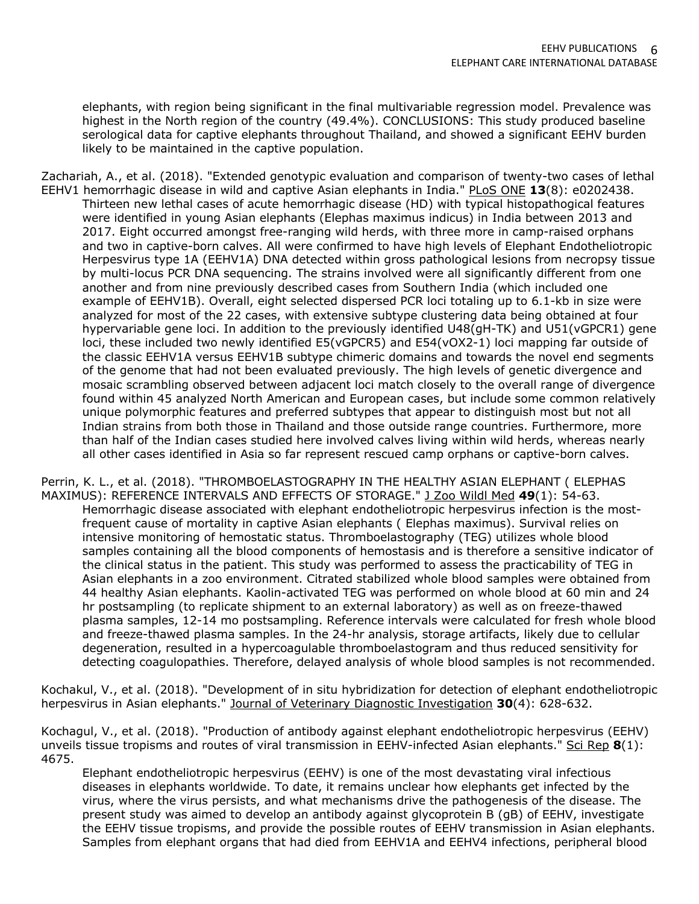elephants, with region being significant in the final multivariable regression model. Prevalence was highest in the North region of the country (49.4%). CONCLUSIONS: This study produced baseline serological data for captive elephants throughout Thailand, and showed a significant EEHV burden likely to be maintained in the captive population.

Zachariah, A., et al. (2018). "Extended genotypic evaluation and comparison of twenty-two cases of lethal EEHV1 hemorrhagic disease in wild and captive Asian elephants in India." PLoS ONE **13**(8): e0202438.

> Thirteen new lethal cases of acute hemorrhagic disease (HD) with typical histopathogical features were identified in young Asian elephants (Elephas maximus indicus) in India between 2013 and 2017. Eight occurred amongst free-ranging wild herds, with three more in camp-raised orphans and two in captive-born calves. All were confirmed to have high levels of Elephant Endotheliotropic Herpesvirus type 1A (EEHV1A) DNA detected within gross pathological lesions from necropsy tissue by multi-locus PCR DNA sequencing. The strains involved were all significantly different from one another and from nine previously described cases from Southern India (which included one example of EEHV1B). Overall, eight selected dispersed PCR loci totaling up to 6.1-kb in size were analyzed for most of the 22 cases, with extensive subtype clustering data being obtained at four hypervariable gene loci. In addition to the previously identified U48(gH-TK) and U51(vGPCR1) gene loci, these included two newly identified E5(vGPCR5) and E54(vOX2-1) loci mapping far outside of the classic EEHV1A versus EEHV1B subtype chimeric domains and towards the novel end segments of the genome that had not been evaluated previously. The high levels of genetic divergence and mosaic scrambling observed between adjacent loci match closely to the overall range of divergence found within 45 analyzed North American and European cases, but include some common relatively unique polymorphic features and preferred subtypes that appear to distinguish most but not all Indian strains from both those in Thailand and those outside range countries. Furthermore, more than half of the Indian cases studied here involved calves living within wild herds, whereas nearly all other cases identified in Asia so far represent rescued camp orphans or captive-born calves.

Perrin, K. L., et al. (2018). "THROMBOELASTOGRAPHY IN THE HEALTHY ASIAN ELEPHANT ( ELEPHAS MAXIMUS): REFERENCE INTERVALS AND EFFECTS OF STORAGE." J Zoo Wildl Med **49**(1): 54-63.

> Hemorrhagic disease associated with elephant endotheliotropic herpesvirus infection is the most-frequent cause of mortality in captive Asian elephants ( Elephas maximus). Survival relies on intensive monitoring of hemostatic status. Thromboelastography (TEG) utilizes whole blood samples containing all the blood components of hemostasis and is therefore a sensitive indicator of the clinical status in the patient. This study was performed to assess the practicability of TEG in Asian elephants in a zoo environment. Citrated stabilized whole blood samples were obtained from 44 healthy Asian elephants. Kaolin-activated TEG was performed on whole blood at 60 min and 24 hr postsampling (to replicate shipment to an external laboratory) as well as on freeze-thawed plasma samples, 12-14 mo postsampling. Reference intervals were calculated for fresh whole blood and freeze-thawed plasma samples. In the 24-hr analysis, storage artifacts, likely due to cellular degeneration, resulted in a hypercoagulable thromboelastogram and thus reduced sensitivity for detecting coagulopathies. Therefore, delayed analysis of whole blood samples is not recommended.

Kochakul, V., et al. (2018). "Development of in situ hybridization for detection of elephant endotheliotropic herpesvirus in Asian elephants." Journal of Veterinary Diagnostic Investigation **30**(4): 628-632.

Kochagul, V., et al. (2018). "Production of antibody against elephant endotheliotropic herpesvirus (EEHV) unveils tissue tropisms and routes of viral transmission in EEHV-infected Asian elephants." Sci Rep **8**(1): 4675.

> Elephant endotheliotropic herpesvirus (EEHV) is one of the most devastating viral infectious diseases in elephants worldwide. To date, it remains unclear how elephants get infected by the virus, where the virus persists, and what mechanisms drive the pathogenesis of the disease. The present study was aimed to develop an antibody against glycoprotein B (gB) of EEHV, investigate the EEHV tissue tropisms, and provide the possible routes of EEHV transmission in Asian elephants. Samples from elephant organs that had died from EEHV1A and EEHV4 infections, peripheral blood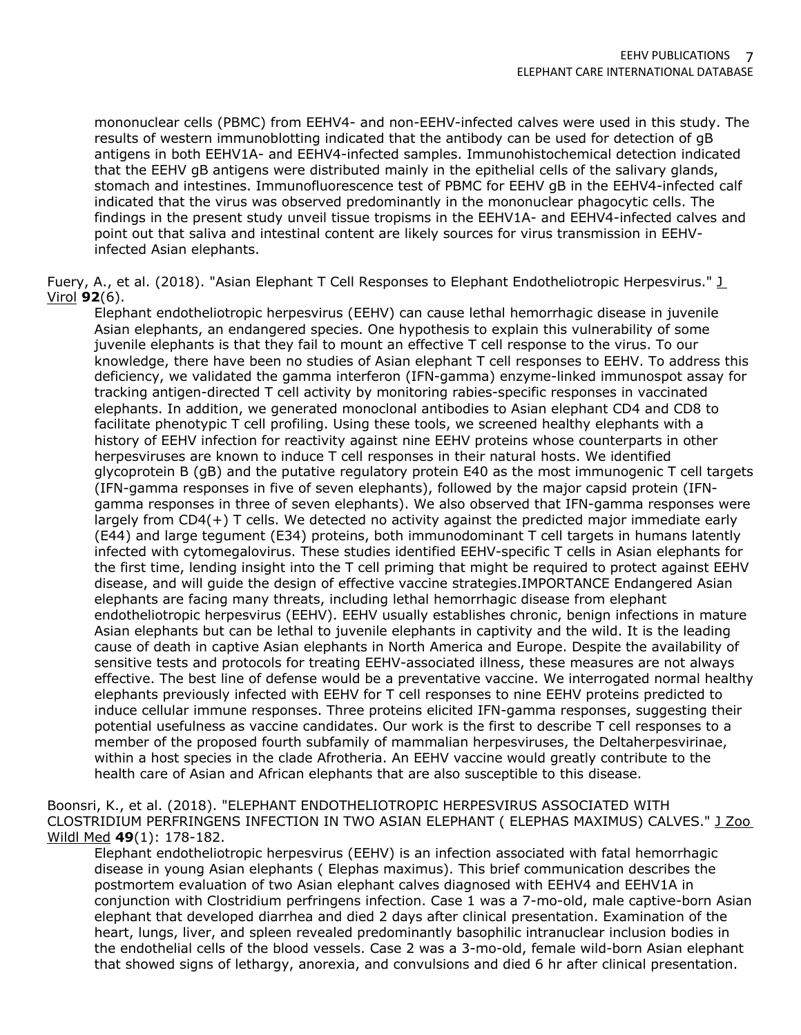mononuclear cells (PBMC) from EEHV4- and non-EEHV-infected calves were used in this study. The results of western immunoblotting indicated that the antibody can be used for detection of gB antigens in both EEHV1A- and EEHV4-infected samples. Immunohistochemical detection indicated that the EEHV gB antigens were distributed mainly in the epithelial cells of the salivary glands, stomach and intestines. Immunofluorescence test of PBMC for EEHV gB in the EEHV4-infected calf indicated that the virus was observed predominantly in the mononuclear phagocytic cells. The findings in the present study unveil tissue tropisms in the EEHV1A- and EEHV4-infected calves and point out that saliva and intestinal content are likely sources for virus transmission in EEHV-infected Asian elephants.

Fuery, A., et al. (2018). "Asian Elephant T Cell Responses to Elephant Endotheliotropic Herpesvirus." J Virol **92**(6).

Elephant endotheliotropic herpesvirus (EEHV) can cause lethal hemorrhagic disease in juvenile Asian elephants, an endangered species. One hypothesis to explain this vulnerability of some juvenile elephants is that they fail to mount an effective T cell response to the virus. To our knowledge, there have been no studies of Asian elephant T cell responses to EEHV. To address this deficiency, we validated the gamma interferon (IFN-gamma) enzyme-linked immunospot assay for tracking antigen-directed T cell activity by monitoring rabies-specific responses in vaccinated elephants. In addition, we generated monoclonal antibodies to Asian elephant CD4 and CD8 to facilitate phenotypic T cell profiling. Using these tools, we screened healthy elephants with a history of EEHV infection for reactivity against nine EEHV proteins whose counterparts in other herpesviruses are known to induce T cell responses in their natural hosts. We identified glycoprotein B (gB) and the putative regulatory protein E40 as the most immunogenic T cell targets (IFN-gamma responses in five of seven elephants), followed by the major capsid protein (IFN-gamma responses in three of seven elephants). We also observed that IFN-gamma responses were largely from CD4(+) T cells. We detected no activity against the predicted major immediate early (E44) and large tegument (E34) proteins, both immunodominant T cell targets in humans latently infected with cytomegalovirus. These studies identified EEHV-specific T cells in Asian elephants for the first time, lending insight into the T cell priming that might be required to protect against EEHV disease, and will guide the design of effective vaccine strategies.IMPORTANCE Endangered Asian elephants are facing many threats, including lethal hemorrhagic disease from elephant endotheliotropic herpesvirus (EEHV). EEHV usually establishes chronic, benign infections in mature Asian elephants but can be lethal to juvenile elephants in captivity and the wild. It is the leading cause of death in captive Asian elephants in North America and Europe. Despite the availability of sensitive tests and protocols for treating EEHV-associated illness, these measures are not always effective. The best line of defense would be a preventative vaccine. We interrogated normal healthy elephants previously infected with EEHV for T cell responses to nine EEHV proteins predicted to induce cellular immune responses. Three proteins elicited IFN-gamma responses, suggesting their potential usefulness as vaccine candidates. Our work is the first to describe T cell responses to a member of the proposed fourth subfamily of mammalian herpesviruses, the Deltaherpesvirinae, within a host species in the clade Afrotheria. An EEHV vaccine would greatly contribute to the health care of Asian and African elephants that are also susceptible to this disease.

Boonsri, K., et al. (2018). "ELEPHANT ENDOTHELIOTROPIC HERPESVIRUS ASSOCIATED WITH CLOSTRIDIUM PERFRINGENS INFECTION IN TWO ASIAN ELEPHANT ( ELEPHAS MAXIMUS) CALVES." J Zoo Wildl Med **49**(1): 178-182.

Elephant endotheliotropic herpesvirus (EEHV) is an infection associated with fatal hemorrhagic disease in young Asian elephants ( Elephas maximus). This brief communication describes the postmortem evaluation of two Asian elephant calves diagnosed with EEHV4 and EEHV1A in conjunction with Clostridium perfringens infection. Case 1 was a 7-mo-old, male captive-born Asian elephant that developed diarrhea and died 2 days after clinical presentation. Examination of the heart, lungs, liver, and spleen revealed predominantly basophilic intranuclear inclusion bodies in the endothelial cells of the blood vessels. Case 2 was a 3-mo-old, female wild-born Asian elephant that showed signs of lethargy, anorexia, and convulsions and died 6 hr after clinical presentation.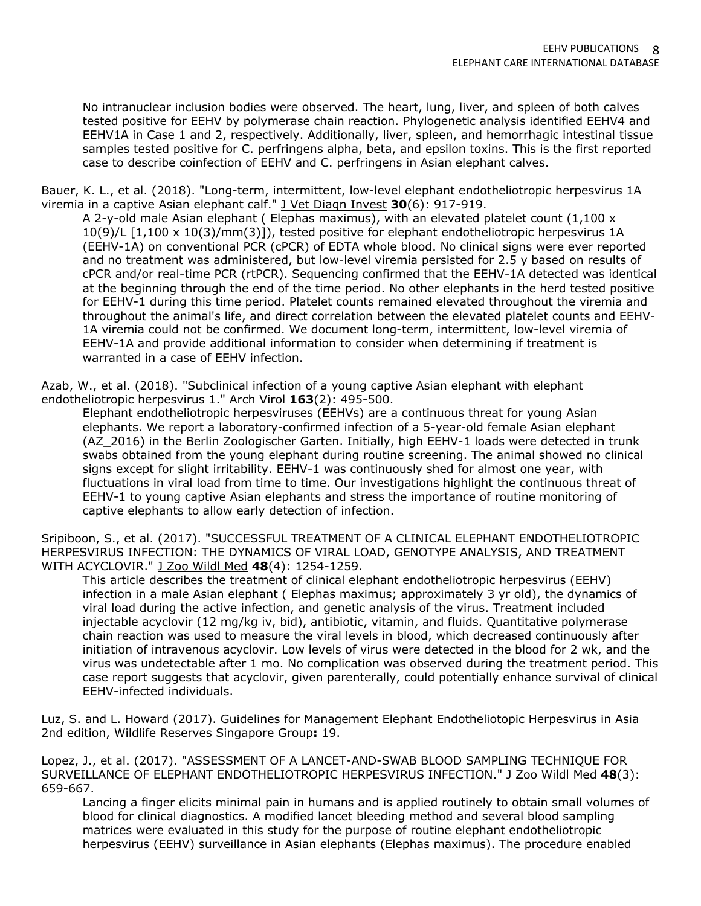No intranuclear inclusion bodies were observed. The heart, lung, liver, and spleen of both calves tested positive for EEHV by polymerase chain reaction. Phylogenetic analysis identified EEHV4 and EEHV1A in Case 1 and 2, respectively. Additionally, liver, spleen, and hemorrhagic intestinal tissue samples tested positive for C. perfringens alpha, beta, and epsilon toxins. This is the first reported case to describe coinfection of EEHV and C. perfringens in Asian elephant calves.

Bauer, K. L., et al. (2018). "Long-term, intermittent, low-level elephant endotheliotropic herpesvirus 1A viremia in a captive Asian elephant calf." J Vet Diagn Invest **30**(6): 917-919.

A 2-y-old male Asian elephant ( Elephas maximus), with an elevated platelet count (1,100 x 10(9)/L [1,100 x 10(3)/mm(3)]), tested positive for elephant endotheliotropic herpesvirus 1A (EEHV-1A) on conventional PCR (cPCR) of EDTA whole blood. No clinical signs were ever reported and no treatment was administered, but low-level viremia persisted for 2.5 y based on results of cPCR and/or real-time PCR (rtPCR). Sequencing confirmed that the EEHV-1A detected was identical at the beginning through the end of the time period. No other elephants in the herd tested positive for EEHV-1 during this time period. Platelet counts remained elevated throughout the viremia and throughout the animal's life, and direct correlation between the elevated platelet counts and EEHV-1A viremia could not be confirmed. We document long-term, intermittent, low-level viremia of EEHV-1A and provide additional information to consider when determining if treatment is warranted in a case of EEHV infection.

Azab, W., et al. (2018). "Subclinical infection of a young captive Asian elephant with elephant endotheliotropic herpesvirus 1." Arch Virol **163**(2): 495-500.

Elephant endotheliotropic herpesviruses (EEHVs) are a continuous threat for young Asian elephants. We report a laboratory-confirmed infection of a 5-year-old female Asian elephant (AZ_2016) in the Berlin Zoologischer Garten. Initially, high EEHV-1 loads were detected in trunk swabs obtained from the young elephant during routine screening. The animal showed no clinical signs except for slight irritability. EEHV-1 was continuously shed for almost one year, with fluctuations in viral load from time to time. Our investigations highlight the continuous threat of EEHV-1 to young captive Asian elephants and stress the importance of routine monitoring of captive elephants to allow early detection of infection.

Sripiboon, S., et al. (2017). "SUCCESSFUL TREATMENT OF A CLINICAL ELEPHANT ENDOTHELIOTROPIC HERPESVIRUS INFECTION: THE DYNAMICS OF VIRAL LOAD, GENOTYPE ANALYSIS, AND TREATMENT WITH ACYCLOVIR." J Zoo Wildl Med **48**(4): 1254-1259.

This article describes the treatment of clinical elephant endotheliotropic herpesvirus (EEHV) infection in a male Asian elephant ( Elephas maximus; approximately 3 yr old), the dynamics of viral load during the active infection, and genetic analysis of the virus. Treatment included injectable acyclovir (12 mg/kg iv, bid), antibiotic, vitamin, and fluids. Quantitative polymerase chain reaction was used to measure the viral levels in blood, which decreased continuously after initiation of intravenous acyclovir. Low levels of virus were detected in the blood for 2 wk, and the virus was undetectable after 1 mo. No complication was observed during the treatment period. This case report suggests that acyclovir, given parenterally, could potentially enhance survival of clinical EEHV-infected individuals.

Luz, S. and L. Howard (2017). Guidelines for Management Elephant Endotheliotopic Herpesvirus in Asia 2nd edition, Wildlife Reserves Singapore Group**:** 19.

Lopez, J., et al. (2017). "ASSESSMENT OF A LANCET-AND-SWAB BLOOD SAMPLING TECHNIQUE FOR SURVEILLANCE OF ELEPHANT ENDOTHELIOTROPIC HERPESVIRUS INFECTION." J Zoo Wildl Med **48**(3): 659-667.

Lancing a finger elicits minimal pain in humans and is applied routinely to obtain small volumes of blood for clinical diagnostics. A modified lancet bleeding method and several blood sampling matrices were evaluated in this study for the purpose of routine elephant endotheliotropic herpesvirus (EEHV) surveillance in Asian elephants (Elephas maximus). The procedure enabled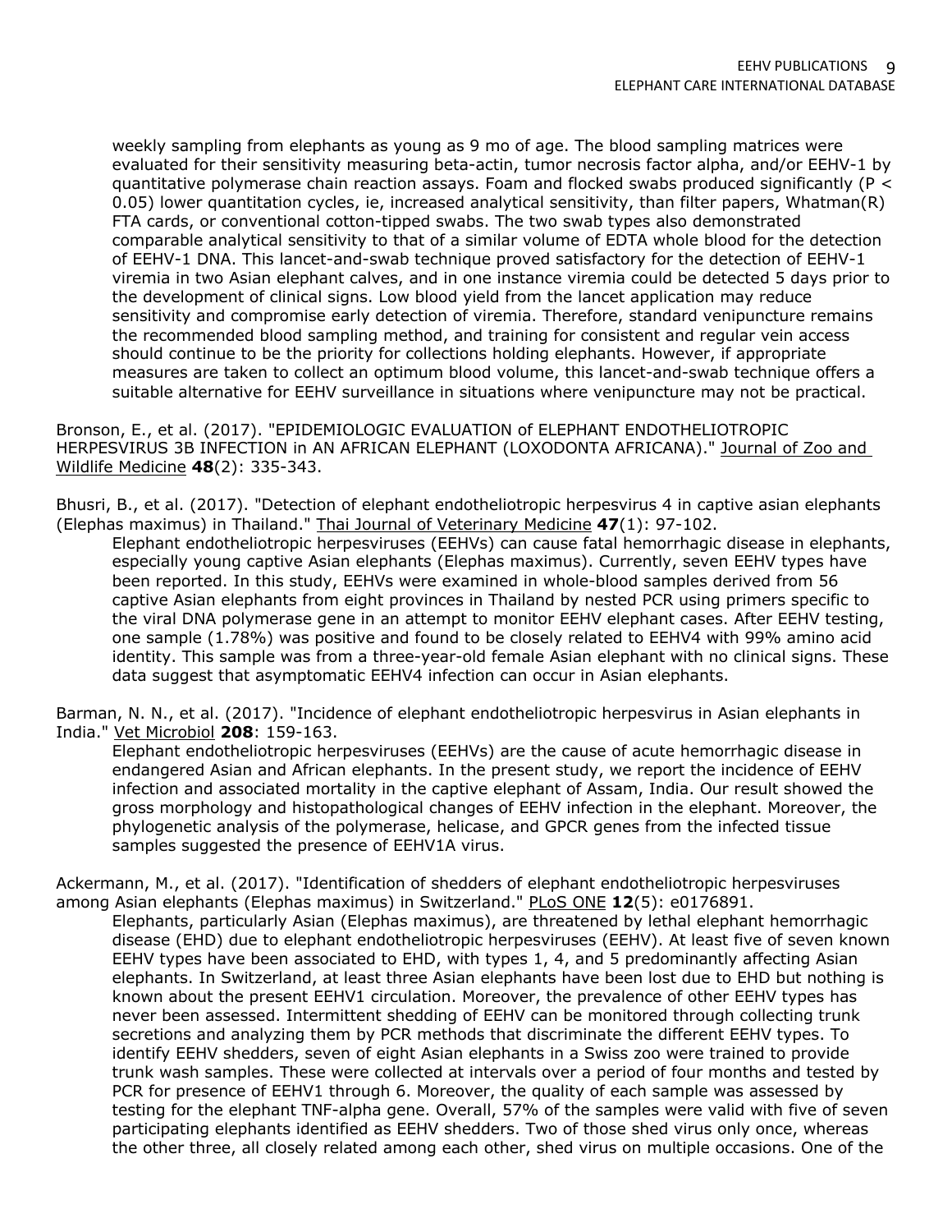weekly sampling from elephants as young as 9 mo of age. The blood sampling matrices were evaluated for their sensitivity measuring beta-actin, tumor necrosis factor alpha, and/or EEHV-1 by quantitative polymerase chain reaction assays. Foam and flocked swabs produced significantly ($P < 0.05$) lower quantitation cycles, ie, increased analytical sensitivity, than filter papers, Whatman(R) FTA cards, or conventional cotton-tipped swabs. The two swab types also demonstrated comparable analytical sensitivity to that of a similar volume of EDTA whole blood for the detection of EEHV-1 DNA. This lancet-and-swab technique proved satisfactory for the detection of EEHV-1 viremia in two Asian elephant calves, and in one instance viremia could be detected 5 days prior to the development of clinical signs. Low blood yield from the lancet application may reduce sensitivity and compromise early detection of viremia. Therefore, standard venipuncture remains the recommended blood sampling method, and training for consistent and regular vein access should continue to be the priority for collections holding elephants. However, if appropriate measures are taken to collect an optimum blood volume, this lancet-and-swab technique offers a suitable alternative for EEHV surveillance in situations where venipuncture may not be practical.

Bronson, E., et al. (2017). "EPIDEMIOLOGIC EVALUATION of ELEPHANT ENDOTHELIOTROPIC HERPESVIRUS 3B INFECTION in AN AFRICAN ELEPHANT (LOXODONTA AFRICANA)." Journal of Zoo and Wildlife Medicine **48**(2): 335-343.

Bhusri, B., et al. (2017). "Detection of elephant endotheliotropic herpesvirus 4 in captive asian elephants (Elephas maximus) in Thailand." Thai Journal of Veterinary Medicine **47**(1): 97-102.

Elephant endotheliotropic herpesviruses (EEHVs) can cause fatal hemorrhagic disease in elephants, especially young captive Asian elephants (Elephas maximus). Currently, seven EEHV types have been reported. In this study, EEHVs were examined in whole-blood samples derived from 56 captive Asian elephants from eight provinces in Thailand by nested PCR using primers specific to the viral DNA polymerase gene in an attempt to monitor EEHV elephant cases. After EEHV testing, one sample (1.78%) was positive and found to be closely related to EEHV4 with 99% amino acid identity. This sample was from a three-year-old female Asian elephant with no clinical signs. These data suggest that asymptomatic EEHV4 infection can occur in Asian elephants.

Barman, N. N., et al. (2017). "Incidence of elephant endotheliotropic herpesvirus in Asian elephants in India." Vet Microbiol **208**: 159-163.

Elephant endotheliotropic herpesviruses (EEHVs) are the cause of acute hemorrhagic disease in endangered Asian and African elephants. In the present study, we report the incidence of EEHV infection and associated mortality in the captive elephant of Assam, India. Our result showed the gross morphology and histopathological changes of EEHV infection in the elephant. Moreover, the phylogenetic analysis of the polymerase, helicase, and GPCR genes from the infected tissue samples suggested the presence of EEHV1A virus.

Ackermann, M., et al. (2017). "Identification of shedders of elephant endotheliotropic herpesviruses among Asian elephants (Elephas maximus) in Switzerland." PLoS ONE **12**(5): e0176891.

Elephants, particularly Asian (Elephas maximus), are threatened by lethal elephant hemorrhagic disease (EHD) due to elephant endotheliotropic herpesviruses (EEHV). At least five of seven known EEHV types have been associated to EHD, with types 1, 4, and 5 predominantly affecting Asian elephants. In Switzerland, at least three Asian elephants have been lost due to EHD but nothing is known about the present EEHV1 circulation. Moreover, the prevalence of other EEHV types has never been assessed. Intermittent shedding of EEHV can be monitored through collecting trunk secretions and analyzing them by PCR methods that discriminate the different EEHV types. To identify EEHV shedders, seven of eight Asian elephants in a Swiss zoo were trained to provide trunk wash samples. These were collected at intervals over a period of four months and tested by PCR for presence of EEHV1 through 6. Moreover, the quality of each sample was assessed by testing for the elephant TNF-alpha gene. Overall, 57% of the samples were valid with five of seven participating elephants identified as EEHV shedders. Two of those shed virus only once, whereas the other three, all closely related among each other, shed virus on multiple occasions. One of the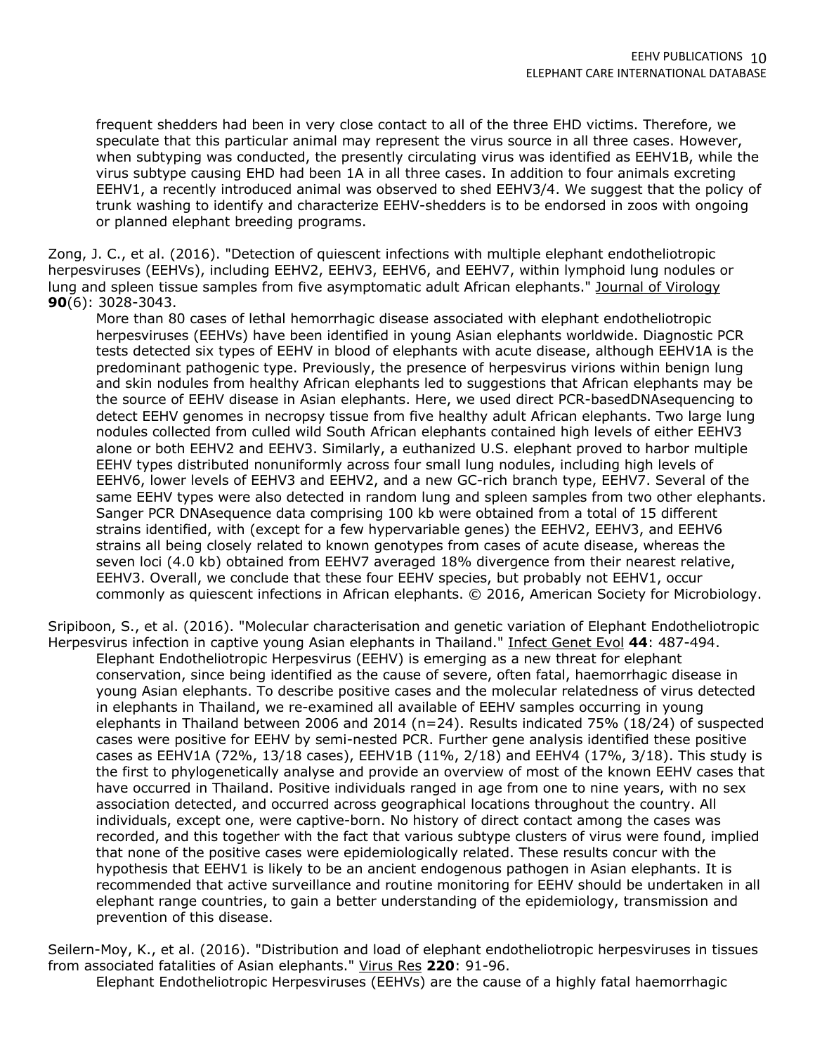frequent shedders had been in very close contact to all of the three EHD victims. Therefore, we speculate that this particular animal may represent the virus source in all three cases. However, when subtyping was conducted, the presently circulating virus was identified as EEHV1B, while the virus subtype causing EHD had been 1A in all three cases. In addition to four animals excreting EEHV1, a recently introduced animal was observed to shed EEHV3/4. We suggest that the policy of trunk washing to identify and characterize EEHV-shedders is to be endorsed in zoos with ongoing or planned elephant breeding programs.

Zong, J. C., et al. (2016). "Detection of quiescent infections with multiple elephant endotheliotropic herpesviruses (EEHVs), including EEHV2, EEHV3, EEHV6, and EEHV7, within lymphoid lung nodules or lung and spleen tissue samples from five asymptomatic adult African elephants." Journal of Virology **90**(6): 3028-3043.

More than 80 cases of lethal hemorrhagic disease associated with elephant endotheliotropic herpesviruses (EEHVs) have been identified in young Asian elephants worldwide. Diagnostic PCR tests detected six types of EEHV in blood of elephants with acute disease, although EEHV1A is the predominant pathogenic type. Previously, the presence of herpesvirus virions within benign lung and skin nodules from healthy African elephants led to suggestions that African elephants may be the source of EEHV disease in Asian elephants. Here, we used direct PCR-basedDNAsequencing to detect EEHV genomes in necropsy tissue from five healthy adult African elephants. Two large lung nodules collected from culled wild South African elephants contained high levels of either EEHV3 alone or both EEHV2 and EEHV3. Similarly, a euthanized U.S. elephant proved to harbor multiple EEHV types distributed nonuniformly across four small lung nodules, including high levels of EEHV6, lower levels of EEHV3 and EEHV2, and a new GC-rich branch type, EEHV7. Several of the same EEHV types were also detected in random lung and spleen samples from two other elephants. Sanger PCR DNAsequence data comprising 100 kb were obtained from a total of 15 different strains identified, with (except for a few hypervariable genes) the EEHV2, EEHV3, and EEHV6 strains all being closely related to known genotypes from cases of acute disease, whereas the seven loci (4.0 kb) obtained from EEHV7 averaged 18% divergence from their nearest relative, EEHV3. Overall, we conclude that these four EEHV species, but probably not EEHV1, occur commonly as quiescent infections in African elephants. © 2016, American Society for Microbiology.

Sripiboon, S., et al. (2016). "Molecular characterisation and genetic variation of Elephant Endotheliotropic Herpesvirus infection in captive young Asian elephants in Thailand." Infect Genet Evol **44**: 487-494.

Elephant Endotheliotropic Herpesvirus (EEHV) is emerging as a new threat for elephant conservation, since being identified as the cause of severe, often fatal, haemorrhagic disease in young Asian elephants. To describe positive cases and the molecular relatedness of virus detected in elephants in Thailand, we re-examined all available of EEHV samples occurring in young elephants in Thailand between 2006 and 2014 (n=24). Results indicated 75% (18/24) of suspected cases were positive for EEHV by semi-nested PCR. Further gene analysis identified these positive cases as EEHV1A (72%, 13/18 cases), EEHV1B (11%, 2/18) and EEHV4 (17%, 3/18). This study is the first to phylogenetically analyse and provide an overview of most of the known EEHV cases that have occurred in Thailand. Positive individuals ranged in age from one to nine years, with no sex association detected, and occurred across geographical locations throughout the country. All individuals, except one, were captive-born. No history of direct contact among the cases was recorded, and this together with the fact that various subtype clusters of virus were found, implied that none of the positive cases were epidemiologically related. These results concur with the hypothesis that EEHV1 is likely to be an ancient endogenous pathogen in Asian elephants. It is recommended that active surveillance and routine monitoring for EEHV should be undertaken in all elephant range countries, to gain a better understanding of the epidemiology, transmission and prevention of this disease.

Seilern-Moy, K., et al. (2016). "Distribution and load of elephant endotheliotropic herpesviruses in tissues from associated fatalities of Asian elephants." Virus Res **220**: 91-96.

Elephant Endotheliotropic Herpesviruses (EEHVs) are the cause of a highly fatal haemorrhagic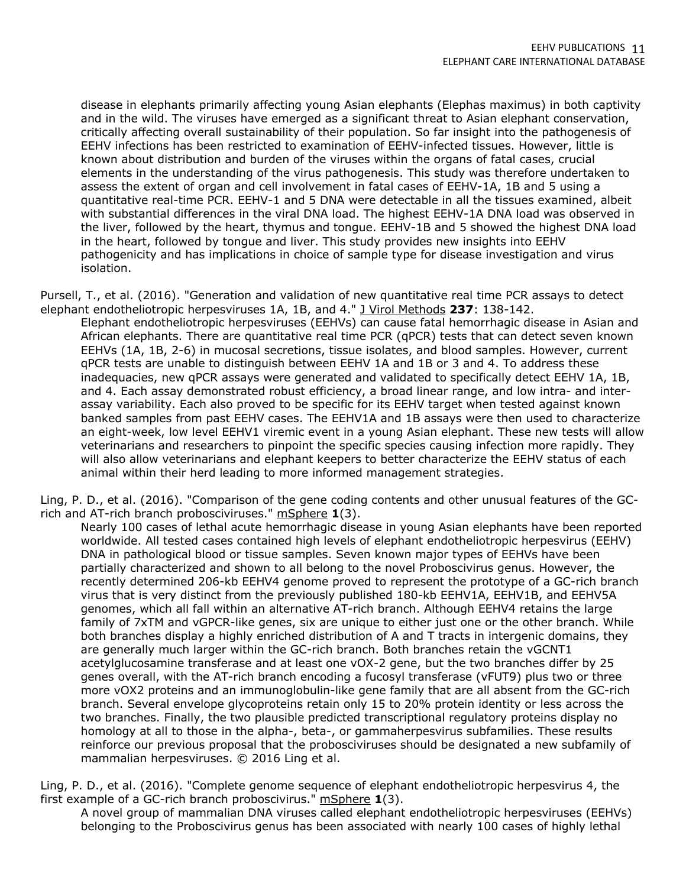disease in elephants primarily affecting young Asian elephants (Elephas maximus) in both captivity and in the wild. The viruses have emerged as a significant threat to Asian elephant conservation, critically affecting overall sustainability of their population. So far insight into the pathogenesis of EEHV infections has been restricted to examination of EEHV-infected tissues. However, little is known about distribution and burden of the viruses within the organs of fatal cases, crucial elements in the understanding of the virus pathogenesis. This study was therefore undertaken to assess the extent of organ and cell involvement in fatal cases of EEHV-1A, 1B and 5 using a quantitative real-time PCR. EEHV-1 and 5 DNA were detectable in all the tissues examined, albeit with substantial differences in the viral DNA load. The highest EEHV-1A DNA load was observed in the liver, followed by the heart, thymus and tongue. EEHV-1B and 5 showed the highest DNA load in the heart, followed by tongue and liver. This study provides new insights into EEHV pathogenicity and has implications in choice of sample type for disease investigation and virus isolation.

Pursell, T., et al. (2016). "Generation and validation of new quantitative real time PCR assays to detect elephant endotheliotropic herpesviruses 1A, 1B, and 4." J Virol Methods **237**: 138-142.

Elephant endotheliotropic herpesviruses (EEHVs) can cause fatal hemorrhagic disease in Asian and African elephants. There are quantitative real time PCR (qPCR) tests that can detect seven known EEHVs (1A, 1B, 2-6) in mucosal secretions, tissue isolates, and blood samples. However, current qPCR tests are unable to distinguish between EEHV 1A and 1B or 3 and 4. To address these inadequacies, new qPCR assays were generated and validated to specifically detect EEHV 1A, 1B, and 4. Each assay demonstrated robust efficiency, a broad linear range, and low intra- and inter-assay variability. Each also proved to be specific for its EEHV target when tested against known banked samples from past EEHV cases. The EEHV1A and 1B assays were then used to characterize an eight-week, low level EEHV1 viremic event in a young Asian elephant. These new tests will allow veterinarians and researchers to pinpoint the specific species causing infection more rapidly. They will also allow veterinarians and elephant keepers to better characterize the EEHV status of each animal within their herd leading to more informed management strategies.

Ling, P. D., et al. (2016). "Comparison of the gene coding contents and other unusual features of the GC-rich and AT-rich branch probosciviruses." mSphere **1**(3).

Nearly 100 cases of lethal acute hemorrhagic disease in young Asian elephants have been reported worldwide. All tested cases contained high levels of elephant endotheliotropic herpesvirus (EEHV) DNA in pathological blood or tissue samples. Seven known major types of EEHVs have been partially characterized and shown to all belong to the novel Proboscivirus genus. However, the recently determined 206-kb EEHV4 genome proved to represent the prototype of a GC-rich branch virus that is very distinct from the previously published 180-kb EEHV1A, EEHV1B, and EEHV5A genomes, which all fall within an alternative AT-rich branch. Although EEHV4 retains the large family of 7xTM and vGPCR-like genes, six are unique to either just one or the other branch. While both branches display a highly enriched distribution of A and T tracts in intergenic domains, they are generally much larger within the GC-rich branch. Both branches retain the vGCNT1 acetylglucosamine transferase and at least one vOX-2 gene, but the two branches differ by 25 genes overall, with the AT-rich branch encoding a fucosyl transferase (vFUT9) plus two or three more vOX2 proteins and an immunoglobulin-like gene family that are all absent from the GC-rich branch. Several envelope glycoproteins retain only 15 to 20% protein identity or less across the two branches. Finally, the two plausible predicted transcriptional regulatory proteins display no homology at all to those in the alpha-, beta-, or gammaherpesvirus subfamilies. These results reinforce our previous proposal that the probosciviruses should be designated a new subfamily of mammalian herpesviruses. © 2016 Ling et al.

Ling, P. D., et al. (2016). "Complete genome sequence of elephant endotheliotropic herpesvirus 4, the first example of a GC-rich branch proboscivirus." mSphere **1**(3).

A novel group of mammalian DNA viruses called elephant endotheliotropic herpesviruses (EEHVs) belonging to the Proboscivirus genus has been associated with nearly 100 cases of highly lethal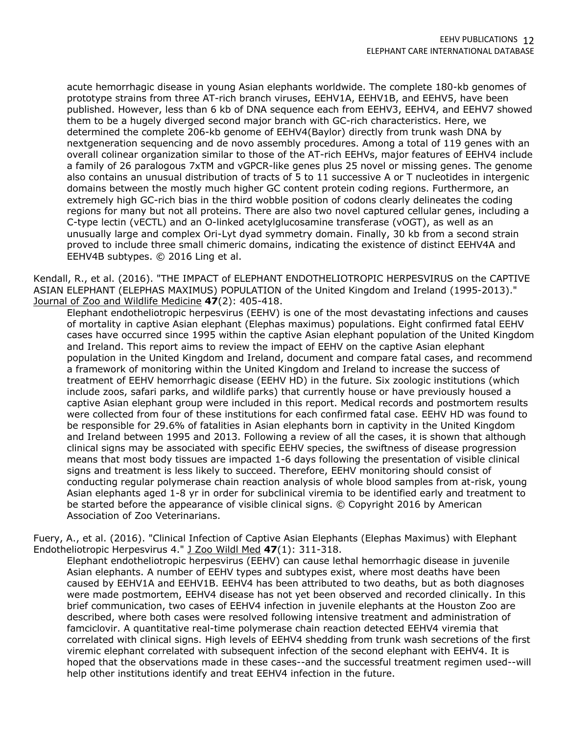acute hemorrhagic disease in young Asian elephants worldwide. The complete 180-kb genomes of prototype strains from three AT-rich branch viruses, EEHV1A, EEHV1B, and EEHV5, have been published. However, less than 6 kb of DNA sequence each from EEHV3, EEHV4, and EEHV7 showed them to be a hugely diverged second major branch with GC-rich characteristics. Here, we determined the complete 206-kb genome of EEHV4(Baylor) directly from trunk wash DNA by nextgeneration sequencing and de novo assembly procedures. Among a total of 119 genes with an overall colinear organization similar to those of the AT-rich EEHVs, major features of EEHV4 include a family of 26 paralogous 7xTM and vGPCR-like genes plus 25 novel or missing genes. The genome also contains an unusual distribution of tracts of 5 to 11 successive A or T nucleotides in intergenic domains between the mostly much higher GC content protein coding regions. Furthermore, an extremely high GC-rich bias in the third wobble position of codons clearly delineates the coding regions for many but not all proteins. There are also two novel captured cellular genes, including a C-type lectin (vECTL) and an O-linked acetylglucosamine transferase (vOGT), as well as an unusually large and complex Ori-Lyt dyad symmetry domain. Finally, 30 kb from a second strain proved to include three small chimeric domains, indicating the existence of distinct EEHV4A and EEHV4B subtypes. © 2016 Ling et al.

Kendall, R., et al. (2016). "THE IMPACT of ELEPHANT ENDOTHELIOTROPIC HERPESVIRUS on the CAPTIVE ASIAN ELEPHANT (ELEPHAS MAXIMUS) POPULATION of the United Kingdom and Ireland (1995-2013)." Journal of Zoo and Wildlife Medicine **47**(2): 405-418.

Elephant endotheliotropic herpesvirus (EEHV) is one of the most devastating infections and causes of mortality in captive Asian elephant (Elephas maximus) populations. Eight confirmed fatal EEHV cases have occurred since 1995 within the captive Asian elephant population of the United Kingdom and Ireland. This report aims to review the impact of EEHV on the captive Asian elephant population in the United Kingdom and Ireland, document and compare fatal cases, and recommend a framework of monitoring within the United Kingdom and Ireland to increase the success of treatment of EEHV hemorrhagic disease (EEHV HD) in the future. Six zoologic institutions (which include zoos, safari parks, and wildlife parks) that currently house or have previously housed a captive Asian elephant group were included in this report. Medical records and postmortem results were collected from four of these institutions for each confirmed fatal case. EEHV HD was found to be responsible for 29.6% of fatalities in Asian elephants born in captivity in the United Kingdom and Ireland between 1995 and 2013. Following a review of all the cases, it is shown that although clinical signs may be associated with specific EEHV species, the swiftness of disease progression means that most body tissues are impacted 1-6 days following the presentation of visible clinical signs and treatment is less likely to succeed. Therefore, EEHV monitoring should consist of conducting regular polymerase chain reaction analysis of whole blood samples from at-risk, young Asian elephants aged 1-8 yr in order for subclinical viremia to be identified early and treatment to be started before the appearance of visible clinical signs. © Copyright 2016 by American Association of Zoo Veterinarians.

Fuery, A., et al. (2016). "Clinical Infection of Captive Asian Elephants (Elephas Maximus) with Elephant Endotheliotropic Herpesvirus 4." J Zoo Wildl Med **47**(1): 311-318.

Elephant endotheliotropic herpesvirus (EEHV) can cause lethal hemorrhagic disease in juvenile Asian elephants. A number of EEHV types and subtypes exist, where most deaths have been caused by EEHV1A and EEHV1B. EEHV4 has been attributed to two deaths, but as both diagnoses were made postmortem, EEHV4 disease has not yet been observed and recorded clinically. In this brief communication, two cases of EEHV4 infection in juvenile elephants at the Houston Zoo are described, where both cases were resolved following intensive treatment and administration of famciclovir. A quantitative real-time polymerase chain reaction detected EEHV4 viremia that correlated with clinical signs. High levels of EEHV4 shedding from trunk wash secretions of the first viremic elephant correlated with subsequent infection of the second elephant with EEHV4. It is hoped that the observations made in these cases--and the successful treatment regimen used--will help other institutions identify and treat EEHV4 infection in the future.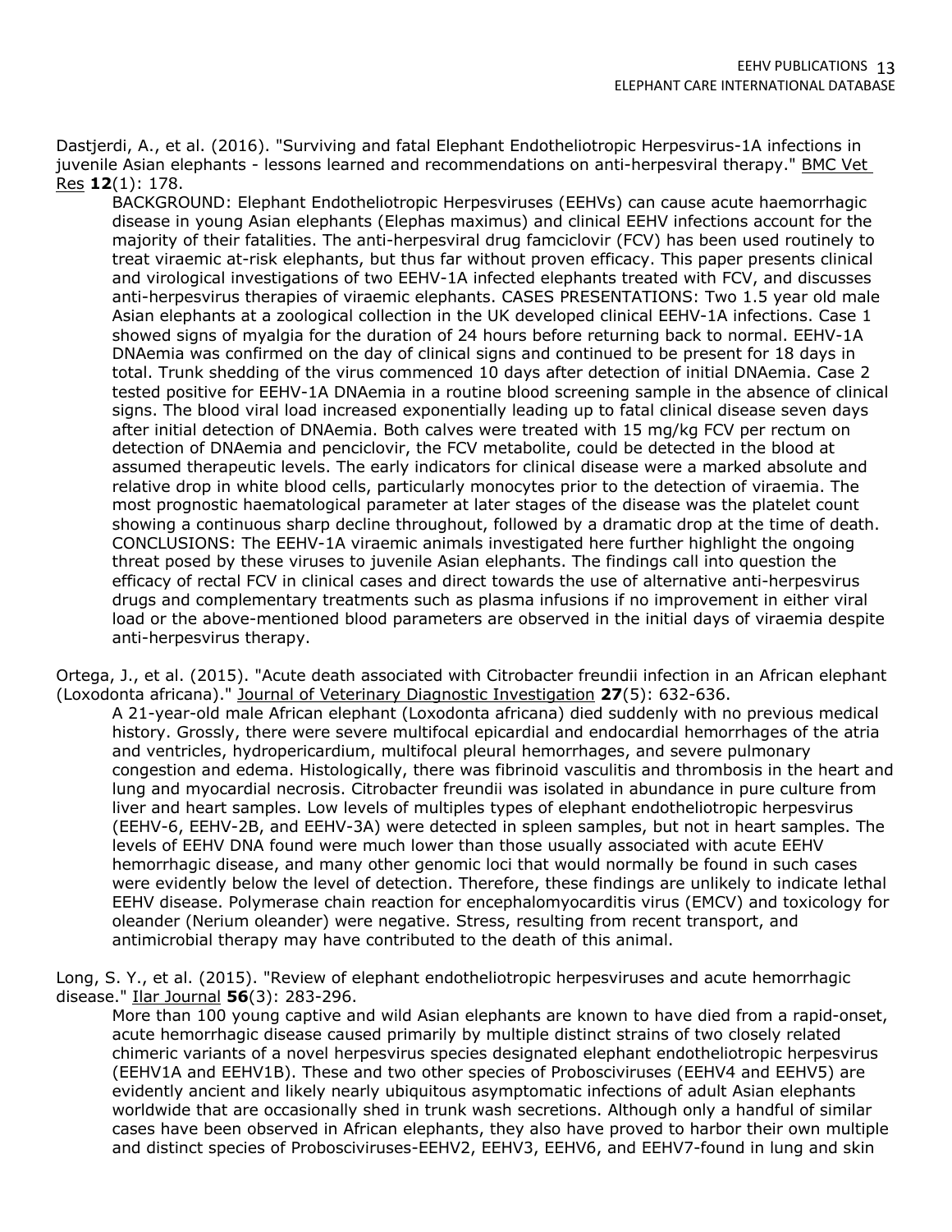Dastjerdi, A., et al. (2016). "Surviving and fatal Elephant Endotheliotropic Herpesvirus-1A infections in juvenile Asian elephants - lessons learned and recommendations on anti-herpesviral therapy." BMC Vet Res **12**(1): 178.

BACKGROUND: Elephant Endotheliotropic Herpesviruses (EEHVs) can cause acute haemorrhagic disease in young Asian elephants (Elephas maximus) and clinical EEHV infections account for the majority of their fatalities. The anti-herpesviral drug famciclovir (FCV) has been used routinely to treat viraemic at-risk elephants, but thus far without proven efficacy. This paper presents clinical and virological investigations of two EEHV-1A infected elephants treated with FCV, and discusses anti-herpesvirus therapies of viraemic elephants. CASES PRESENTATIONS: Two 1.5 year old male Asian elephants at a zoological collection in the UK developed clinical EEHV-1A infections. Case 1 showed signs of myalgia for the duration of 24 hours before returning back to normal. EEHV-1A DNAemia was confirmed on the day of clinical signs and continued to be present for 18 days in total. Trunk shedding of the virus commenced 10 days after detection of initial DNAemia. Case 2 tested positive for EEHV-1A DNAemia in a routine blood screening sample in the absence of clinical signs. The blood viral load increased exponentially leading up to fatal clinical disease seven days after initial detection of DNAemia. Both calves were treated with 15 mg/kg FCV per rectum on detection of DNAemia and penciclovir, the FCV metabolite, could be detected in the blood at assumed therapeutic levels. The early indicators for clinical disease were a marked absolute and relative drop in white blood cells, particularly monocytes prior to the detection of viraemia. The most prognostic haematological parameter at later stages of the disease was the platelet count showing a continuous sharp decline throughout, followed by a dramatic drop at the time of death. CONCLUSIONS: The EEHV-1A viraemic animals investigated here further highlight the ongoing threat posed by these viruses to juvenile Asian elephants. The findings call into question the efficacy of rectal FCV in clinical cases and direct towards the use of alternative anti-herpesvirus drugs and complementary treatments such as plasma infusions if no improvement in either viral load or the above-mentioned blood parameters are observed in the initial days of viraemia despite anti-herpesvirus therapy.

Ortega, J., et al. (2015). "Acute death associated with Citrobacter freundii infection in an African elephant (Loxodonta africana)." Journal of Veterinary Diagnostic Investigation **27**(5): 632-636.

A 21-year-old male African elephant (Loxodonta africana) died suddenly with no previous medical history. Grossly, there were severe multifocal epicardial and endocardial hemorrhages of the atria and ventricles, hydropericardium, multifocal pleural hemorrhages, and severe pulmonary congestion and edema. Histologically, there was fibrinoid vasculitis and thrombosis in the heart and lung and myocardial necrosis. Citrobacter freundii was isolated in abundance in pure culture from liver and heart samples. Low levels of multiples types of elephant endotheliotropic herpesvirus (EEHV-6, EEHV-2B, and EEHV-3A) were detected in spleen samples, but not in heart samples. The levels of EEHV DNA found were much lower than those usually associated with acute EEHV hemorrhagic disease, and many other genomic loci that would normally be found in such cases were evidently below the level of detection. Therefore, these findings are unlikely to indicate lethal EEHV disease. Polymerase chain reaction for encephalomyocarditis virus (EMCV) and toxicology for oleander (Nerium oleander) were negative. Stress, resulting from recent transport, and antimicrobial therapy may have contributed to the death of this animal.

Long, S. Y., et al. (2015). "Review of elephant endotheliotropic herpesviruses and acute hemorrhagic disease." Ilar Journal **56**(3): 283-296.

More than 100 young captive and wild Asian elephants are known to have died from a rapid-onset, acute hemorrhagic disease caused primarily by multiple distinct strains of two closely related chimeric variants of a novel herpesvirus species designated elephant endotheliotropic herpesvirus (EEHV1A and EEHV1B). These and two other species of Probosciviruses (EEHV4 and EEHV5) are evidently ancient and likely nearly ubiquitous asymptomatic infections of adult Asian elephants worldwide that are occasionally shed in trunk wash secretions. Although only a handful of similar cases have been observed in African elephants, they also have proved to harbor their own multiple and distinct species of Probosciviruses-EEHV2, EEHV3, EEHV6, and EEHV7-found in lung and skin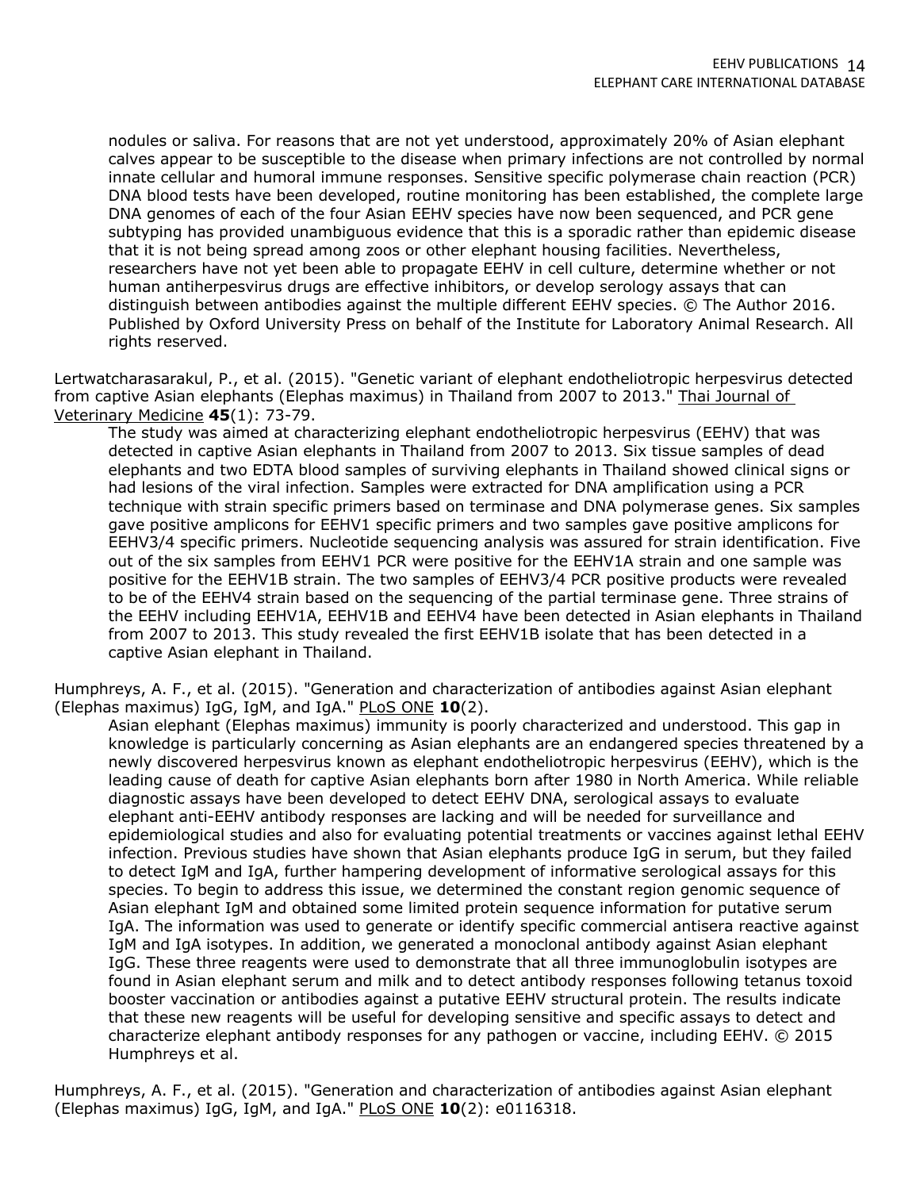nodules or saliva. For reasons that are not yet understood, approximately 20% of Asian elephant calves appear to be susceptible to the disease when primary infections are not controlled by normal innate cellular and humoral immune responses. Sensitive specific polymerase chain reaction (PCR) DNA blood tests have been developed, routine monitoring has been established, the complete large DNA genomes of each of the four Asian EEHV species have now been sequenced, and PCR gene subtyping has provided unambiguous evidence that this is a sporadic rather than epidemic disease that it is not being spread among zoos or other elephant housing facilities. Nevertheless, researchers have not yet been able to propagate EEHV in cell culture, determine whether or not human antiherpesvirus drugs are effective inhibitors, or develop serology assays that can distinguish between antibodies against the multiple different EEHV species. © The Author 2016. Published by Oxford University Press on behalf of the Institute for Laboratory Animal Research. All rights reserved.

Lertwatcharasarakul, P., et al. (2015). "Genetic variant of elephant endotheliotropic herpesvirus detected from captive Asian elephants (Elephas maximus) in Thailand from 2007 to 2013." Thai Journal of Veterinary Medicine **45**(1): 73-79.

The study was aimed at characterizing elephant endotheliotropic herpesvirus (EEHV) that was detected in captive Asian elephants in Thailand from 2007 to 2013. Six tissue samples of dead elephants and two EDTA blood samples of surviving elephants in Thailand showed clinical signs or had lesions of the viral infection. Samples were extracted for DNA amplification using a PCR technique with strain specific primers based on terminase and DNA polymerase genes. Six samples gave positive amplicons for EEHV1 specific primers and two samples gave positive amplicons for EEHV3/4 specific primers. Nucleotide sequencing analysis was assured for strain identification. Five out of the six samples from EEHV1 PCR were positive for the EEHV1A strain and one sample was positive for the EEHV1B strain. The two samples of EEHV3/4 PCR positive products were revealed to be of the EEHV4 strain based on the sequencing of the partial terminase gene. Three strains of the EEHV including EEHV1A, EEHV1B and EEHV4 have been detected in Asian elephants in Thailand from 2007 to 2013. This study revealed the first EEHV1B isolate that has been detected in a captive Asian elephant in Thailand.

Humphreys, A. F., et al. (2015). "Generation and characterization of antibodies against Asian elephant (Elephas maximus) IgG, IgM, and IgA." PLoS ONE **10**(2).

Asian elephant (Elephas maximus) immunity is poorly characterized and understood. This gap in knowledge is particularly concerning as Asian elephants are an endangered species threatened by a newly discovered herpesvirus known as elephant endotheliotropic herpesvirus (EEHV), which is the leading cause of death for captive Asian elephants born after 1980 in North America. While reliable diagnostic assays have been developed to detect EEHV DNA, serological assays to evaluate elephant anti-EEHV antibody responses are lacking and will be needed for surveillance and epidemiological studies and also for evaluating potential treatments or vaccines against lethal EEHV infection. Previous studies have shown that Asian elephants produce IgG in serum, but they failed to detect IgM and IgA, further hampering development of informative serological assays for this species. To begin to address this issue, we determined the constant region genomic sequence of Asian elephant IgM and obtained some limited protein sequence information for putative serum IgA. The information was used to generate or identify specific commercial antisera reactive against IgM and IgA isotypes. In addition, we generated a monoclonal antibody against Asian elephant IgG. These three reagents were used to demonstrate that all three immunoglobulin isotypes are found in Asian elephant serum and milk and to detect antibody responses following tetanus toxoid booster vaccination or antibodies against a putative EEHV structural protein. The results indicate that these new reagents will be useful for developing sensitive and specific assays to detect and characterize elephant antibody responses for any pathogen or vaccine, including EEHV. © 2015 Humphreys et al.

Humphreys, A. F., et al. (2015). "Generation and characterization of antibodies against Asian elephant (Elephas maximus) IgG, IgM, and IgA." PLoS ONE **10**(2): e0116318.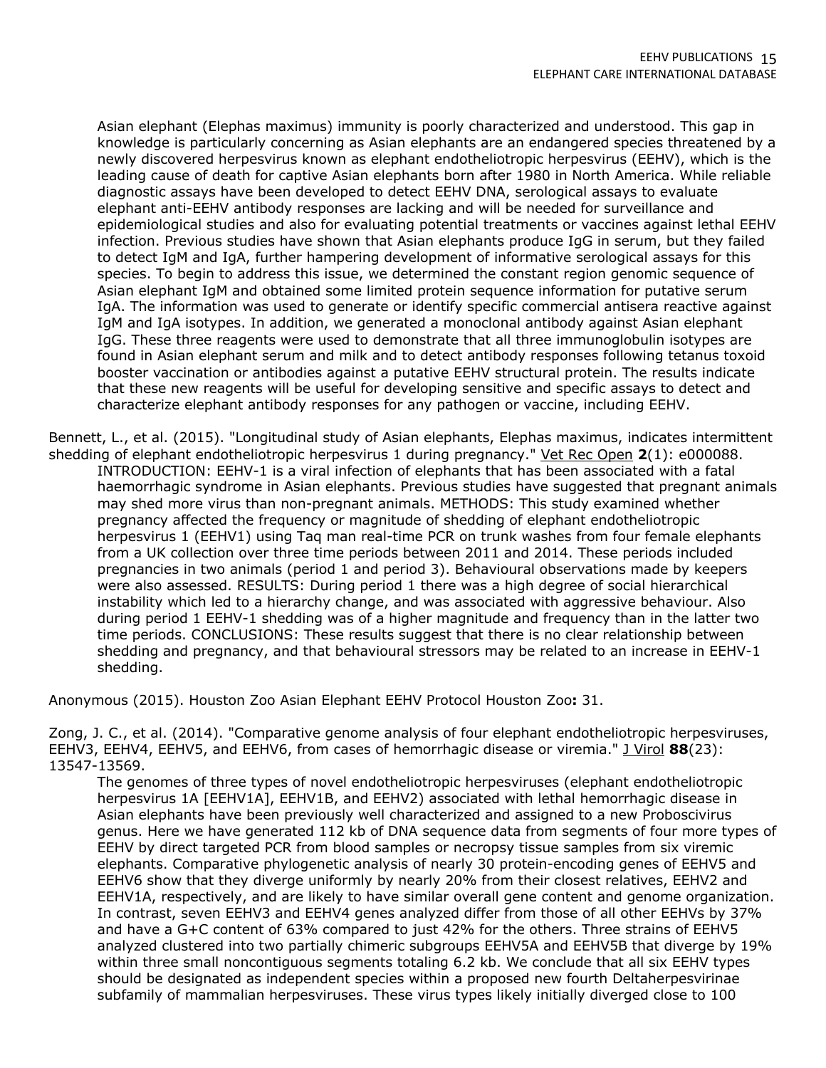Asian elephant (Elephas maximus) immunity is poorly characterized and understood. This gap in knowledge is particularly concerning as Asian elephants are an endangered species threatened by a newly discovered herpesvirus known as elephant endotheliotropic herpesvirus (EEHV), which is the leading cause of death for captive Asian elephants born after 1980 in North America. While reliable diagnostic assays have been developed to detect EEHV DNA, serological assays to evaluate elephant anti-EEHV antibody responses are lacking and will be needed for surveillance and epidemiological studies and also for evaluating potential treatments or vaccines against lethal EEHV infection. Previous studies have shown that Asian elephants produce IgG in serum, but they failed to detect IgM and IgA, further hampering development of informative serological assays for this species. To begin to address this issue, we determined the constant region genomic sequence of Asian elephant IgM and obtained some limited protein sequence information for putative serum IgA. The information was used to generate or identify specific commercial antisera reactive against IgM and IgA isotypes. In addition, we generated a monoclonal antibody against Asian elephant IgG. These three reagents were used to demonstrate that all three immunoglobulin isotypes are found in Asian elephant serum and milk and to detect antibody responses following tetanus toxoid booster vaccination or antibodies against a putative EEHV structural protein. The results indicate that these new reagents will be useful for developing sensitive and specific assays to detect and characterize elephant antibody responses for any pathogen or vaccine, including EEHV.

Bennett, L., et al. (2015). "Longitudinal study of Asian elephants, Elephas maximus, indicates intermittent shedding of elephant endotheliotropic herpesvirus 1 during pregnancy." Vet Rec Open **2**(1): e000088.

INTRODUCTION: EEHV-1 is a viral infection of elephants that has been associated with a fatal haemorrhagic syndrome in Asian elephants. Previous studies have suggested that pregnant animals may shed more virus than non-pregnant animals. METHODS: This study examined whether pregnancy affected the frequency or magnitude of shedding of elephant endotheliotropic herpesvirus 1 (EEHV1) using Taq man real-time PCR on trunk washes from four female elephants from a UK collection over three time periods between 2011 and 2014. These periods included pregnancies in two animals (period 1 and period 3). Behavioural observations made by keepers were also assessed. RESULTS: During period 1 there was a high degree of social hierarchical instability which led to a hierarchy change, and was associated with aggressive behaviour. Also during period 1 EEHV-1 shedding was of a higher magnitude and frequency than in the latter two time periods. CONCLUSIONS: These results suggest that there is no clear relationship between shedding and pregnancy, and that behavioural stressors may be related to an increase in EEHV-1 shedding.

Anonymous (2015). Houston Zoo Asian Elephant EEHV Protocol Houston Zoo**:** 31.

Zong, J. C., et al. (2014). "Comparative genome analysis of four elephant endotheliotropic herpesviruses, EEHV3, EEHV4, EEHV5, and EEHV6, from cases of hemorrhagic disease or viremia." J Virol **88**(23): 13547-13569.

The genomes of three types of novel endotheliotropic herpesviruses (elephant endotheliotropic herpesvirus 1A [EEHV1A], EEHV1B, and EEHV2) associated with lethal hemorrhagic disease in Asian elephants have been previously well characterized and assigned to a new Proboscivirus genus. Here we have generated 112 kb of DNA sequence data from segments of four more types of EEHV by direct targeted PCR from blood samples or necropsy tissue samples from six viremic elephants. Comparative phylogenetic analysis of nearly 30 protein-encoding genes of EEHV5 and EEHV6 show that they diverge uniformly by nearly 20% from their closest relatives, EEHV2 and EEHV1A, respectively, and are likely to have similar overall gene content and genome organization. In contrast, seven EEHV3 and EEHV4 genes analyzed differ from those of all other EEHVs by 37% and have a G+C content of 63% compared to just 42% for the others. Three strains of EEHV5 analyzed clustered into two partially chimeric subgroups EEHV5A and EEHV5B that diverge by 19% within three small noncontiguous segments totaling 6.2 kb. We conclude that all six EEHV types should be designated as independent species within a proposed new fourth Deltaherpesvirinae subfamily of mammalian herpesviruses. These virus types likely initially diverged close to 100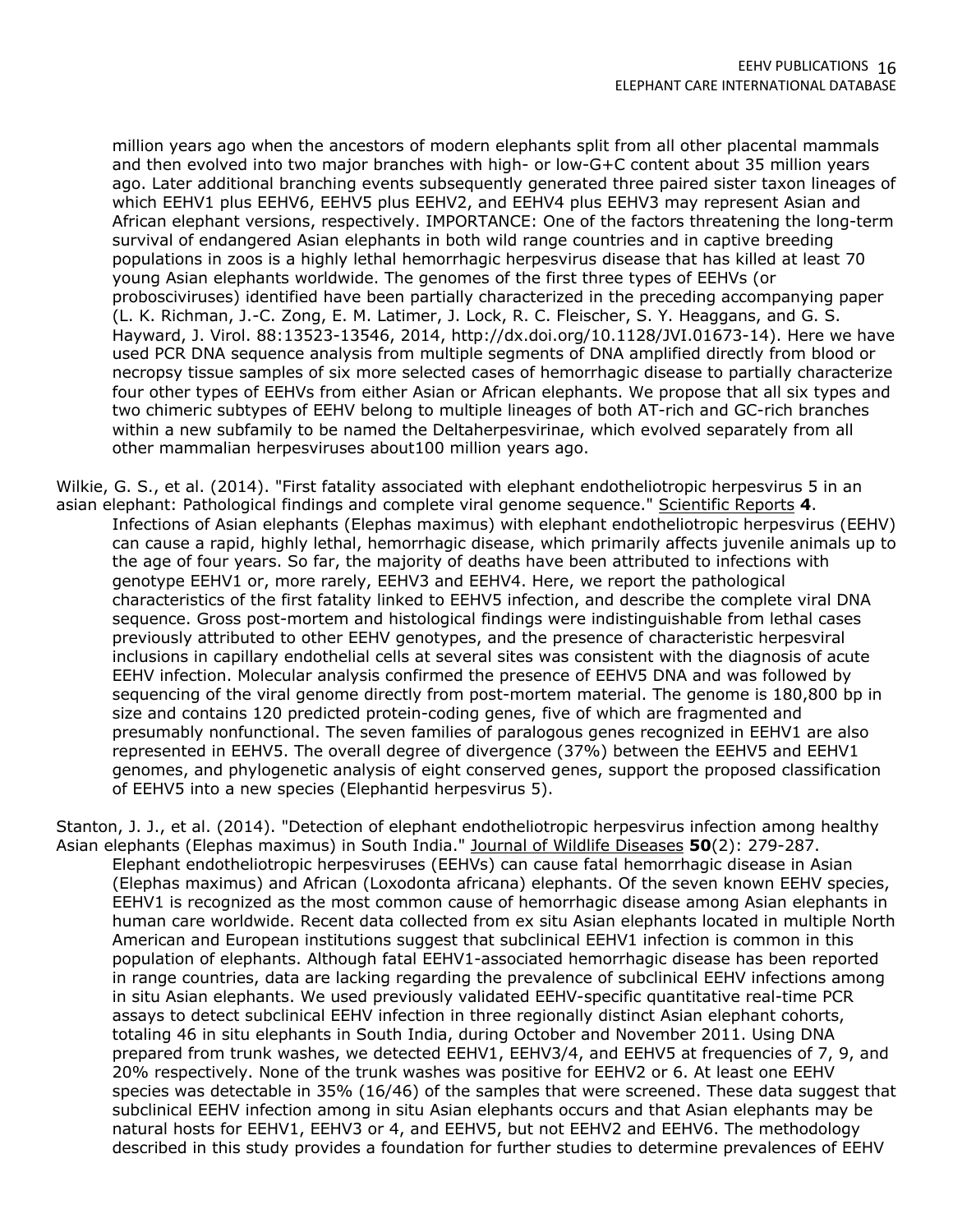million years ago when the ancestors of modern elephants split from all other placental mammals and then evolved into two major branches with high- or low-G+C content about 35 million years ago. Later additional branching events subsequently generated three paired sister taxon lineages of which EEHV1 plus EEHV6, EEHV5 plus EEHV2, and EEHV4 plus EEHV3 may represent Asian and African elephant versions, respectively. IMPORTANCE: One of the factors threatening the long-term survival of endangered Asian elephants in both wild range countries and in captive breeding populations in zoos is a highly lethal hemorrhagic herpesvirus disease that has killed at least 70 young Asian elephants worldwide. The genomes of the first three types of EEHVs (or probosciviruses) identified have been partially characterized in the preceding accompanying paper (L. K. Richman, J.-C. Zong, E. M. Latimer, J. Lock, R. C. Fleischer, S. Y. Heaggans, and G. S. Hayward, J. Virol. 88:13523-13546, 2014, http://dx.doi.org/10.1128/JVI.01673-14). Here we have used PCR DNA sequence analysis from multiple segments of DNA amplified directly from blood or necropsy tissue samples of six more selected cases of hemorrhagic disease to partially characterize four other types of EEHVs from either Asian or African elephants. We propose that all six types and two chimeric subtypes of EEHV belong to multiple lineages of both AT-rich and GC-rich branches within a new subfamily to be named the Deltaherpesvirinae, which evolved separately from all other mammalian herpesviruses about100 million years ago.

Wilkie, G. S., et al. (2014). "First fatality associated with elephant endotheliotropic herpesvirus 5 in an asian elephant: Pathological findings and complete viral genome sequence." Scientific Reports **4**.

Infections of Asian elephants (Elephas maximus) with elephant endotheliotropic herpesvirus (EEHV) can cause a rapid, highly lethal, hemorrhagic disease, which primarily affects juvenile animals up to the age of four years. So far, the majority of deaths have been attributed to infections with genotype EEHV1 or, more rarely, EEHV3 and EEHV4. Here, we report the pathological characteristics of the first fatality linked to EEHV5 infection, and describe the complete viral DNA sequence. Gross post-mortem and histological findings were indistinguishable from lethal cases previously attributed to other EEHV genotypes, and the presence of characteristic herpesviral inclusions in capillary endothelial cells at several sites was consistent with the diagnosis of acute EEHV infection. Molecular analysis confirmed the presence of EEHV5 DNA and was followed by sequencing of the viral genome directly from post-mortem material. The genome is 180,800 bp in size and contains 120 predicted protein-coding genes, five of which are fragmented and presumably nonfunctional. The seven families of paralogous genes recognized in EEHV1 are also represented in EEHV5. The overall degree of divergence (37%) between the EEHV5 and EEHV1 genomes, and phylogenetic analysis of eight conserved genes, support the proposed classification of EEHV5 into a new species (Elephantid herpesvirus 5).

Stanton, J. J., et al. (2014). "Detection of elephant endotheliotropic herpesvirus infection among healthy Asian elephants (Elephas maximus) in South India." Journal of Wildlife Diseases **50**(2): 279-287.

Elephant endotheliotropic herpesviruses (EEHVs) can cause fatal hemorrhagic disease in Asian (Elephas maximus) and African (Loxodonta africana) elephants. Of the seven known EEHV species, EEHV1 is recognized as the most common cause of hemorrhagic disease among Asian elephants in human care worldwide. Recent data collected from ex situ Asian elephants located in multiple North American and European institutions suggest that subclinical EEHV1 infection is common in this population of elephants. Although fatal EEHV1-associated hemorrhagic disease has been reported in range countries, data are lacking regarding the prevalence of subclinical EEHV infections among in situ Asian elephants. We used previously validated EEHV-specific quantitative real-time PCR assays to detect subclinical EEHV infection in three regionally distinct Asian elephant cohorts, totaling 46 in situ elephants in South India, during October and November 2011. Using DNA prepared from trunk washes, we detected EEHV1, EEHV3/4, and EEHV5 at frequencies of 7, 9, and 20% respectively. None of the trunk washes was positive for EEHV2 or 6. At least one EEHV species was detectable in 35% (16/46) of the samples that were screened. These data suggest that subclinical EEHV infection among in situ Asian elephants occurs and that Asian elephants may be natural hosts for EEHV1, EEHV3 or 4, and EEHV5, but not EEHV2 and EEHV6. The methodology described in this study provides a foundation for further studies to determine prevalences of EEHV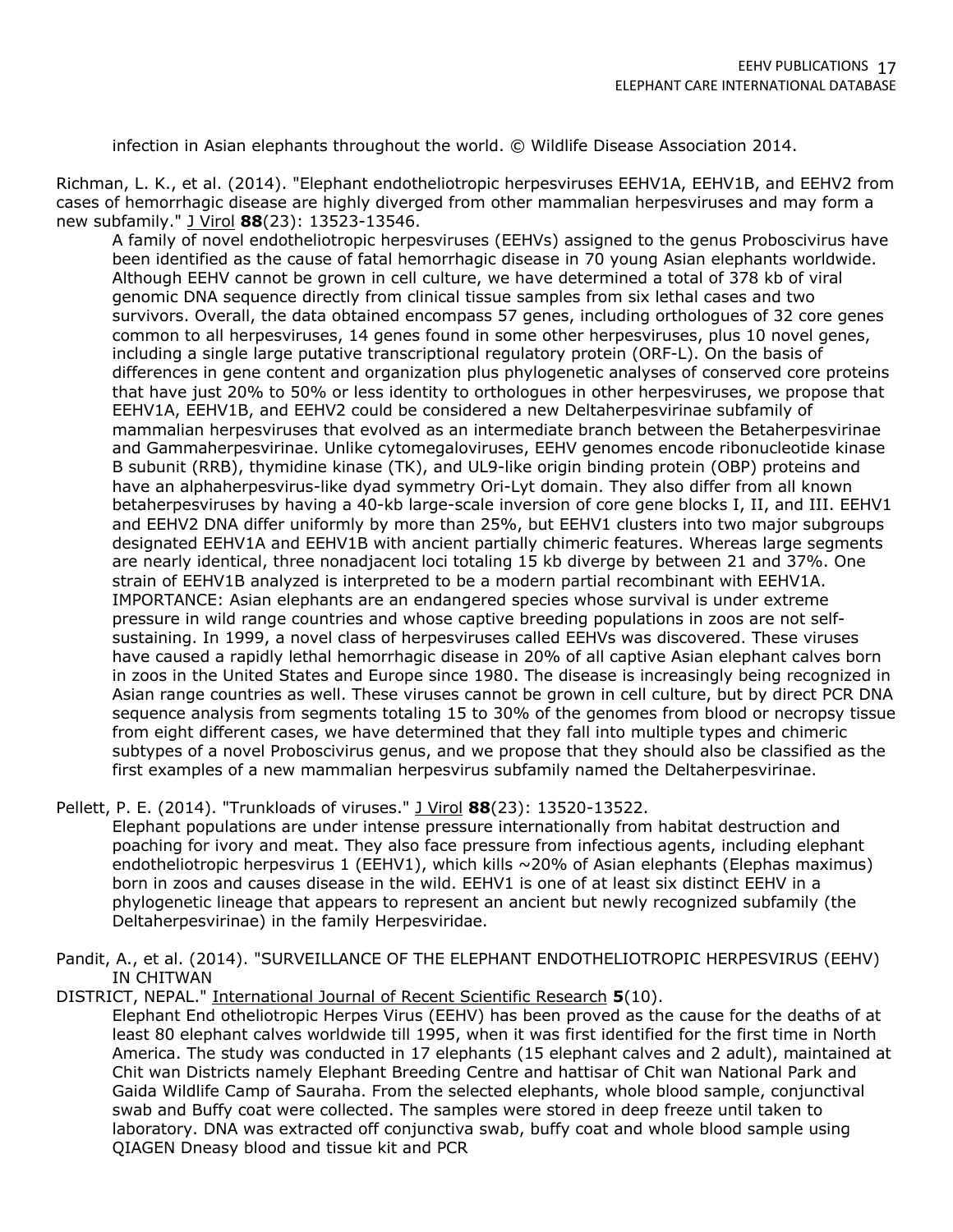infection in Asian elephants throughout the world. © Wildlife Disease Association 2014.

Richman, L. K., et al. (2014). "Elephant endotheliotropic herpesviruses EEHV1A, EEHV1B, and EEHV2 from cases of hemorrhagic disease are highly diverged from other mammalian herpesviruses and may form a new subfamily." J Virol **88**(23): 13523-13546.

A family of novel endotheliotropic herpesviruses (EEHVs) assigned to the genus Proboscivirus have been identified as the cause of fatal hemorrhagic disease in 70 young Asian elephants worldwide. Although EEHV cannot be grown in cell culture, we have determined a total of 378 kb of viral genomic DNA sequence directly from clinical tissue samples from six lethal cases and two survivors. Overall, the data obtained encompass 57 genes, including orthologues of 32 core genes common to all herpesviruses, 14 genes found in some other herpesviruses, plus 10 novel genes, including a single large putative transcriptional regulatory protein (ORF-L). On the basis of differences in gene content and organization plus phylogenetic analyses of conserved core proteins that have just 20% to 50% or less identity to orthologues in other herpesviruses, we propose that EEHV1A, EEHV1B, and EEHV2 could be considered a new Deltaherpesvirinae subfamily of mammalian herpesviruses that evolved as an intermediate branch between the Betaherpesvirinae and Gammaherpesvirinae. Unlike cytomegaloviruses, EEHV genomes encode ribonucleotide kinase B subunit (RRB), thymidine kinase (TK), and UL9-like origin binding protein (OBP) proteins and have an alphaherpesvirus-like dyad symmetry Ori-Lyt domain. They also differ from all known betaherpesviruses by having a 40-kb large-scale inversion of core gene blocks I, II, and III. EEHV1 and EEHV2 DNA differ uniformly by more than 25%, but EEHV1 clusters into two major subgroups designated EEHV1A and EEHV1B with ancient partially chimeric features. Whereas large segments are nearly identical, three nonadjacent loci totaling 15 kb diverge by between 21 and 37%. One strain of EEHV1B analyzed is interpreted to be a modern partial recombinant with EEHV1A. IMPORTANCE: Asian elephants are an endangered species whose survival is under extreme pressure in wild range countries and whose captive breeding populations in zoos are not self-sustaining. In 1999, a novel class of herpesviruses called EEHVs was discovered. These viruses have caused a rapidly lethal hemorrhagic disease in 20% of all captive Asian elephant calves born in zoos in the United States and Europe since 1980. The disease is increasingly being recognized in Asian range countries as well. These viruses cannot be grown in cell culture, but by direct PCR DNA sequence analysis from segments totaling 15 to 30% of the genomes from blood or necropsy tissue from eight different cases, we have determined that they fall into multiple types and chimeric subtypes of a novel Proboscivirus genus, and we propose that they should also be classified as the first examples of a new mammalian herpesvirus subfamily named the Deltaherpesvirinae.

Pellett, P. E. (2014). "Trunkloads of viruses." J Virol **88**(23): 13520-13522.

Elephant populations are under intense pressure internationally from habitat destruction and poaching for ivory and meat. They also face pressure from infectious agents, including elephant endotheliotropic herpesvirus 1 (EEHV1), which kills ~20% of Asian elephants (Elephas maximus) born in zoos and causes disease in the wild. EEHV1 is one of at least six distinct EEHV in a phylogenetic lineage that appears to represent an ancient but newly recognized subfamily (the Deltaherpesvirinae) in the family Herpesviridae.

Pandit, A., et al. (2014). "SURVEILLANCE OF THE ELEPHANT ENDOTHELIOTROPIC HERPESVIRUS (EEHV) IN CHITWAN DISTRICT, NEPAL." International Journal of Recent Scientific Research **5**(10).

Elephant End otheliotropic Herpes Virus (EEHV) has been proved as the cause for the deaths of at least 80 elephant calves worldwide till 1995, when it was first identified for the first time in North America. The study was conducted in 17 elephants (15 elephant calves and 2 adult), maintained at Chit wan Districts namely Elephant Breeding Centre and hattisar of Chit wan National Park and Gaida Wildlife Camp of Sauraha. From the selected elephants, whole blood sample, conjunctival swab and Buffy coat were collected. The samples were stored in deep freeze until taken to laboratory. DNA was extracted off conjunctiva swab, buffy coat and whole blood sample using QIAGEN Dneasy blood and tissue kit and PCR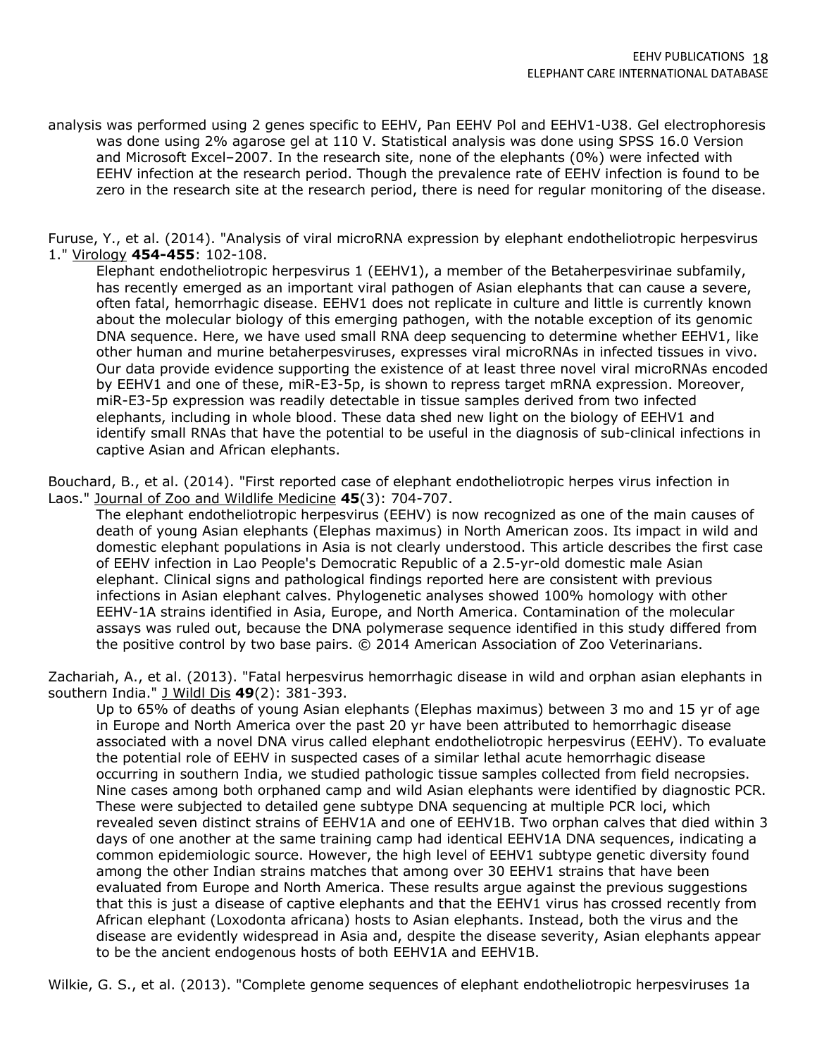analysis was performed using 2 genes specific to EEHV, Pan EEHV Pol and EEHV1-U38. Gel electrophoresis was done using 2% agarose gel at 110 V. Statistical analysis was done using SPSS 16.0 Version and Microsoft Excel–2007. In the research site, none of the elephants (0%) were infected with EEHV infection at the research period. Though the prevalence rate of EEHV infection is found to be zero in the research site at the research period, there is need for regular monitoring of the disease.

Furuse, Y., et al. (2014). "Analysis of viral microRNA expression by elephant endotheliotropic herpesvirus 1." Virology **454-455**: 102-108.

Elephant endotheliotropic herpesvirus 1 (EEHV1), a member of the Betaherpesvirinae subfamily, has recently emerged as an important viral pathogen of Asian elephants that can cause a severe, often fatal, hemorrhagic disease. EEHV1 does not replicate in culture and little is currently known about the molecular biology of this emerging pathogen, with the notable exception of its genomic DNA sequence. Here, we have used small RNA deep sequencing to determine whether EEHV1, like other human and murine betaherpesviruses, expresses viral microRNAs in infected tissues in vivo. Our data provide evidence supporting the existence of at least three novel viral microRNAs encoded by EEHV1 and one of these, miR-E3-5p, is shown to repress target mRNA expression. Moreover, miR-E3-5p expression was readily detectable in tissue samples derived from two infected elephants, including in whole blood. These data shed new light on the biology of EEHV1 and identify small RNAs that have the potential to be useful in the diagnosis of sub-clinical infections in captive Asian and African elephants.

Bouchard, B., et al. (2014). "First reported case of elephant endotheliotropic herpes virus infection in Laos." Journal of Zoo and Wildlife Medicine **45**(3): 704-707.

The elephant endotheliotropic herpesvirus (EEHV) is now recognized as one of the main causes of death of young Asian elephants (Elephas maximus) in North American zoos. Its impact in wild and domestic elephant populations in Asia is not clearly understood. This article describes the first case of EEHV infection in Lao People's Democratic Republic of a 2.5-yr-old domestic male Asian elephant. Clinical signs and pathological findings reported here are consistent with previous infections in Asian elephant calves. Phylogenetic analyses showed 100% homology with other EEHV-1A strains identified in Asia, Europe, and North America. Contamination of the molecular assays was ruled out, because the DNA polymerase sequence identified in this study differed from the positive control by two base pairs. © 2014 American Association of Zoo Veterinarians.

Zachariah, A., et al. (2013). "Fatal herpesvirus hemorrhagic disease in wild and orphan asian elephants in southern India." J Wildl Dis **49**(2): 381-393.

Up to 65% of deaths of young Asian elephants (Elephas maximus) between 3 mo and 15 yr of age in Europe and North America over the past 20 yr have been attributed to hemorrhagic disease associated with a novel DNA virus called elephant endotheliotropic herpesvirus (EEHV). To evaluate the potential role of EEHV in suspected cases of a similar lethal acute hemorrhagic disease occurring in southern India, we studied pathologic tissue samples collected from field necropsies. Nine cases among both orphaned camp and wild Asian elephants were identified by diagnostic PCR. These were subjected to detailed gene subtype DNA sequencing at multiple PCR loci, which revealed seven distinct strains of EEHV1A and one of EEHV1B. Two orphan calves that died within 3 days of one another at the same training camp had identical EEHV1A DNA sequences, indicating a common epidemiologic source. However, the high level of EEHV1 subtype genetic diversity found among the other Indian strains matches that among over 30 EEHV1 strains that have been evaluated from Europe and North America. These results argue against the previous suggestions that this is just a disease of captive elephants and that the EEHV1 virus has crossed recently from African elephant (Loxodonta africana) hosts to Asian elephants. Instead, both the virus and the disease are evidently widespread in Asia and, despite the disease severity, Asian elephants appear to be the ancient endogenous hosts of both EEHV1A and EEHV1B.

Wilkie, G. S., et al. (2013). "Complete genome sequences of elephant endotheliotropic herpesviruses 1a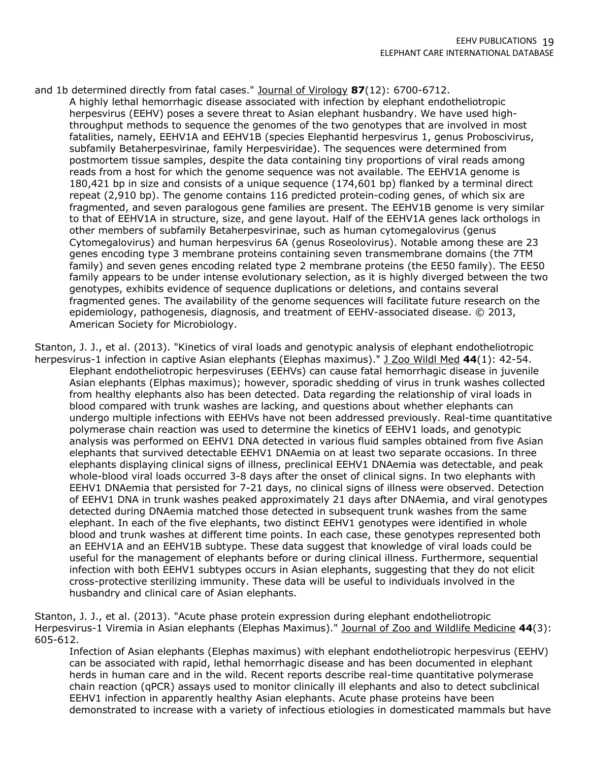and 1b determined directly from fatal cases." Journal of Virology **87**(12): 6700-6712.

A highly lethal hemorrhagic disease associated with infection by elephant endotheliotropic herpesvirus (EEHV) poses a severe threat to Asian elephant husbandry. We have used high-throughput methods to sequence the genomes of the two genotypes that are involved in most fatalities, namely, EEHV1A and EEHV1B (species Elephantid herpesvirus 1, genus Proboscivirus, subfamily Betaherpesvirinae, family Herpesviridae). The sequences were determined from postmortem tissue samples, despite the data containing tiny proportions of viral reads among reads from a host for which the genome sequence was not available. The EEHV1A genome is 180,421 bp in size and consists of a unique sequence (174,601 bp) flanked by a terminal direct repeat (2,910 bp). The genome contains 116 predicted protein-coding genes, of which six are fragmented, and seven paralogous gene families are present. The EEHV1B genome is very similar to that of EEHV1A in structure, size, and gene layout. Half of the EEHV1A genes lack orthologs in other members of subfamily Betaherpesvirinae, such as human cytomegalovirus (genus Cytomegalovirus) and human herpesvirus 6A (genus Roseolovirus). Notable among these are 23 genes encoding type 3 membrane proteins containing seven transmembrane domains (the 7TM family) and seven genes encoding related type 2 membrane proteins (the EE50 family). The EE50 family appears to be under intense evolutionary selection, as it is highly diverged between the two genotypes, exhibits evidence of sequence duplications or deletions, and contains several fragmented genes. The availability of the genome sequences will facilitate future research on the epidemiology, pathogenesis, diagnosis, and treatment of EEHV-associated disease. © 2013, American Society for Microbiology.

Stanton, J. J., et al. (2013). "Kinetics of viral loads and genotypic analysis of elephant endotheliotropic herpesvirus-1 infection in captive Asian elephants (Elephas maximus)." J Zoo Wildl Med **44**(1): 42-54.

Elephant endotheliotropic herpesviruses (EEHVs) can cause fatal hemorrhagic disease in juvenile Asian elephants (Elphas maximus); however, sporadic shedding of virus in trunk washes collected from healthy elephants also has been detected. Data regarding the relationship of viral loads in blood compared with trunk washes are lacking, and questions about whether elephants can undergo multiple infections with EEHVs have not been addressed previously. Real-time quantitative polymerase chain reaction was used to determine the kinetics of EEHV1 loads, and genotypic analysis was performed on EEHV1 DNA detected in various fluid samples obtained from five Asian elephants that survived detectable EEHV1 DNAemia on at least two separate occasions. In three elephants displaying clinical signs of illness, preclinical EEHV1 DNAemia was detectable, and peak whole-blood viral loads occurred 3-8 days after the onset of clinical signs. In two elephants with EEHV1 DNAemia that persisted for 7-21 days, no clinical signs of illness were observed. Detection of EEHV1 DNA in trunk washes peaked approximately 21 days after DNAemia, and viral genotypes detected during DNAemia matched those detected in subsequent trunk washes from the same elephant. In each of the five elephants, two distinct EEHV1 genotypes were identified in whole blood and trunk washes at different time points. In each case, these genotypes represented both an EEHV1A and an EEHV1B subtype. These data suggest that knowledge of viral loads could be useful for the management of elephants before or during clinical illness. Furthermore, sequential infection with both EEHV1 subtypes occurs in Asian elephants, suggesting that they do not elicit cross-protective sterilizing immunity. These data will be useful to individuals involved in the husbandry and clinical care of Asian elephants.

Stanton, J. J., et al. (2013). "Acute phase protein expression during elephant endotheliotropic Herpesvirus-1 Viremia in Asian elephants (Elephas Maximus)." Journal of Zoo and Wildlife Medicine **44**(3): 605-612.

Infection of Asian elephants (Elephas maximus) with elephant endotheliotropic herpesvirus (EEHV) can be associated with rapid, lethal hemorrhagic disease and has been documented in elephant herds in human care and in the wild. Recent reports describe real-time quantitative polymerase chain reaction (qPCR) assays used to monitor clinically ill elephants and also to detect subclinical EEHV1 infection in apparently healthy Asian elephants. Acute phase proteins have been demonstrated to increase with a variety of infectious etiologies in domesticated mammals but have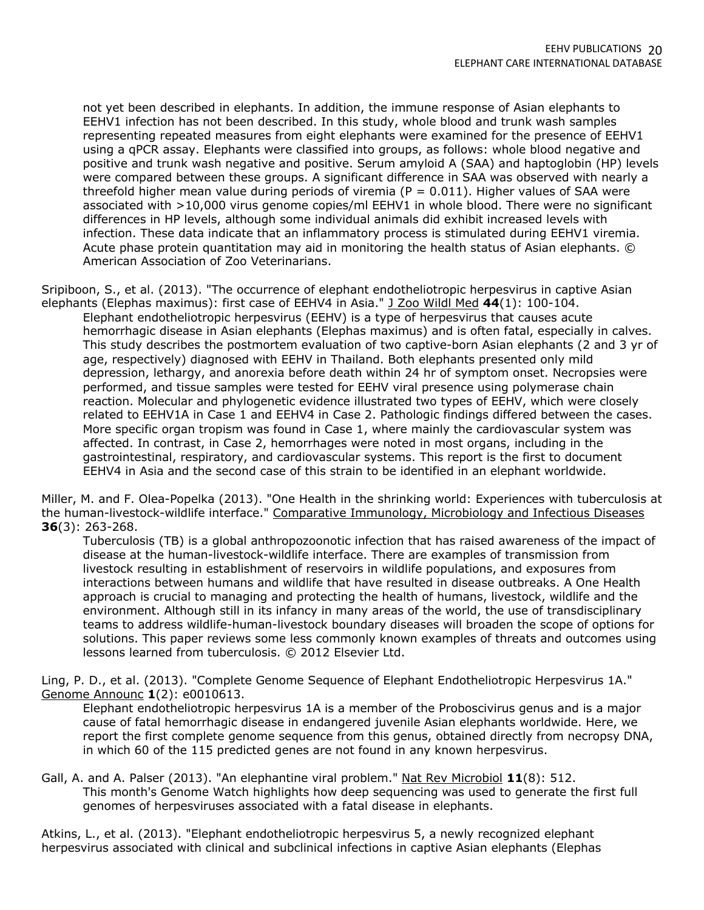not yet been described in elephants. In addition, the immune response of Asian elephants to EEHV1 infection has not been described. In this study, whole blood and trunk wash samples representing repeated measures from eight elephants were examined for the presence of EEHV1 using a qPCR assay. Elephants were classified into groups, as follows: whole blood negative and positive and trunk wash negative and positive. Serum amyloid A (SAA) and haptoglobin (HP) levels were compared between these groups. A significant difference in SAA was observed with nearly a threefold higher mean value during periods of viremia (P = 0.011). Higher values of SAA were associated with >10,000 virus genome copies/ml EEHV1 in whole blood. There were no significant differences in HP levels, although some individual animals did exhibit increased levels with infection. These data indicate that an inflammatory process is stimulated during EEHV1 viremia. Acute phase protein quantitation may aid in monitoring the health status of Asian elephants. © American Association of Zoo Veterinarians.

Sripiboon, S., et al. (2013). "The occurrence of elephant endotheliotropic herpesvirus in captive Asian elephants (Elephas maximus): first case of EEHV4 in Asia." J Zoo Wildl Med **44**(1): 100-104.

Elephant endotheliotropic herpesvirus (EEHV) is a type of herpesvirus that causes acute hemorrhagic disease in Asian elephants (Elephas maximus) and is often fatal, especially in calves. This study describes the postmortem evaluation of two captive-born Asian elephants (2 and 3 yr of age, respectively) diagnosed with EEHV in Thailand. Both elephants presented only mild depression, lethargy, and anorexia before death within 24 hr of symptom onset. Necropsies were performed, and tissue samples were tested for EEHV viral presence using polymerase chain reaction. Molecular and phylogenetic evidence illustrated two types of EEHV, which were closely related to EEHV1A in Case 1 and EEHV4 in Case 2. Pathologic findings differed between the cases. More specific organ tropism was found in Case 1, where mainly the cardiovascular system was affected. In contrast, in Case 2, hemorrhages were noted in most organs, including in the gastrointestinal, respiratory, and cardiovascular systems. This report is the first to document EEHV4 in Asia and the second case of this strain to be identified in an elephant worldwide.

Miller, M. and F. Olea-Popelka (2013). "One Health in the shrinking world: Experiences with tuberculosis at the human-livestock-wildlife interface." Comparative Immunology, Microbiology and Infectious Diseases **36**(3): 263-268.

Tuberculosis (TB) is a global anthropozoonotic infection that has raised awareness of the impact of disease at the human-livestock-wildlife interface. There are examples of transmission from livestock resulting in establishment of reservoirs in wildlife populations, and exposures from interactions between humans and wildlife that have resulted in disease outbreaks. A One Health approach is crucial to managing and protecting the health of humans, livestock, wildlife and the environment. Although still in its infancy in many areas of the world, the use of transdisciplinary teams to address wildlife-human-livestock boundary diseases will broaden the scope of options for solutions. This paper reviews some less commonly known examples of threats and outcomes using lessons learned from tuberculosis. © 2012 Elsevier Ltd.

Ling, P. D., et al. (2013). "Complete Genome Sequence of Elephant Endotheliotropic Herpesvirus 1A." Genome Announc **1**(2): e0010613.

Elephant endotheliotropic herpesvirus 1A is a member of the Proboscivirus genus and is a major cause of fatal hemorrhagic disease in endangered juvenile Asian elephants worldwide. Here, we report the first complete genome sequence from this genus, obtained directly from necropsy DNA, in which 60 of the 115 predicted genes are not found in any known herpesvirus.

Gall, A. and A. Palser (2013). "An elephantine viral problem." Nat Rev Microbiol **11**(8): 512.

This month's Genome Watch highlights how deep sequencing was used to generate the first full genomes of herpesviruses associated with a fatal disease in elephants.

Atkins, L., et al. (2013). "Elephant endotheliotropic herpesvirus 5, a newly recognized elephant herpesvirus associated with clinical and subclinical infections in captive Asian elephants (Elephas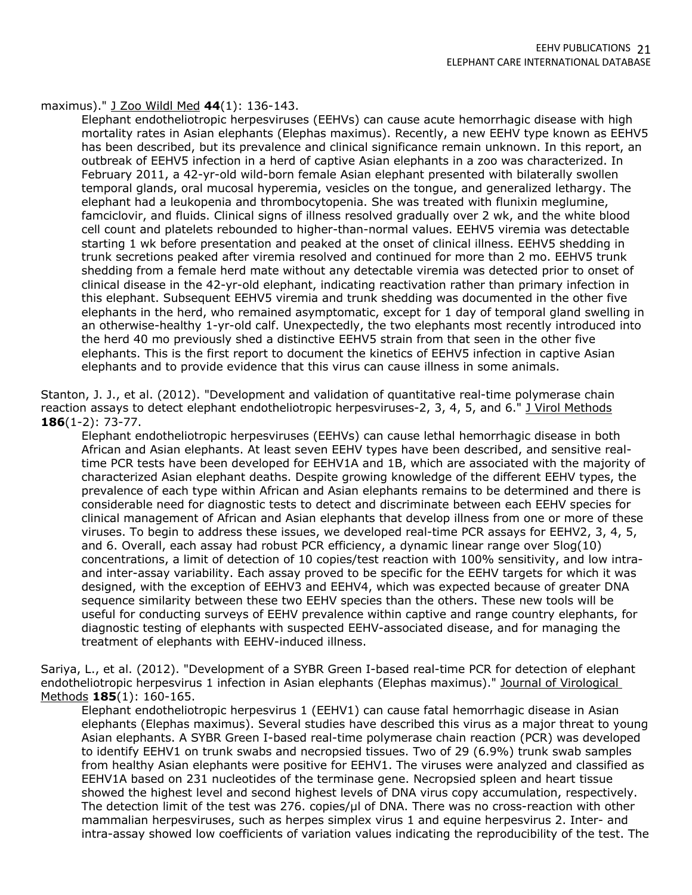maximus)." J Zoo Wildl Med **44**(1): 136-143.

Elephant endotheliotropic herpesviruses (EEHVs) can cause acute hemorrhagic disease with high mortality rates in Asian elephants (Elephas maximus). Recently, a new EEHV type known as EEHV5 has been described, but its prevalence and clinical significance remain unknown. In this report, an outbreak of EEHV5 infection in a herd of captive Asian elephants in a zoo was characterized. In February 2011, a 42-yr-old wild-born female Asian elephant presented with bilaterally swollen temporal glands, oral mucosal hyperemia, vesicles on the tongue, and generalized lethargy. The elephant had a leukopenia and thrombocytopenia. She was treated with flunixin meglumine, famciclovir, and fluids. Clinical signs of illness resolved gradually over 2 wk, and the white blood cell count and platelets rebounded to higher-than-normal values. EEHV5 viremia was detectable starting 1 wk before presentation and peaked at the onset of clinical illness. EEHV5 shedding in trunk secretions peaked after viremia resolved and continued for more than 2 mo. EEHV5 trunk shedding from a female herd mate without any detectable viremia was detected prior to onset of clinical disease in the 42-yr-old elephant, indicating reactivation rather than primary infection in this elephant. Subsequent EEHV5 viremia and trunk shedding was documented in the other five elephants in the herd, who remained asymptomatic, except for 1 day of temporal gland swelling in an otherwise-healthy 1-yr-old calf. Unexpectedly, the two elephants most recently introduced into the herd 40 mo previously shed a distinctive EEHV5 strain from that seen in the other five elephants. This is the first report to document the kinetics of EEHV5 infection in captive Asian elephants and to provide evidence that this virus can cause illness in some animals.

Stanton, J. J., et al. (2012). "Development and validation of quantitative real-time polymerase chain reaction assays to detect elephant endotheliotropic herpesviruses-2, 3, 4, 5, and 6." J Virol Methods **186**(1-2): 73-77.

Elephant endotheliotropic herpesviruses (EEHVs) can cause lethal hemorrhagic disease in both African and Asian elephants. At least seven EEHV types have been described, and sensitive real-time PCR tests have been developed for EEHV1A and 1B, which are associated with the majority of characterized Asian elephant deaths. Despite growing knowledge of the different EEHV types, the prevalence of each type within African and Asian elephants remains to be determined and there is considerable need for diagnostic tests to detect and discriminate between each EEHV species for clinical management of African and Asian elephants that develop illness from one or more of these viruses. To begin to address these issues, we developed real-time PCR assays for EEHV2, 3, 4, 5, and 6. Overall, each assay had robust PCR efficiency, a dynamic linear range over 5log(10) concentrations, a limit of detection of 10 copies/test reaction with 100% sensitivity, and low intra- and inter-assay variability. Each assay proved to be specific for the EEHV targets for which it was designed, with the exception of EEHV3 and EEHV4, which was expected because of greater DNA sequence similarity between these two EEHV species than the others. These new tools will be useful for conducting surveys of EEHV prevalence within captive and range country elephants, for diagnostic testing of elephants with suspected EEHV-associated disease, and for managing the treatment of elephants with EEHV-induced illness.

Sariya, L., et al. (2012). "Development of a SYBR Green I-based real-time PCR for detection of elephant endotheliotropic herpesvirus 1 infection in Asian elephants (Elephas maximus)." Journal of Virological Methods **185**(1): 160-165.

Elephant endotheliotropic herpesvirus 1 (EEHV1) can cause fatal hemorrhagic disease in Asian elephants (Elephas maximus). Several studies have described this virus as a major threat to young Asian elephants. A SYBR Green I-based real-time polymerase chain reaction (PCR) was developed to identify EEHV1 on trunk swabs and necropsied tissues. Two of 29 (6.9%) trunk swab samples from healthy Asian elephants were positive for EEHV1. The viruses were analyzed and classified as EEHV1A based on 231 nucleotides of the terminase gene. Necropsied spleen and heart tissue showed the highest level and second highest levels of DNA virus copy accumulation, respectively. The detection limit of the test was 276. copies/μl of DNA. There was no cross-reaction with other mammalian herpesviruses, such as herpes simplex virus 1 and equine herpesvirus 2. Inter- and intra-assay showed low coefficients of variation values indicating the reproducibility of the test. The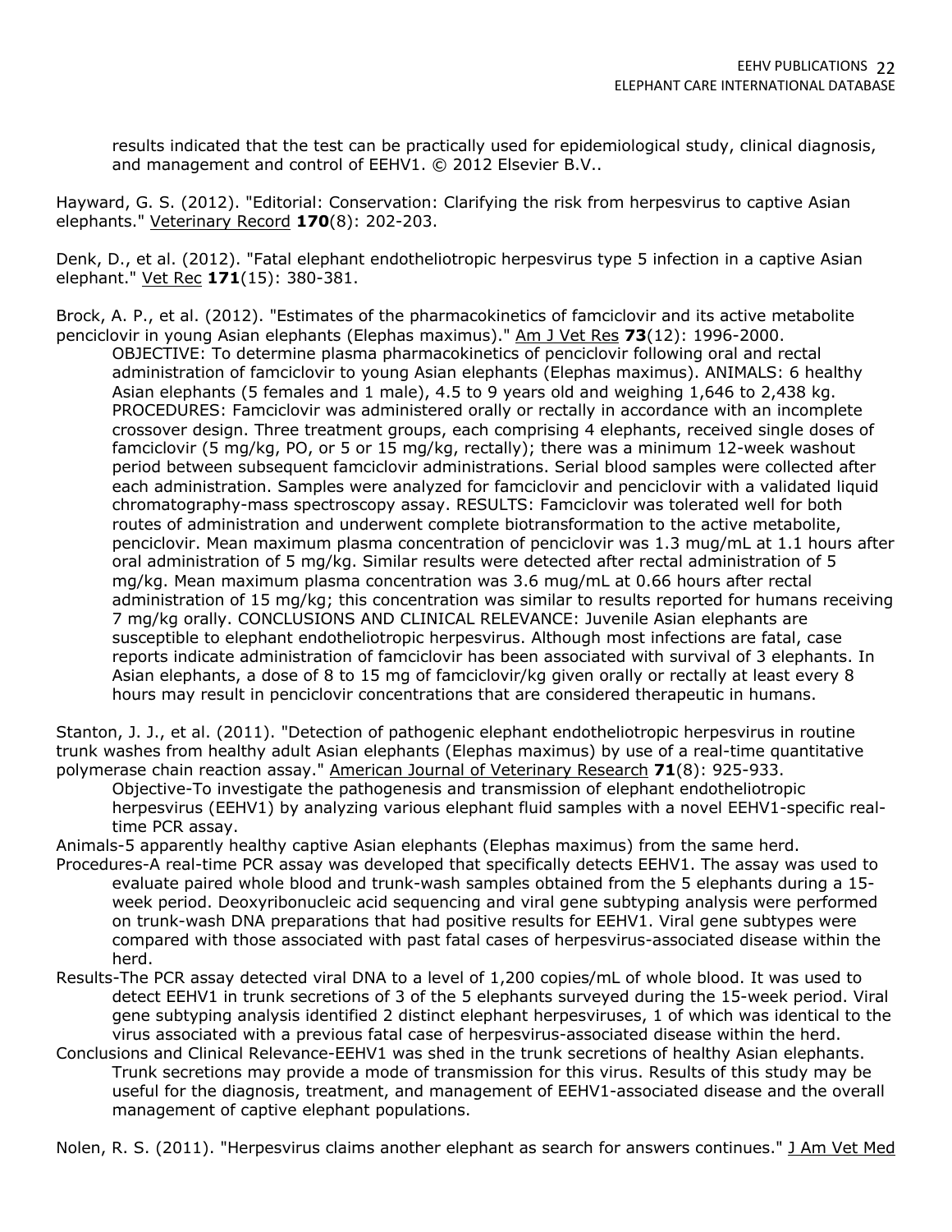results indicated that the test can be practically used for epidemiological study, clinical diagnosis, and management and control of EEHV1. © 2012 Elsevier B.V..

Hayward, G. S. (2012). "Editorial: Conservation: Clarifying the risk from herpesvirus to captive Asian elephants." Veterinary Record **170**(8): 202-203.

Denk, D., et al. (2012). "Fatal elephant endotheliotropic herpesvirus type 5 infection in a captive Asian elephant." Vet Rec **171**(15): 380-381.

Brock, A. P., et al. (2012). "Estimates of the pharmacokinetics of famciclovir and its active metabolite penciclovir in young Asian elephants (Elephas maximus)." Am J Vet Res **73**(12): 1996-2000.

OBJECTIVE: To determine plasma pharmacokinetics of penciclovir following oral and rectal administration of famciclovir to young Asian elephants (Elephas maximus). ANIMALS: 6 healthy Asian elephants (5 females and 1 male), 4.5 to 9 years old and weighing 1,646 to 2,438 kg. PROCEDURES: Famciclovir was administered orally or rectally in accordance with an incomplete crossover design. Three treatment groups, each comprising 4 elephants, received single doses of famciclovir (5 mg/kg, PO, or 5 or 15 mg/kg, rectally); there was a minimum 12-week washout period between subsequent famciclovir administrations. Serial blood samples were collected after each administration. Samples were analyzed for famciclovir and penciclovir with a validated liquid chromatography-mass spectroscopy assay. RESULTS: Famciclovir was tolerated well for both routes of administration and underwent complete biotransformation to the active metabolite, penciclovir. Mean maximum plasma concentration of penciclovir was 1.3 mug/mL at 1.1 hours after oral administration of 5 mg/kg. Similar results were detected after rectal administration of 5 mg/kg. Mean maximum plasma concentration was 3.6 mug/mL at 0.66 hours after rectal administration of 15 mg/kg; this concentration was similar to results reported for humans receiving 7 mg/kg orally. CONCLUSIONS AND CLINICAL RELEVANCE: Juvenile Asian elephants are susceptible to elephant endotheliotropic herpesvirus. Although most infections are fatal, case reports indicate administration of famciclovir has been associated with survival of 3 elephants. In Asian elephants, a dose of 8 to 15 mg of famciclovir/kg given orally or rectally at least every 8 hours may result in penciclovir concentrations that are considered therapeutic in humans.

Stanton, J. J., et al. (2011). "Detection of pathogenic elephant endotheliotropic herpesvirus in routine trunk washes from healthy adult Asian elephants (Elephas maximus) by use of a real-time quantitative polymerase chain reaction assay." American Journal of Veterinary Research **71**(8): 925-933.

Objective-To investigate the pathogenesis and transmission of elephant endotheliotropic herpesvirus (EEHV1) by analyzing various elephant fluid samples with a novel EEHV1-specific real-time PCR assay.

Animals-5 apparently healthy captive Asian elephants (Elephas maximus) from the same herd.

Procedures-A real-time PCR assay was developed that specifically detects EEHV1. The assay was used to evaluate paired whole blood and trunk-wash samples obtained from the 5 elephants during a 15-week period. Deoxyribonucleic acid sequencing and viral gene subtyping analysis were performed on trunk-wash DNA preparations that had positive results for EEHV1. Viral gene subtypes were compared with those associated with past fatal cases of herpesvirus-associated disease within the herd.

Results-The PCR assay detected viral DNA to a level of 1,200 copies/mL of whole blood. It was used to detect EEHV1 in trunk secretions of 3 of the 5 elephants surveyed during the 15-week period. Viral gene subtyping analysis identified 2 distinct elephant herpesviruses, 1 of which was identical to the virus associated with a previous fatal case of herpesvirus-associated disease within the herd.

Conclusions and Clinical Relevance-EEHV1 was shed in the trunk secretions of healthy Asian elephants. Trunk secretions may provide a mode of transmission for this virus. Results of this study may be useful for the diagnosis, treatment, and management of EEHV1-associated disease and the overall management of captive elephant populations.

Nolen, R. S. (2011). "Herpesvirus claims another elephant as search for answers continues." J Am Vet Med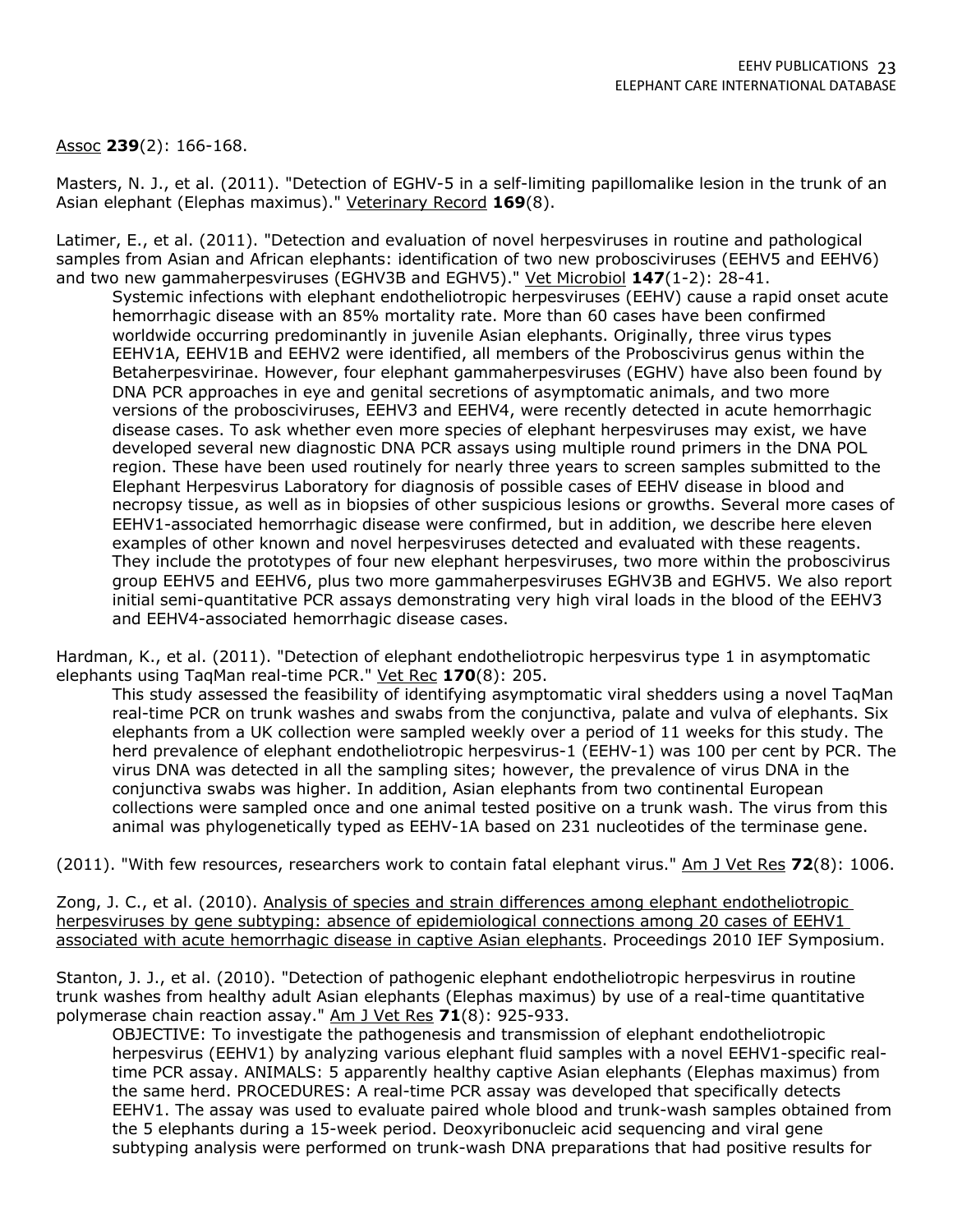Assoc **239**(2): 166-168.

Masters, N. J., et al. (2011). "Detection of EGHV-5 in a self-limiting papillomalike lesion in the trunk of an Asian elephant (Elephas maximus)." Veterinary Record **169**(8).

Latimer, E., et al. (2011). "Detection and evaluation of novel herpesviruses in routine and pathological samples from Asian and African elephants: identification of two new probosciviruses (EEHV5 and EEHV6) and two new gammaherpesviruses (EGHV3B and EGHV5)." Vet Microbiol **147**(1-2): 28-41.

> Systemic infections with elephant endotheliotropic herpesviruses (EEHV) cause a rapid onset acute hemorrhagic disease with an 85% mortality rate. More than 60 cases have been confirmed worldwide occurring predominantly in juvenile Asian elephants. Originally, three virus types EEHV1A, EEHV1B and EEHV2 were identified, all members of the Proboscivirus genus within the Betaherpesvirinae. However, four elephant gammaherpesviruses (EGHV) have also been found by DNA PCR approaches in eye and genital secretions of asymptomatic animals, and two more versions of the probosciviruses, EEHV3 and EEHV4, were recently detected in acute hemorrhagic disease cases. To ask whether even more species of elephant herpesviruses may exist, we have developed several new diagnostic DNA PCR assays using multiple round primers in the DNA POL region. These have been used routinely for nearly three years to screen samples submitted to the Elephant Herpesvirus Laboratory for diagnosis of possible cases of EEHV disease in blood and necropsy tissue, as well as in biopsies of other suspicious lesions or growths. Several more cases of EEHV1-associated hemorrhagic disease were confirmed, but in addition, we describe here eleven examples of other known and novel herpesviruses detected and evaluated with these reagents. They include the prototypes of four new elephant herpesviruses, two more within the proboscivirus group EEHV5 and EEHV6, plus two more gammaherpesviruses EGHV3B and EGHV5. We also report initial semi-quantitative PCR assays demonstrating very high viral loads in the blood of the EEHV3 and EEHV4-associated hemorrhagic disease cases.

Hardman, K., et al. (2011). "Detection of elephant endotheliotropic herpesvirus type 1 in asymptomatic elephants using TaqMan real-time PCR." Vet Rec **170**(8): 205.

> This study assessed the feasibility of identifying asymptomatic viral shedders using a novel TaqMan real-time PCR on trunk washes and swabs from the conjunctiva, palate and vulva of elephants. Six elephants from a UK collection were sampled weekly over a period of 11 weeks for this study. The herd prevalence of elephant endotheliotropic herpesvirus-1 (EEHV-1) was 100 per cent by PCR. The virus DNA was detected in all the sampling sites; however, the prevalence of virus DNA in the conjunctiva swabs was higher. In addition, Asian elephants from two continental European collections were sampled once and one animal tested positive on a trunk wash. The virus from this animal was phylogenetically typed as EEHV-1A based on 231 nucleotides of the terminase gene.

(2011). "With few resources, researchers work to contain fatal elephant virus." Am J Vet Res **72**(8): 1006.

Zong, J. C., et al. (2010). Analysis of species and strain differences among elephant endotheliotropic herpesviruses by gene subtyping: absence of epidemiological connections among 20 cases of EEHV1 associated with acute hemorrhagic disease in captive Asian elephants. Proceedings 2010 IEF Symposium.

Stanton, J. J., et al. (2010). "Detection of pathogenic elephant endotheliotropic herpesvirus in routine trunk washes from healthy adult Asian elephants (Elephas maximus) by use of a real-time quantitative polymerase chain reaction assay." Am J Vet Res **71**(8): 925-933.

> OBJECTIVE: To investigate the pathogenesis and transmission of elephant endotheliotropic herpesvirus (EEHV1) by analyzing various elephant fluid samples with a novel EEHV1-specific real-time PCR assay. ANIMALS: 5 apparently healthy captive Asian elephants (Elephas maximus) from the same herd. PROCEDURES: A real-time PCR assay was developed that specifically detects EEHV1. The assay was used to evaluate paired whole blood and trunk-wash samples obtained from the 5 elephants during a 15-week period. Deoxyribonucleic acid sequencing and viral gene subtyping analysis were performed on trunk-wash DNA preparations that had positive results for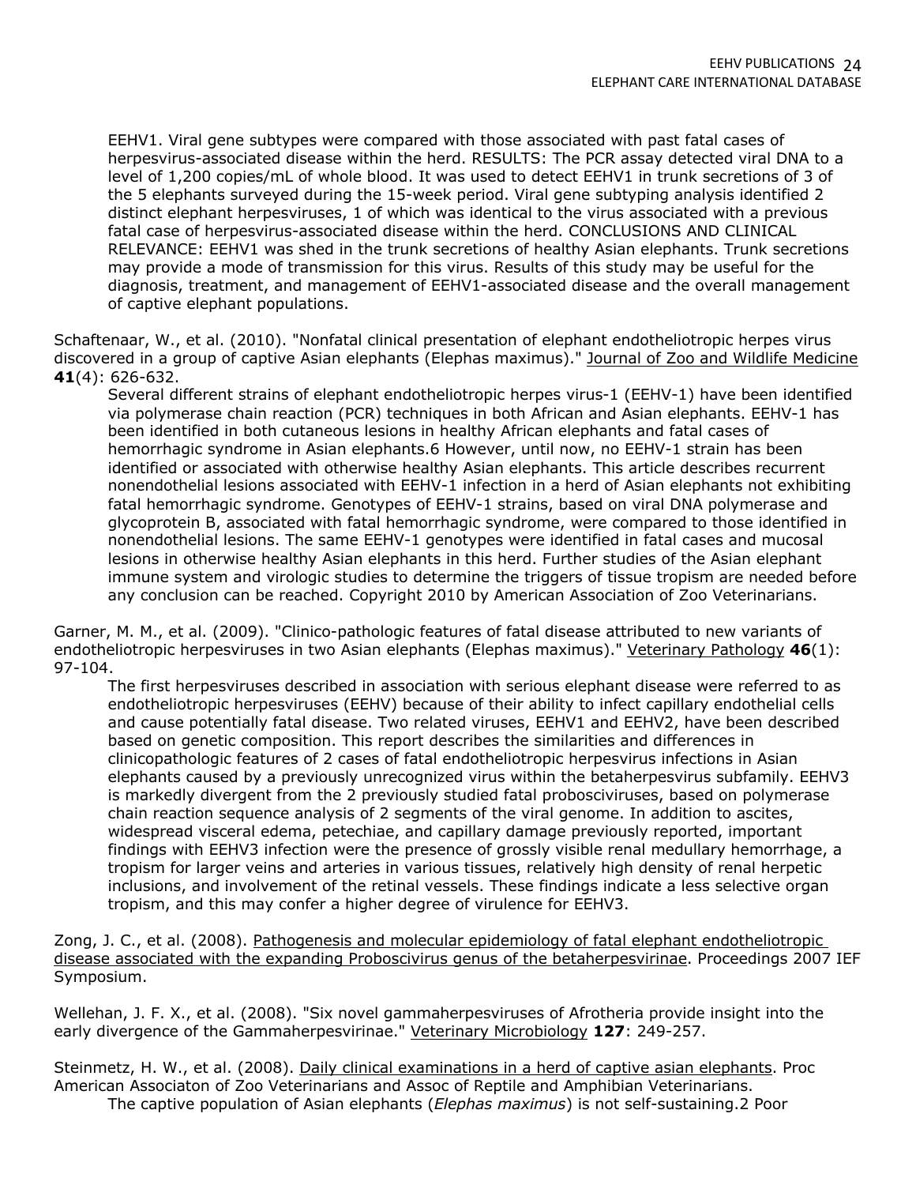EEHV1. Viral gene subtypes were compared with those associated with past fatal cases of herpesvirus-associated disease within the herd. RESULTS: The PCR assay detected viral DNA to a level of 1,200 copies/mL of whole blood. It was used to detect EEHV1 in trunk secretions of 3 of the 5 elephants surveyed during the 15-week period. Viral gene subtyping analysis identified 2 distinct elephant herpesviruses, 1 of which was identical to the virus associated with a previous fatal case of herpesvirus-associated disease within the herd. CONCLUSIONS AND CLINICAL RELEVANCE: EEHV1 was shed in the trunk secretions of healthy Asian elephants. Trunk secretions may provide a mode of transmission for this virus. Results of this study may be useful for the diagnosis, treatment, and management of EEHV1-associated disease and the overall management of captive elephant populations.

Schaftenaar, W., et al. (2010). "Nonfatal clinical presentation of elephant endotheliotropic herpes virus discovered in a group of captive Asian elephants (Elephas maximus)." Journal of Zoo and Wildlife Medicine **41**(4): 626-632.

Several different strains of elephant endotheliotropic herpes virus-1 (EEHV-1) have been identified via polymerase chain reaction (PCR) techniques in both African and Asian elephants. EEHV-1 has been identified in both cutaneous lesions in healthy African elephants and fatal cases of hemorrhagic syndrome in Asian elephants.6 However, until now, no EEHV-1 strain has been identified or associated with otherwise healthy Asian elephants. This article describes recurrent nonendothelial lesions associated with EEHV-1 infection in a herd of Asian elephants not exhibiting fatal hemorrhagic syndrome. Genotypes of EEHV-1 strains, based on viral DNA polymerase and glycoprotein B, associated with fatal hemorrhagic syndrome, were compared to those identified in nonendothelial lesions. The same EEHV-1 genotypes were identified in fatal cases and mucosal lesions in otherwise healthy Asian elephants in this herd. Further studies of the Asian elephant immune system and virologic studies to determine the triggers of tissue tropism are needed before any conclusion can be reached. Copyright 2010 by American Association of Zoo Veterinarians.

Garner, M. M., et al. (2009). "Clinico-pathologic features of fatal disease attributed to new variants of endotheliotropic herpesviruses in two Asian elephants (Elephas maximus)." Veterinary Pathology **46**(1): 97-104.

The first herpesviruses described in association with serious elephant disease were referred to as endotheliotropic herpesviruses (EEHV) because of their ability to infect capillary endothelial cells and cause potentially fatal disease. Two related viruses, EEHV1 and EEHV2, have been described based on genetic composition. This report describes the similarities and differences in clinicopathologic features of 2 cases of fatal endotheliotropic herpesvirus infections in Asian elephants caused by a previously unrecognized virus within the betaherpesvirus subfamily. EEHV3 is markedly divergent from the 2 previously studied fatal probosciviruses, based on polymerase chain reaction sequence analysis of 2 segments of the viral genome. In addition to ascites, widespread visceral edema, petechiae, and capillary damage previously reported, important findings with EEHV3 infection were the presence of grossly visible renal medullary hemorrhage, a tropism for larger veins and arteries in various tissues, relatively high density of renal herpetic inclusions, and involvement of the retinal vessels. These findings indicate a less selective organ tropism, and this may confer a higher degree of virulence for EEHV3.

Zong, J. C., et al. (2008). Pathogenesis and molecular epidemiology of fatal elephant endotheliotropic disease associated with the expanding Proboscivirus genus of the betaherpesvirinae. Proceedings 2007 IEF Symposium.

Wellehan, J. F. X., et al. (2008). "Six novel gammaherpesviruses of Afrotheria provide insight into the early divergence of the Gammaherpesvirinae." Veterinary Microbiology **127**: 249-257.

Steinmetz, H. W., et al. (2008). Daily clinical examinations in a herd of captive asian elephants. Proc American Associaton of Zoo Veterinarians and Assoc of Reptile and Amphibian Veterinarians.

The captive population of Asian elephants (*Elephas maximus*) is not self-sustaining.2 Poor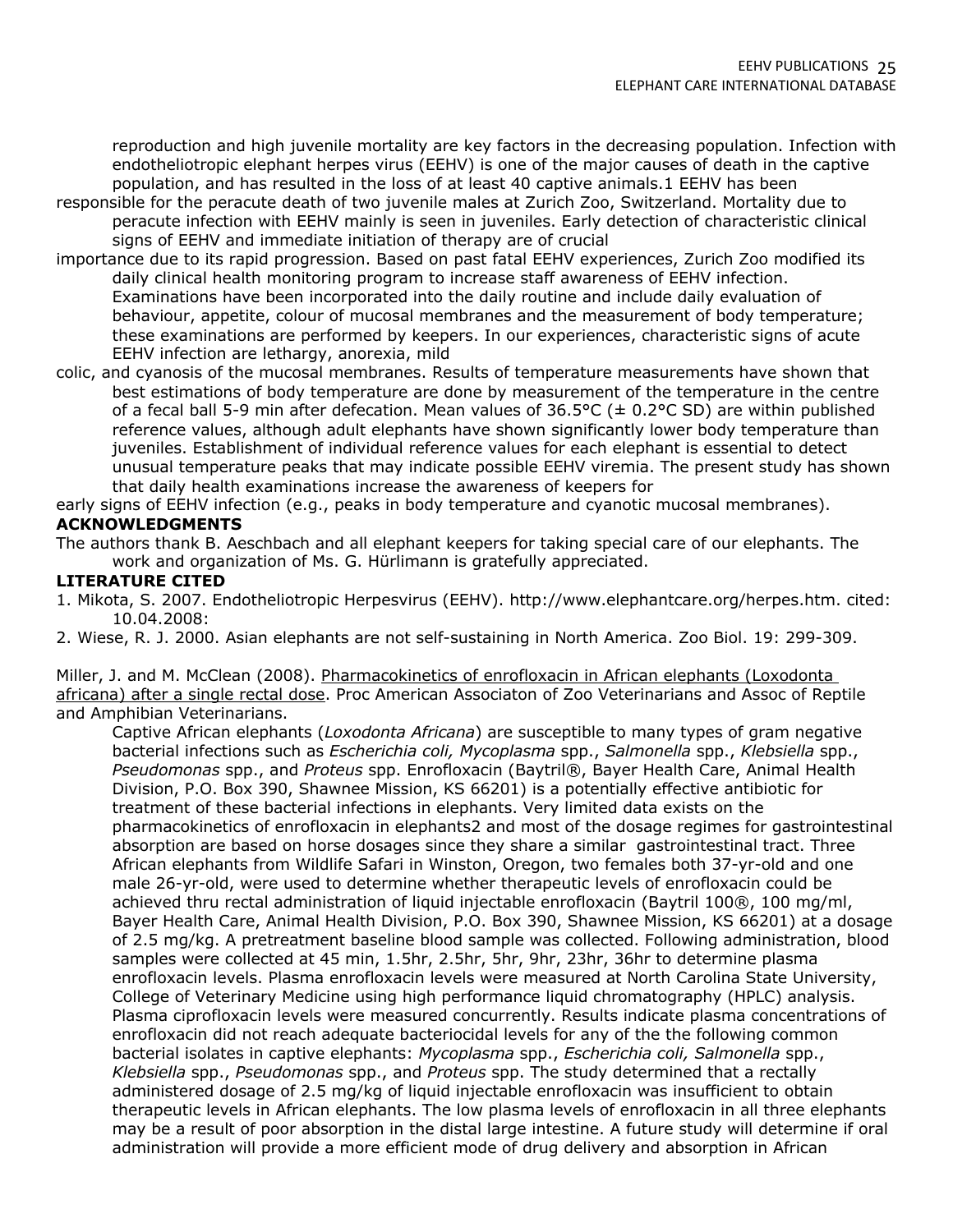reproduction and high juvenile mortality are key factors in the decreasing population. Infection with endotheliotropic elephant herpes virus (EEHV) is one of the major causes of death in the captive population, and has resulted in the loss of at least 40 captive animals.1 EEHV has been responsible for the peracute death of two juvenile males at Zurich Zoo, Switzerland. Mortality due to peracute infection with EEHV mainly is seen in juveniles. Early detection of characteristic clinical signs of EEHV and immediate initiation of therapy are of crucial importance due to its rapid progression. Based on past fatal EEHV experiences, Zurich Zoo modified its daily clinical health monitoring program to increase staff awareness of EEHV infection. Examinations have been incorporated into the daily routine and include daily evaluation of behaviour, appetite, colour of mucosal membranes and the measurement of body temperature; these examinations are performed by keepers. In our experiences, characteristic signs of acute EEHV infection are lethargy, anorexia, mild colic, and cyanosis of the mucosal membranes. Results of temperature measurements have shown that best estimations of body temperature are done by measurement of the temperature in the centre of a fecal ball 5-9 min after defecation. Mean values of 36.5°C (± 0.2°C SD) are within published reference values, although adult elephants have shown significantly lower body temperature than juveniles. Establishment of individual reference values for each elephant is essential to detect unusual temperature peaks that may indicate possible EEHV viremia. The present study has shown that daily health examinations increase the awareness of keepers for early signs of EEHV infection (e.g., peaks in body temperature and cyanotic mucosal membranes).

**ACKNOWLEDGMENTS**

The authors thank B. Aeschbach and all elephant keepers for taking special care of our elephants. The work and organization of Ms. G. Hürlimann is gratefully appreciated.

**LITERATURE CITED**

1. Mikota, S. 2007. Endotheliotropic Herpesvirus (EEHV). http://www.elephantcare.org/herpes.htm. cited: 10.04.2008:
2. Wiese, R. J. 2000. Asian elephants are not self-sustaining in North America. Zoo Biol. 19: 299-309.

Miller, J. and M. McClean (2008). Pharmacokinetics of enrofloxacin in African elephants (Loxodonta africana) after a single rectal dose. Proc American Associaton of Zoo Veterinarians and Assoc of Reptile and Amphibian Veterinarians.

Captive African elephants (*Loxodonta Africana*) are susceptible to many types of gram negative bacterial infections such as *Escherichia coli, Mycoplasma* spp., *Salmonella* spp., *Klebsiella* spp., *Pseudomonas* spp., and *Proteus* spp. Enrofloxacin (Baytril®, Bayer Health Care, Animal Health Division, P.O. Box 390, Shawnee Mission, KS 66201) is a potentially effective antibiotic for treatment of these bacterial infections in elephants. Very limited data exists on the pharmacokinetics of enrofloxacin in elephants2 and most of the dosage regimes for gastrointestinal absorption are based on horse dosages since they share a similar gastrointestinal tract. Three African elephants from Wildlife Safari in Winston, Oregon, two females both 37-yr-old and one male 26-yr-old, were used to determine whether therapeutic levels of enrofloxacin could be achieved thru rectal administration of liquid injectable enrofloxacin (Baytril 100®, 100 mg/ml, Bayer Health Care, Animal Health Division, P.O. Box 390, Shawnee Mission, KS 66201) at a dosage of 2.5 mg/kg. A pretreatment baseline blood sample was collected. Following administration, blood samples were collected at 45 min, 1.5hr, 2.5hr, 5hr, 9hr, 23hr, 36hr to determine plasma enrofloxacin levels. Plasma enrofloxacin levels were measured at North Carolina State University, College of Veterinary Medicine using high performance liquid chromatography (HPLC) analysis. Plasma ciprofloxacin levels were measured concurrently. Results indicate plasma concentrations of enrofloxacin did not reach adequate bacteriocidal levels for any of the the following common bacterial isolates in captive elephants: *Mycoplasma* spp., *Escherichia coli, Salmonella* spp., *Klebsiella* spp., *Pseudomonas* spp., and *Proteus* spp. The study determined that a rectally administered dosage of 2.5 mg/kg of liquid injectable enrofloxacin was insufficient to obtain therapeutic levels in African elephants. The low plasma levels of enrofloxacin in all three elephants may be a result of poor absorption in the distal large intestine. A future study will determine if oral administration will provide a more efficient mode of drug delivery and absorption in African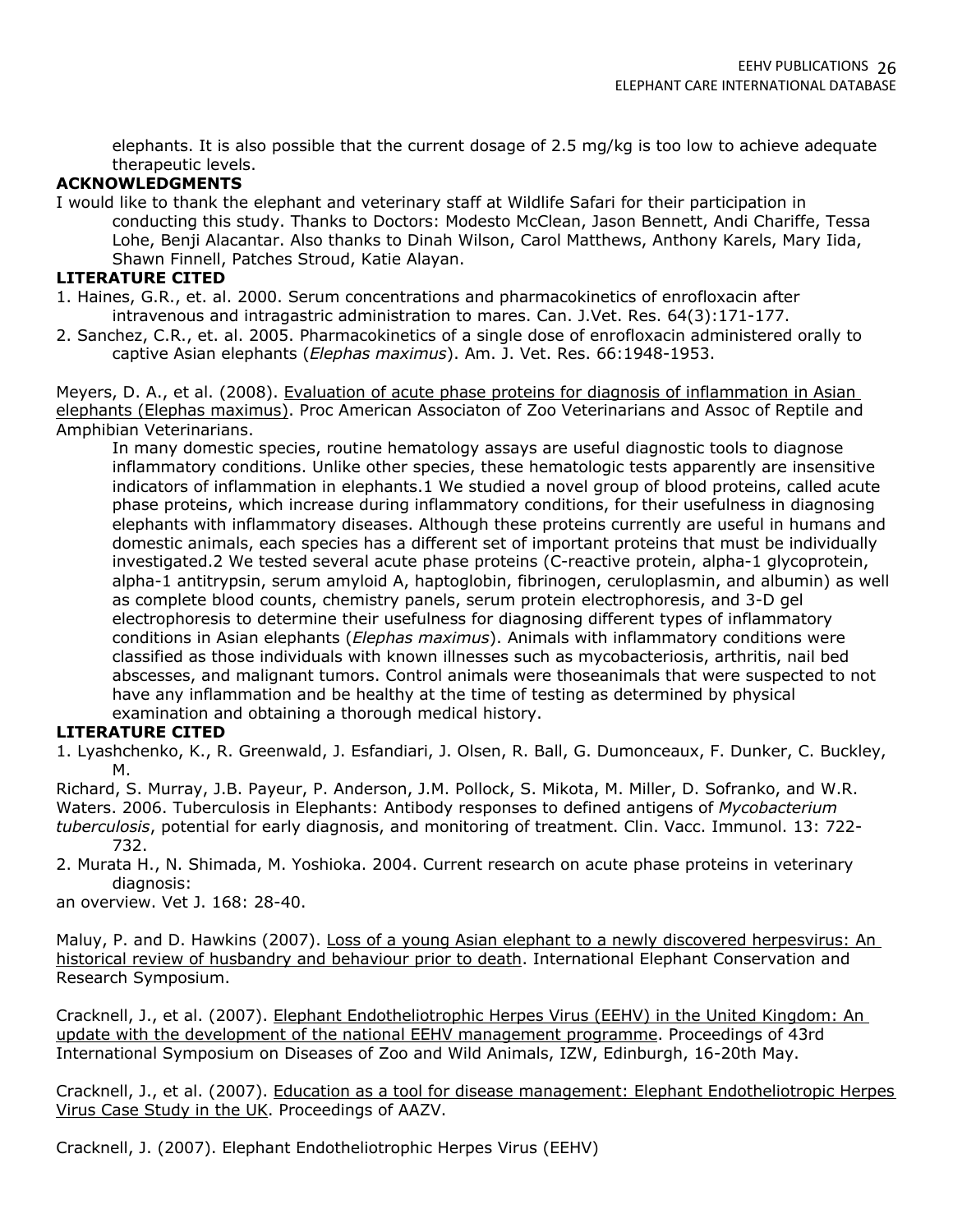elephants. It is also possible that the current dosage of 2.5 mg/kg is too low to achieve adequate therapeutic levels.

**ACKNOWLEDGMENTS**

I would like to thank the elephant and veterinary staff at Wildlife Safari for their participation in conducting this study. Thanks to Doctors: Modesto McClean, Jason Bennett, Andi Chariffe, Tessa Lohe, Benji Alacantar. Also thanks to Dinah Wilson, Carol Matthews, Anthony Karels, Mary Iida, Shawn Finnell, Patches Stroud, Katie Alayan.

**LITERATURE CITED**

1. Haines, G.R., et. al. 2000. Serum concentrations and pharmacokinetics of enrofloxacin after intravenous and intragastric administration to mares. Can. J.Vet. Res. 64(3):171-177.
2. Sanchez, C.R., et. al. 2005. Pharmacokinetics of a single dose of enrofloxacin administered orally to captive Asian elephants (*Elephas maximus*). Am. J. Vet. Res. 66:1948-1953.

Meyers, D. A., et al. (2008). Evaluation of acute phase proteins for diagnosis of inflammation in Asian elephants (Elephas maximus). Proc American Associaton of Zoo Veterinarians and Assoc of Reptile and Amphibian Veterinarians.

In many domestic species, routine hematology assays are useful diagnostic tools to diagnose inflammatory conditions. Unlike other species, these hematologic tests apparently are insensitive indicators of inflammation in elephants.1 We studied a novel group of blood proteins, called acute phase proteins, which increase during inflammatory conditions, for their usefulness in diagnosing elephants with inflammatory diseases. Although these proteins currently are useful in humans and domestic animals, each species has a different set of important proteins that must be individually investigated.2 We tested several acute phase proteins (C-reactive protein, alpha-1 glycoprotein, alpha-1 antitrypsin, serum amyloid A, haptoglobin, fibrinogen, ceruloplasmin, and albumin) as well as complete blood counts, chemistry panels, serum protein electrophoresis, and 3-D gel electrophoresis to determine their usefulness for diagnosing different types of inflammatory conditions in Asian elephants (*Elephas maximus*). Animals with inflammatory conditions were classified as those individuals with known illnesses such as mycobacteriosis, arthritis, nail bed abscesses, and malignant tumors. Control animals were thoseanimals that were suspected to not have any inflammation and be healthy at the time of testing as determined by physical examination and obtaining a thorough medical history.

**LITERATURE CITED**

1. Lyashchenko, K., R. Greenwald, J. Esfandiari, J. Olsen, R. Ball, G. Dumonceaux, F. Dunker, C. Buckley, M.

Richard, S. Murray, J.B. Payeur, P. Anderson, J.M. Pollock, S. Mikota, M. Miller, D. Sofranko, and W.R. Waters. 2006. Tuberculosis in Elephants: Antibody responses to defined antigens of *Mycobacterium tuberculosis*, potential for early diagnosis, and monitoring of treatment. Clin. Vacc. Immunol. 13: 722-732.

2. Murata H., N. Shimada, M. Yoshioka. 2004. Current research on acute phase proteins in veterinary diagnosis:

an overview. Vet J. 168: 28-40.

Maluy, P. and D. Hawkins (2007). Loss of a young Asian elephant to a newly discovered herpesvirus: An historical review of husbandry and behaviour prior to death. International Elephant Conservation and Research Symposium.

Cracknell, J., et al. (2007). Elephant Endotheliotrophic Herpes Virus (EEHV) in the United Kingdom: An update with the development of the national EEHV management programme. Proceedings of 43rd International Symposium on Diseases of Zoo and Wild Animals, IZW, Edinburgh, 16-20th May.

Cracknell, J., et al. (2007). Education as a tool for disease management: Elephant Endotheliotropic Herpes Virus Case Study in the UK. Proceedings of AAZV.

Cracknell, J. (2007). Elephant Endotheliotrophic Herpes Virus (EEHV)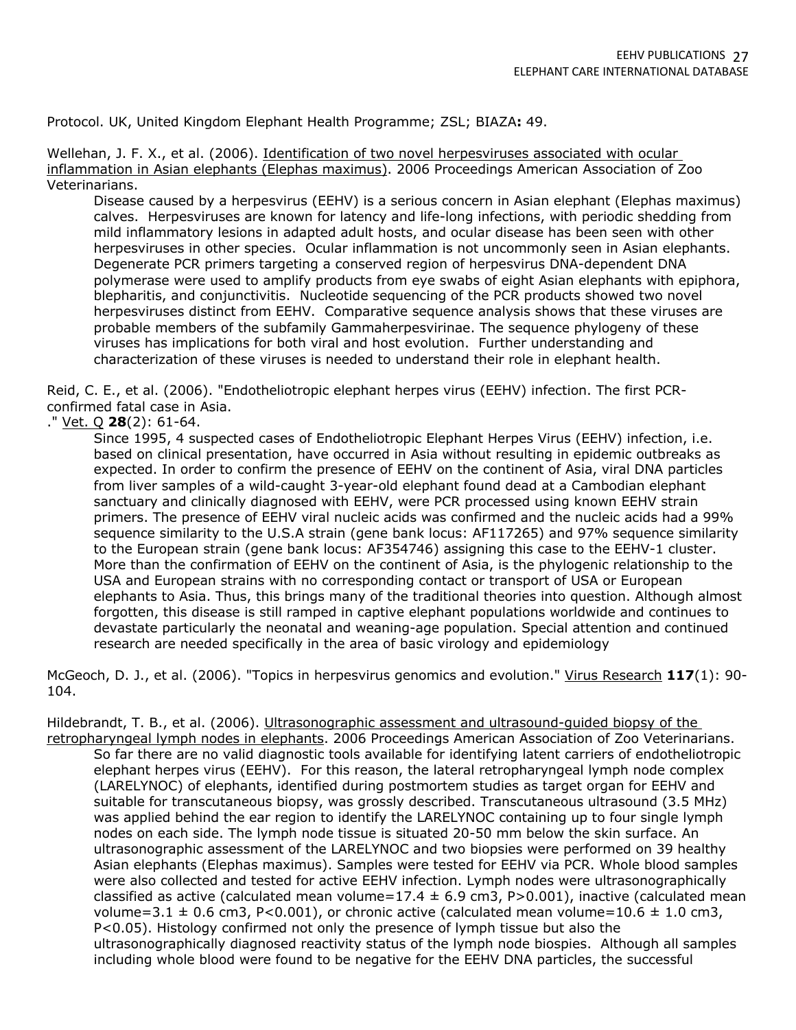Protocol. UK, United Kingdom Elephant Health Programme; ZSL; BIAZA**:** 49.

Wellehan, J. F. X., et al. (2006). Identification of two novel herpesviruses associated with ocular inflammation in Asian elephants (Elephas maximus). 2006 Proceedings American Association of Zoo Veterinarians.

> Disease caused by a herpesvirus (EEHV) is a serious concern in Asian elephant (Elephas maximus) calves. Herpesviruses are known for latency and life-long infections, with periodic shedding from mild inflammatory lesions in adapted adult hosts, and ocular disease has been seen with other herpesviruses in other species. Ocular inflammation is not uncommonly seen in Asian elephants. Degenerate PCR primers targeting a conserved region of herpesvirus DNA-dependent DNA polymerase were used to amplify products from eye swabs of eight Asian elephants with epiphora, blepharitis, and conjunctivitis. Nucleotide sequencing of the PCR products showed two novel herpesviruses distinct from EEHV. Comparative sequence analysis shows that these viruses are probable members of the subfamily Gammaherpesvirinae. The sequence phylogeny of these viruses has implications for both viral and host evolution. Further understanding and characterization of these viruses is needed to understand their role in elephant health.

Reid, C. E., et al. (2006). "Endotheliotropic elephant herpes virus (EEHV) infection. The first PCR-confirmed fatal case in Asia.
." Vet. Q **28**(2): 61-64.

> Since 1995, 4 suspected cases of Endotheliotropic Elephant Herpes Virus (EEHV) infection, i.e. based on clinical presentation, have occurred in Asia without resulting in epidemic outbreaks as expected. In order to confirm the presence of EEHV on the continent of Asia, viral DNA particles from liver samples of a wild-caught 3-year-old elephant found dead at a Cambodian elephant sanctuary and clinically diagnosed with EEHV, were PCR processed using known EEHV strain primers. The presence of EEHV viral nucleic acids was confirmed and the nucleic acids had a 99% sequence similarity to the U.S.A strain (gene bank locus: AF117265) and 97% sequence similarity to the European strain (gene bank locus: AF354746) assigning this case to the EEHV-1 cluster. More than the confirmation of EEHV on the continent of Asia, is the phylogenic relationship to the USA and European strains with no corresponding contact or transport of USA or European elephants to Asia. Thus, this brings many of the traditional theories into question. Although almost forgotten, this disease is still ramped in captive elephant populations worldwide and continues to devastate particularly the neonatal and weaning-age population. Special attention and continued research are needed specifically in the area of basic virology and epidemiology

McGeoch, D. J., et al. (2006). "Topics in herpesvirus genomics and evolution." Virus Research **117**(1): 90-104.

Hildebrandt, T. B., et al. (2006). Ultrasonographic assessment and ultrasound-guided biopsy of the retropharyngeal lymph nodes in elephants. 2006 Proceedings American Association of Zoo Veterinarians.

> So far there are no valid diagnostic tools available for identifying latent carriers of endotheliotropic elephant herpes virus (EEHV). For this reason, the lateral retropharyngeal lymph node complex (LARELYNOC) of elephants, identified during postmortem studies as target organ for EEHV and suitable for transcutaneous biopsy, was grossly described. Transcutaneous ultrasound (3.5 MHz) was applied behind the ear region to identify the LARELYNOC containing up to four single lymph nodes on each side. The lymph node tissue is situated 20-50 mm below the skin surface. An ultrasonographic assessment of the LARELYNOC and two biopsies were performed on 39 healthy Asian elephants (Elephas maximus). Samples were tested for EEHV via PCR. Whole blood samples were also collected and tested for active EEHV infection. Lymph nodes were ultrasonographically classified as active (calculated mean volume=17.4 ± 6.9 cm3, P>0.001), inactive (calculated mean volume=3.1 ± 0.6 cm3, P<0.001), or chronic active (calculated mean volume=10.6 ± 1.0 cm3, P<0.05). Histology confirmed not only the presence of lymph tissue but also the ultrasonographically diagnosed reactivity status of the lymph node biospies. Although all samples including whole blood were found to be negative for the EEHV DNA particles, the successful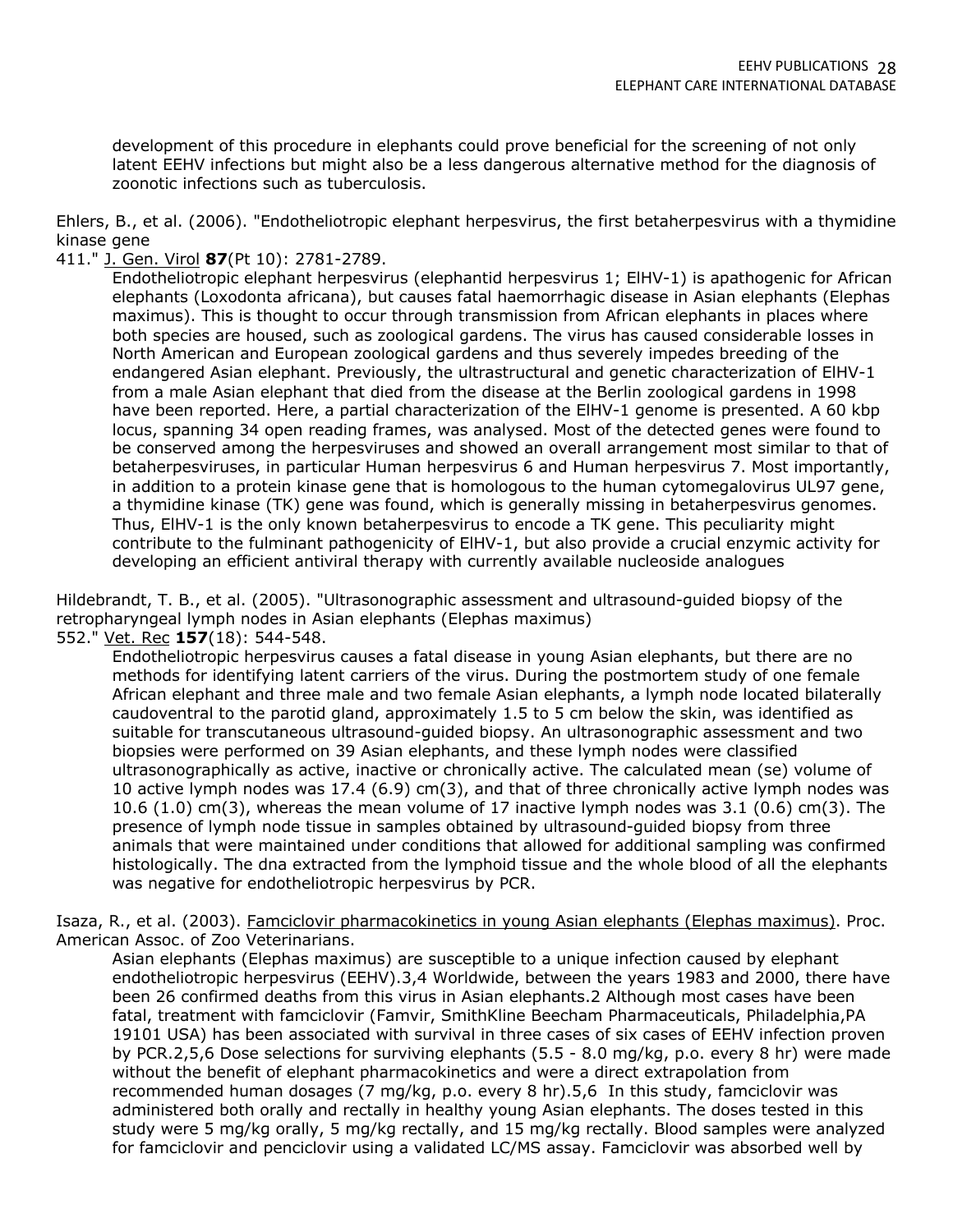development of this procedure in elephants could prove beneficial for the screening of not only latent EEHV infections but might also be a less dangerous alternative method for the diagnosis of zoonotic infections such as tuberculosis.

Ehlers, B., et al. (2006). "Endotheliotropic elephant herpesvirus, the first betaherpesvirus with a thymidine kinase gene
411." J. Gen. Virol **87**(Pt 10): 2781-2789.

Endotheliotropic elephant herpesvirus (elephantid herpesvirus 1; ElHV-1) is apathogenic for African elephants (Loxodonta africana), but causes fatal haemorrhagic disease in Asian elephants (Elephas maximus). This is thought to occur through transmission from African elephants in places where both species are housed, such as zoological gardens. The virus has caused considerable losses in North American and European zoological gardens and thus severely impedes breeding of the endangered Asian elephant. Previously, the ultrastructural and genetic characterization of ElHV-1 from a male Asian elephant that died from the disease at the Berlin zoological gardens in 1998 have been reported. Here, a partial characterization of the ElHV-1 genome is presented. A 60 kbp locus, spanning 34 open reading frames, was analysed. Most of the detected genes were found to be conserved among the herpesviruses and showed an overall arrangement most similar to that of betaherpesviruses, in particular Human herpesvirus 6 and Human herpesvirus 7. Most importantly, in addition to a protein kinase gene that is homologous to the human cytomegalovirus UL97 gene, a thymidine kinase (TK) gene was found, which is generally missing in betaherpesvirus genomes. Thus, ElHV-1 is the only known betaherpesvirus to encode a TK gene. This peculiarity might contribute to the fulminant pathogenicity of ElHV-1, but also provide a crucial enzymic activity for developing an efficient antiviral therapy with currently available nucleoside analogues

Hildebrandt, T. B., et al. (2005). "Ultrasonographic assessment and ultrasound-guided biopsy of the retropharyngeal lymph nodes in Asian elephants (Elephas maximus)
552." Vet. Rec **157**(18): 544-548.

Endotheliotropic herpesvirus causes a fatal disease in young Asian elephants, but there are no methods for identifying latent carriers of the virus. During the postmortem study of one female African elephant and three male and two female Asian elephants, a lymph node located bilaterally caudoventral to the parotid gland, approximately 1.5 to 5 cm below the skin, was identified as suitable for transcutaneous ultrasound-guided biopsy. An ultrasonographic assessment and two biopsies were performed on 39 Asian elephants, and these lymph nodes were classified ultrasonographically as active, inactive or chronically active. The calculated mean (se) volume of 10 active lymph nodes was 17.4 (6.9) cm(3), and that of three chronically active lymph nodes was 10.6 (1.0) cm(3), whereas the mean volume of 17 inactive lymph nodes was 3.1 (0.6) cm(3). The presence of lymph node tissue in samples obtained by ultrasound-guided biopsy from three animals that were maintained under conditions that allowed for additional sampling was confirmed histologically. The dna extracted from the lymphoid tissue and the whole blood of all the elephants was negative for endotheliotropic herpesvirus by PCR.

Isaza, R., et al. (2003). Famciclovir pharmacokinetics in young Asian elephants (Elephas maximus). Proc. American Assoc. of Zoo Veterinarians.

Asian elephants (Elephas maximus) are susceptible to a unique infection caused by elephant endotheliotropic herpesvirus (EEHV).3,4 Worldwide, between the years 1983 and 2000, there have been 26 confirmed deaths from this virus in Asian elephants.2 Although most cases have been fatal, treatment with famciclovir (Famvir, SmithKline Beecham Pharmaceuticals, Philadelphia,PA 19101 USA) has been associated with survival in three cases of six cases of EEHV infection proven by PCR.2,5,6 Dose selections for surviving elephants (5.5 - 8.0 mg/kg, p.o. every 8 hr) were made without the benefit of elephant pharmacokinetics and were a direct extrapolation from recommended human dosages (7 mg/kg, p.o. every 8 hr).5,6 In this study, famciclovir was administered both orally and rectally in healthy young Asian elephants. The doses tested in this study were 5 mg/kg orally, 5 mg/kg rectally, and 15 mg/kg rectally. Blood samples were analyzed for famciclovir and penciclovir using a validated LC/MS assay. Famciclovir was absorbed well by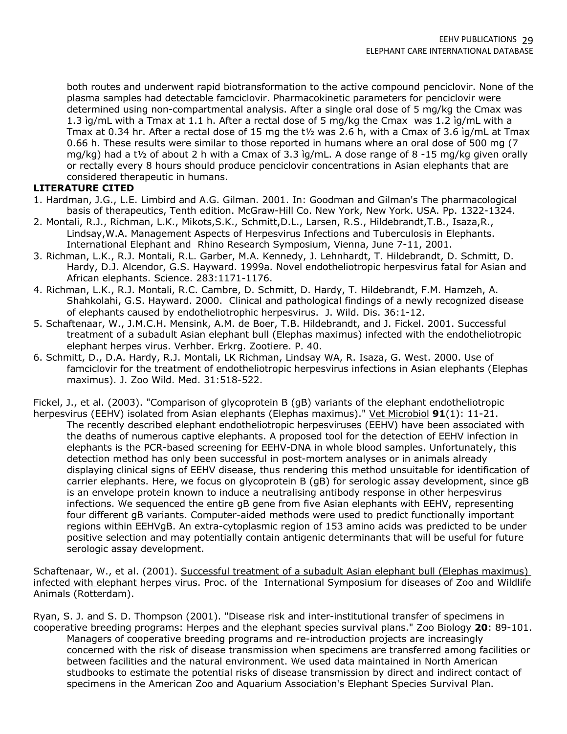both routes and underwent rapid biotransformation to the active compound penciclovir. None of the plasma samples had detectable famciclovir. Pharmacokinetic parameters for penciclovir were determined using non-compartmental analysis. After a single oral dose of 5 mg/kg the Cmax was 1.3 ìg/mL with a Tmax at 1.1 h. After a rectal dose of 5 mg/kg the Cmax was 1.2 ìg/mL with a Tmax at 0.34 hr. After a rectal dose of 15 mg the t½ was 2.6 h, with a Cmax of 3.6 ìg/mL at Tmax 0.66 h. These results were similar to those reported in humans where an oral dose of 500 mg (7 mg/kg) had a t½ of about 2 h with a Cmax of 3.3 ìg/mL. A dose range of 8 -15 mg/kg given orally or rectally every 8 hours should produce penciclovir concentrations in Asian elephants that are considered therapeutic in humans.

**LITERATURE CITED**

1. Hardman, J.G., L.E. Limbird and A.G. Gilman. 2001. In: Goodman and Gilman's The pharmacological basis of therapeutics, Tenth edition. McGraw-Hill Co. New York, New York. USA. Pp. 1322-1324.
2. Montali, R.J., Richman, L.K., Mikots,S.K., Schmitt,D.L., Larsen, R.S., Hildebrandt,T.B., Isaza,R., Lindsay,W.A. Management Aspects of Herpesvirus Infections and Tuberculosis in Elephants. International Elephant and Rhino Research Symposium, Vienna, June 7-11, 2001.
3. Richman, L.K., R.J. Montali, R.L. Garber, M.A. Kennedy, J. Lehnhardt, T. Hildebrandt, D. Schmitt, D. Hardy, D.J. Alcendor, G.S. Hayward. 1999a. Novel endotheliotropic herpesvirus fatal for Asian and African elephants. Science. 283:1171-1176.
4. Richman, L.K., R.J. Montali, R.C. Cambre, D. Schmitt, D. Hardy, T. Hildebrandt, F.M. Hamzeh, A. Shahkolahi, G.S. Hayward. 2000. Clinical and pathological findings of a newly recognized disease of elephants caused by endotheliotrophic herpesvirus. J. Wild. Dis. 36:1-12.
5. Schaftenaar, W., J.M.C.H. Mensink, A.M. de Boer, T.B. Hildebrandt, and J. Fickel. 2001. Successful treatment of a subadult Asian elephant bull (Elephas maximus) infected with the endotheliotropic elephant herpes virus. Verhber. Erkrg. Zootiere. P. 40.
6. Schmitt, D., D.A. Hardy, R.J. Montali, LK Richman, Lindsay WA, R. Isaza, G. West. 2000. Use of famciclovir for the treatment of endotheliotropic herpesvirus infections in Asian elephants (Elephas maximus). J. Zoo Wild. Med. 31:518-522.

Fickel, J., et al. (2003). "Comparison of glycoprotein B (gB) variants of the elephant endotheliotropic herpesvirus (EEHV) isolated from Asian elephants (Elephas maximus)." Vet Microbiol **91**(1): 11-21.

The recently described elephant endotheliotropic herpesviruses (EEHV) have been associated with the deaths of numerous captive elephants. A proposed tool for the detection of EEHV infection in elephants is the PCR-based screening for EEHV-DNA in whole blood samples. Unfortunately, this detection method has only been successful in post-mortem analyses or in animals already displaying clinical signs of EEHV disease, thus rendering this method unsuitable for identification of carrier elephants. Here, we focus on glycoprotein B (gB) for serologic assay development, since gB is an envelope protein known to induce a neutralising antibody response in other herpesvirus infections. We sequenced the entire gB gene from five Asian elephants with EEHV, representing four different gB variants. Computer-aided methods were used to predict functionally important regions within EEHVgB. An extra-cytoplasmic region of 153 amino acids was predicted to be under positive selection and may potentially contain antigenic determinants that will be useful for future serologic assay development.

Schaftenaar, W., et al. (2001). Successful treatment of a subadult Asian elephant bull (Elephas maximus) infected with elephant herpes virus. Proc. of the International Symposium for diseases of Zoo and Wildlife Animals (Rotterdam).

Ryan, S. J. and S. D. Thompson (2001). "Disease risk and inter-institutional transfer of specimens in cooperative breeding programs: Herpes and the elephant species survival plans." Zoo Biology **20**: 89-101.

Managers of cooperative breeding programs and re-introduction projects are increasingly concerned with the risk of disease transmission when specimens are transferred among facilities or between facilities and the natural environment. We used data maintained in North American studbooks to estimate the potential risks of disease transmission by direct and indirect contact of specimens in the American Zoo and Aquarium Association's Elephant Species Survival Plan.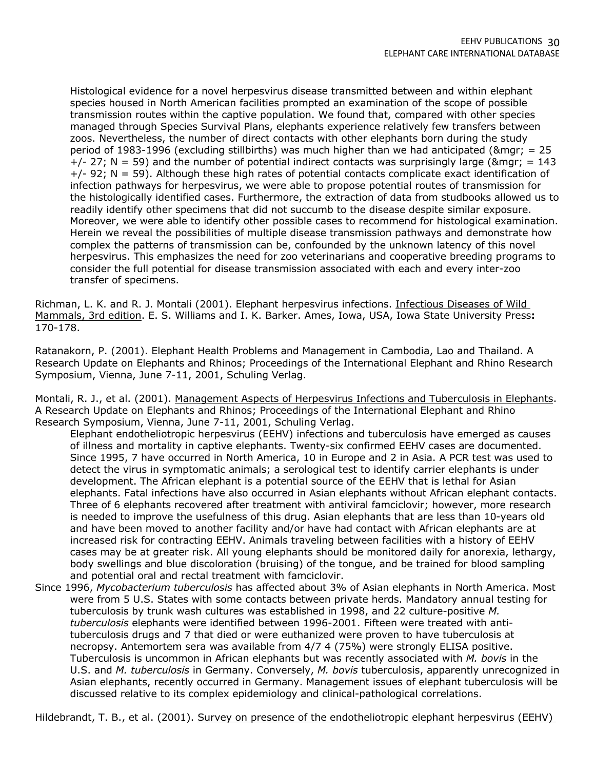Histological evidence for a novel herpesvirus disease transmitted between and within elephant species housed in North American facilities prompted an examination of the scope of possible transmission routes within the captive population. We found that, compared with other species managed through Species Survival Plans, elephants experience relatively few transfers between zoos. Nevertheless, the number of direct contacts with other elephants born during the study period of 1983-1996 (excluding stillbirths) was much higher than we had anticipated (&mgr; = 25 +/- 27; N = 59) and the number of potential indirect contacts was surprisingly large (&mgr; = 143 +/- 92; N = 59). Although these high rates of potential contacts complicate exact identification of infection pathways for herpesvirus, we were able to propose potential routes of transmission for the histologically identified cases. Furthermore, the extraction of data from studbooks allowed us to readily identify other specimens that did not succumb to the disease despite similar exposure. Moreover, we were able to identify other possible cases to recommend for histological examination. Herein we reveal the possibilities of multiple disease transmission pathways and demonstrate how complex the patterns of transmission can be, confounded by the unknown latency of this novel herpesvirus. This emphasizes the need for zoo veterinarians and cooperative breeding programs to consider the full potential for disease transmission associated with each and every inter-zoo transfer of specimens.

Richman, L. K. and R. J. Montali (2001). Elephant herpesvirus infections. Infectious Diseases of Wild Mammals, 3rd edition. E. S. Williams and I. K. Barker. Ames, Iowa, USA, Iowa State University Press**:** 170-178.

Ratanakorn, P. (2001). Elephant Health Problems and Management in Cambodia, Lao and Thailand. A Research Update on Elephants and Rhinos; Proceedings of the International Elephant and Rhino Research Symposium, Vienna, June 7-11, 2001, Schuling Verlag.

Montali, R. J., et al. (2001). Management Aspects of Herpesvirus Infections and Tuberculosis in Elephants. A Research Update on Elephants and Rhinos; Proceedings of the International Elephant and Rhino Research Symposium, Vienna, June 7-11, 2001, Schuling Verlag.

Elephant endotheliotropic herpesvirus (EEHV) infections and tuberculosis have emerged as causes of illness and mortality in captive elephants. Twenty-six confirmed EEHV cases are documented. Since 1995, 7 have occurred in North America, 10 in Europe and 2 in Asia. A PCR test was used to detect the virus in symptomatic animals; a serological test to identify carrier elephants is under development. The African elephant is a potential source of the EEHV that is lethal for Asian elephants. Fatal infections have also occurred in Asian elephants without African elephant contacts. Three of 6 elephants recovered after treatment with antiviral famciclovir; however, more research is needed to improve the usefulness of this drug. Asian elephants that are less than 10-years old and have been moved to another facility and/or have had contact with African elephants are at increased risk for contracting EEHV. Animals traveling between facilities with a history of EEHV cases may be at greater risk. All young elephants should be monitored daily for anorexia, lethargy, body swellings and blue discoloration (bruising) of the tongue, and be trained for blood sampling and potential oral and rectal treatment with famciclovir.

Since 1996, *Mycobacterium tuberculosis* has affected about 3% of Asian elephants in North America. Most were from 5 U.S. States with some contacts between private herds. Mandatory annual testing for tuberculosis by trunk wash cultures was established in 1998, and 22 culture-positive *M. tuberculosis* elephants were identified between 1996-2001. Fifteen were treated with anti-tuberculosis drugs and 7 that died or were euthanized were proven to have tuberculosis at necropsy. Antemortem sera was available from 4/7 4 (75%) were strongly ELISA positive. Tuberculosis is uncommon in African elephants but was recently associated with *M. bovis* in the U.S. and *M. tuberculosis* in Germany. Conversely, *M. bovis* tuberculosis, apparently unrecognized in Asian elephants, recently occurred in Germany. Management issues of elephant tuberculosis will be discussed relative to its complex epidemiology and clinical-pathological correlations.

Hildebrandt, T. B., et al. (2001). Survey on presence of the endotheliotropic elephant herpesvirus (EEHV)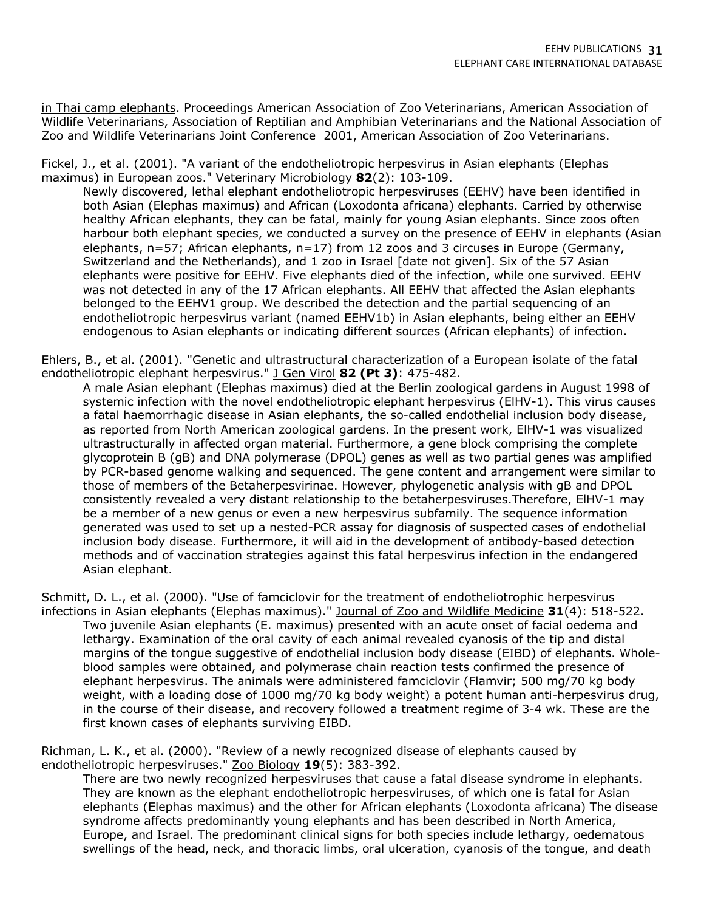in Thai camp elephants. Proceedings American Association of Zoo Veterinarians, American Association of Wildlife Veterinarians, Association of Reptilian and Amphibian Veterinarians and the National Association of Zoo and Wildlife Veterinarians Joint Conference 2001, American Association of Zoo Veterinarians.

Fickel, J., et al. (2001). "A variant of the endotheliotropic herpesvirus in Asian elephants (Elephas maximus) in European zoos." Veterinary Microbiology **82**(2): 103-109.

> Newly discovered, lethal elephant endotheliotropic herpesviruses (EEHV) have been identified in both Asian (Elephas maximus) and African (Loxodonta africana) elephants. Carried by otherwise healthy African elephants, they can be fatal, mainly for young Asian elephants. Since zoos often harbour both elephant species, we conducted a survey on the presence of EEHV in elephants (Asian elephants, n=57; African elephants, n=17) from 12 zoos and 3 circuses in Europe (Germany, Switzerland and the Netherlands), and 1 zoo in Israel [date not given]. Six of the 57 Asian elephants were positive for EEHV. Five elephants died of the infection, while one survived. EEHV was not detected in any of the 17 African elephants. All EEHV that affected the Asian elephants belonged to the EEHV1 group. We described the detection and the partial sequencing of an endotheliotropic herpesvirus variant (named EEHV1b) in Asian elephants, being either an EEHV endogenous to Asian elephants or indicating different sources (African elephants) of infection.

Ehlers, B., et al. (2001). "Genetic and ultrastructural characterization of a European isolate of the fatal endotheliotropic elephant herpesvirus." J Gen Virol **82 (Pt 3)**: 475-482.

> A male Asian elephant (Elephas maximus) died at the Berlin zoological gardens in August 1998 of systemic infection with the novel endotheliotropic elephant herpesvirus (ElHV-1). This virus causes a fatal haemorrhagic disease in Asian elephants, the so-called endothelial inclusion body disease, as reported from North American zoological gardens. In the present work, ElHV-1 was visualized ultrastructurally in affected organ material. Furthermore, a gene block comprising the complete glycoprotein B (gB) and DNA polymerase (DPOL) genes as well as two partial genes was amplified by PCR-based genome walking and sequenced. The gene content and arrangement were similar to those of members of the Betaherpesvirinae. However, phylogenetic analysis with gB and DPOL consistently revealed a very distant relationship to the betaherpesviruses.Therefore, ElHV-1 may be a member of a new genus or even a new herpesvirus subfamily. The sequence information generated was used to set up a nested-PCR assay for diagnosis of suspected cases of endothelial inclusion body disease. Furthermore, it will aid in the development of antibody-based detection methods and of vaccination strategies against this fatal herpesvirus infection in the endangered Asian elephant.

Schmitt, D. L., et al. (2000). "Use of famciclovir for the treatment of endotheliotrophic herpesvirus infections in Asian elephants (Elephas maximus)." Journal of Zoo and Wildlife Medicine **31**(4): 518-522.

> Two juvenile Asian elephants (E. maximus) presented with an acute onset of facial oedema and lethargy. Examination of the oral cavity of each animal revealed cyanosis of the tip and distal margins of the tongue suggestive of endothelial inclusion body disease (EIBD) of elephants. Whole-blood samples were obtained, and polymerase chain reaction tests confirmed the presence of elephant herpesvirus. The animals were administered famciclovir (Flamvir; 500 mg/70 kg body weight, with a loading dose of 1000 mg/70 kg body weight) a potent human anti-herpesvirus drug, in the course of their disease, and recovery followed a treatment regime of 3-4 wk. These are the first known cases of elephants surviving EIBD.

Richman, L. K., et al. (2000). "Review of a newly recognized disease of elephants caused by endotheliotropic herpesviruses." Zoo Biology **19**(5): 383-392.

> There are two newly recognized herpesviruses that cause a fatal disease syndrome in elephants. They are known as the elephant endotheliotropic herpesviruses, of which one is fatal for Asian elephants (Elephas maximus) and the other for African elephants (Loxodonta africana) The disease syndrome affects predominantly young elephants and has been described in North America, Europe, and Israel. The predominant clinical signs for both species include lethargy, oedematous swellings of the head, neck, and thoracic limbs, oral ulceration, cyanosis of the tongue, and death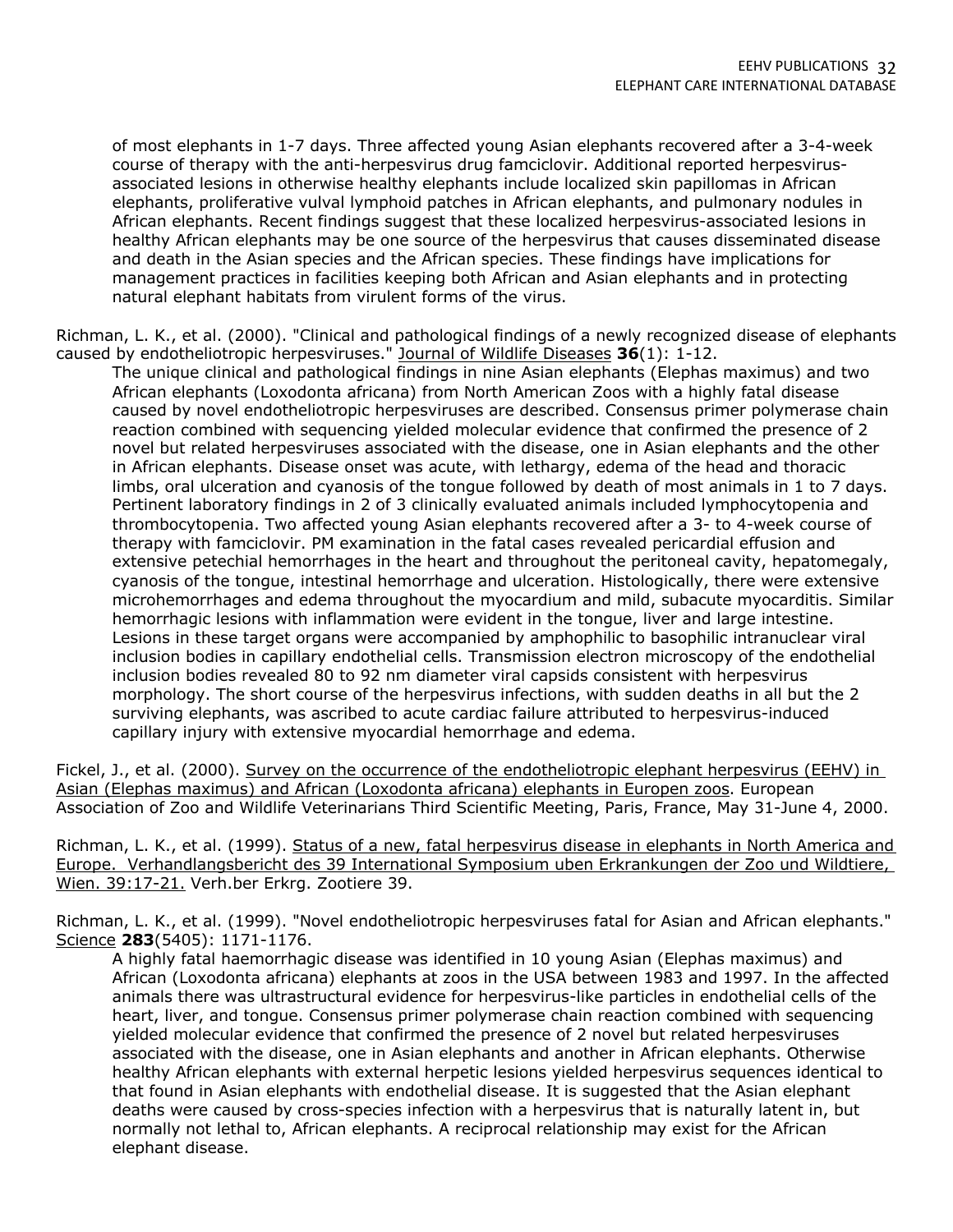of most elephants in 1-7 days. Three affected young Asian elephants recovered after a 3-4-week course of therapy with the anti-herpesvirus drug famciclovir. Additional reported herpesvirus-associated lesions in otherwise healthy elephants include localized skin papillomas in African elephants, proliferative vulval lymphoid patches in African elephants, and pulmonary nodules in African elephants. Recent findings suggest that these localized herpesvirus-associated lesions in healthy African elephants may be one source of the herpesvirus that causes disseminated disease and death in the Asian species and the African species. These findings have implications for management practices in facilities keeping both African and Asian elephants and in protecting natural elephant habitats from virulent forms of the virus.

Richman, L. K., et al. (2000). "Clinical and pathological findings of a newly recognized disease of elephants caused by endotheliotropic herpesviruses." Journal of Wildlife Diseases **36**(1): 1-12.

The unique clinical and pathological findings in nine Asian elephants (Elephas maximus) and two African elephants (Loxodonta africana) from North American Zoos with a highly fatal disease caused by novel endotheliotropic herpesviruses are described. Consensus primer polymerase chain reaction combined with sequencing yielded molecular evidence that confirmed the presence of 2 novel but related herpesviruses associated with the disease, one in Asian elephants and the other in African elephants. Disease onset was acute, with lethargy, edema of the head and thoracic limbs, oral ulceration and cyanosis of the tongue followed by death of most animals in 1 to 7 days. Pertinent laboratory findings in 2 of 3 clinically evaluated animals included lymphocytopenia and thrombocytopenia. Two affected young Asian elephants recovered after a 3- to 4-week course of therapy with famciclovir. PM examination in the fatal cases revealed pericardial effusion and extensive petechial hemorrhages in the heart and throughout the peritoneal cavity, hepatomegaly, cyanosis of the tongue, intestinal hemorrhage and ulceration. Histologically, there were extensive microhemorrhages and edema throughout the myocardium and mild, subacute myocarditis. Similar hemorrhagic lesions with inflammation were evident in the tongue, liver and large intestine. Lesions in these target organs were accompanied by amphophilic to basophilic intranuclear viral inclusion bodies in capillary endothelial cells. Transmission electron microscopy of the endothelial inclusion bodies revealed 80 to 92 nm diameter viral capsids consistent with herpesvirus morphology. The short course of the herpesvirus infections, with sudden deaths in all but the 2 surviving elephants, was ascribed to acute cardiac failure attributed to herpesvirus-induced capillary injury with extensive myocardial hemorrhage and edema.

Fickel, J., et al. (2000). Survey on the occurrence of the endotheliotropic elephant herpesvirus (EEHV) in Asian (Elephas maximus) and African (Loxodonta africana) elephants in Europen zoos. European Association of Zoo and Wildlife Veterinarians Third Scientific Meeting, Paris, France, May 31-June 4, 2000.

Richman, L. K., et al. (1999). Status of a new, fatal herpesvirus disease in elephants in North America and Europe. Verhandlangsbericht des 39 International Symposium uben Erkrankungen der Zoo und Wildtiere, Wien. 39:17-21. Verh.ber Erkrg. Zootiere 39.

Richman, L. K., et al. (1999). "Novel endotheliotropic herpesviruses fatal for Asian and African elephants." Science **283**(5405): 1171-1176.

A highly fatal haemorrhagic disease was identified in 10 young Asian (Elephas maximus) and African (Loxodonta africana) elephants at zoos in the USA between 1983 and 1997. In the affected animals there was ultrastructural evidence for herpesvirus-like particles in endothelial cells of the heart, liver, and tongue. Consensus primer polymerase chain reaction combined with sequencing yielded molecular evidence that confirmed the presence of 2 novel but related herpesviruses associated with the disease, one in Asian elephants and another in African elephants. Otherwise healthy African elephants with external herpetic lesions yielded herpesvirus sequences identical to that found in Asian elephants with endothelial disease. It is suggested that the Asian elephant deaths were caused by cross-species infection with a herpesvirus that is naturally latent in, but normally not lethal to, African elephants. A reciprocal relationship may exist for the African elephant disease.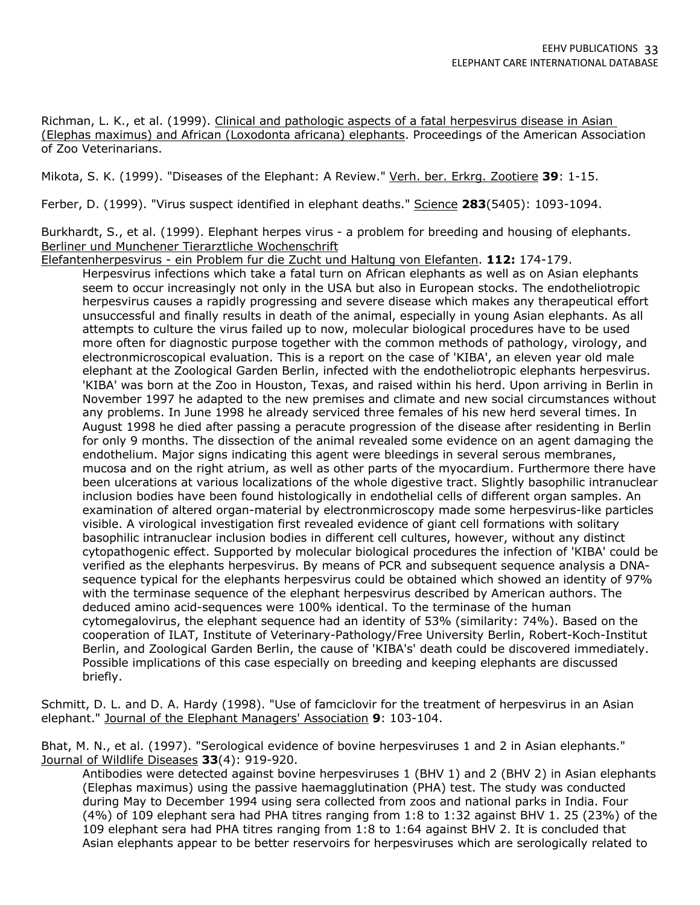Richman, L. K., et al. (1999). Clinical and pathologic aspects of a fatal herpesvirus disease in Asian (Elephas maximus) and African (Loxodonta africana) elephants. Proceedings of the American Association of Zoo Veterinarians.

Mikota, S. K. (1999). "Diseases of the Elephant: A Review." Verh. ber. Erkrg. Zootiere **39**: 1-15.

Ferber, D. (1999). "Virus suspect identified in elephant deaths." Science **283**(5405): 1093-1094.

Burkhardt, S., et al. (1999). Elephant herpes virus - a problem for breeding and housing of elephants. Berliner und Munchener Tierarztliche Wochenschrift Elefantenherpesvirus - ein Problem fur die Zucht und Haltung von Elefanten. **112:** 174-179.

> Herpesvirus infections which take a fatal turn on African elephants as well as on Asian elephants seem to occur increasingly not only in the USA but also in European stocks. The endotheliotropic herpesvirus causes a rapidly progressing and severe disease which makes any therapeutical effort unsuccessful and finally results in death of the animal, especially in young Asian elephants. As all attempts to culture the virus failed up to now, molecular biological procedures have to be used more often for diagnostic purpose together with the common methods of pathology, virology, and electronmicroscopical evaluation. This is a report on the case of 'KIBA', an eleven year old male elephant at the Zoological Garden Berlin, infected with the endotheliotropic elephants herpesvirus. 'KIBA' was born at the Zoo in Houston, Texas, and raised within his herd. Upon arriving in Berlin in November 1997 he adapted to the new premises and climate and new social circumstances without any problems. In June 1998 he already serviced three females of his new herd several times. In August 1998 he died after passing a peracute progression of the disease after residenting in Berlin for only 9 months. The dissection of the animal revealed some evidence on an agent damaging the endothelium. Major signs indicating this agent were bleedings in several serous membranes, mucosa and on the right atrium, as well as other parts of the myocardium. Furthermore there have been ulcerations at various localizations of the whole digestive tract. Slightly basophilic intranuclear inclusion bodies have been found histologically in endothelial cells of different organ samples. An examination of altered organ-material by electronmicroscopy made some herpesvirus-like particles visible. A virological investigation first revealed evidence of giant cell formations with solitary basophilic intranuclear inclusion bodies in different cell cultures, however, without any distinct cytopathogenic effect. Supported by molecular biological procedures the infection of 'KIBA' could be verified as the elephants herpesvirus. By means of PCR and subsequent sequence analysis a DNA-sequence typical for the elephants herpesvirus could be obtained which showed an identity of 97% with the terminase sequence of the elephant herpesvirus described by American authors. The deduced amino acid-sequences were 100% identical. To the terminase of the human cytomegalovirus, the elephant sequence had an identity of 53% (similarity: 74%). Based on the cooperation of ILAT, Institute of Veterinary-Pathology/Free University Berlin, Robert-Koch-Institut Berlin, and Zoological Garden Berlin, the cause of 'KIBA's' death could be discovered immediately. Possible implications of this case especially on breeding and keeping elephants are discussed briefly.

Schmitt, D. L. and D. A. Hardy (1998). "Use of famciclovir for the treatment of herpesvirus in an Asian elephant." Journal of the Elephant Managers' Association **9**: 103-104.

Bhat, M. N., et al. (1997). "Serological evidence of bovine herpesviruses 1 and 2 in Asian elephants." Journal of Wildlife Diseases **33**(4): 919-920.

> Antibodies were detected against bovine herpesviruses 1 (BHV 1) and 2 (BHV 2) in Asian elephants (Elephas maximus) using the passive haemagglutination (PHA) test. The study was conducted during May to December 1994 using sera collected from zoos and national parks in India. Four (4%) of 109 elephant sera had PHA titres ranging from 1:8 to 1:32 against BHV 1. 25 (23%) of the 109 elephant sera had PHA titres ranging from 1:8 to 1:64 against BHV 2. It is concluded that Asian elephants appear to be better reservoirs for herpesviruses which are serologically related to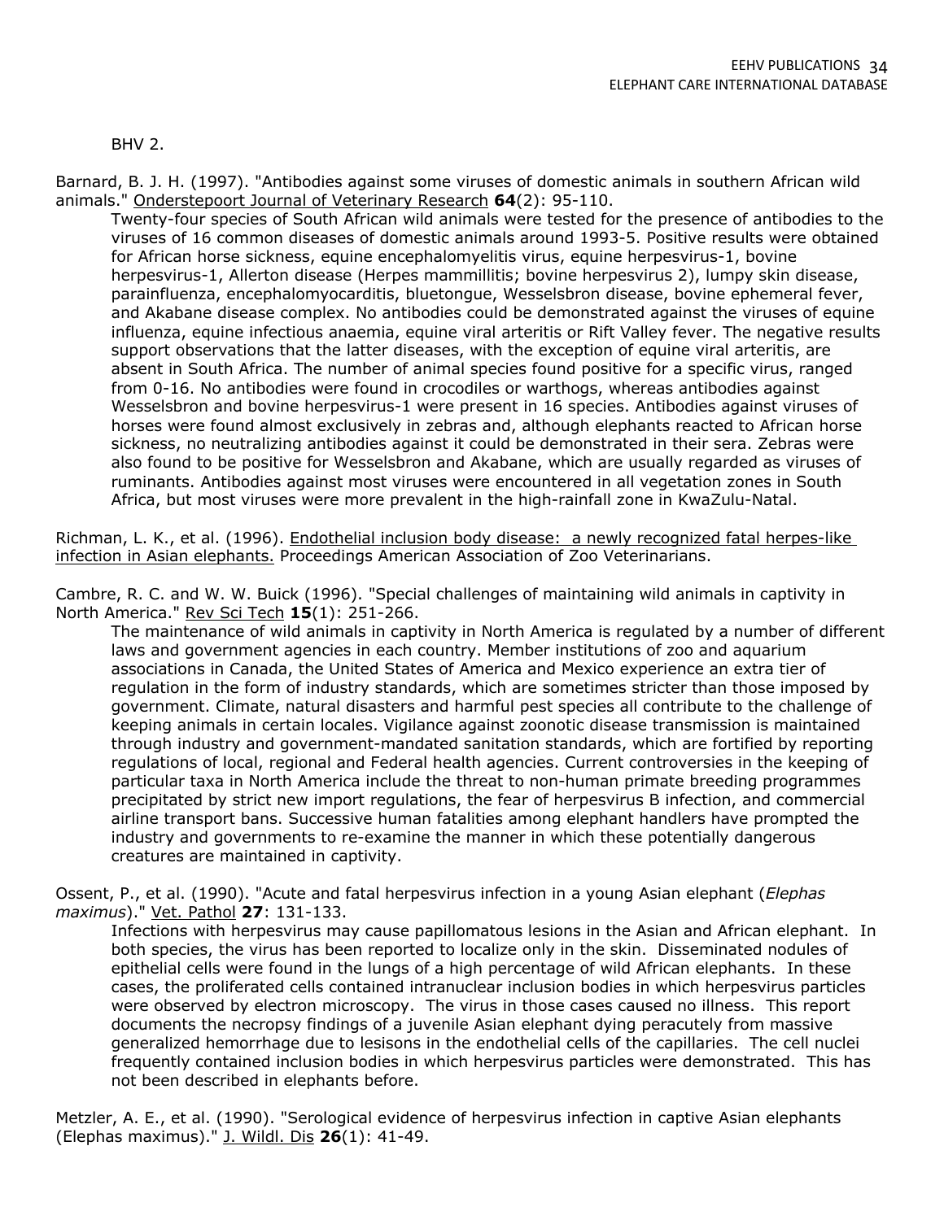BHV 2.

Barnard, B. J. H. (1997). "Antibodies against some viruses of domestic animals in southern African wild animals." Onderstepoort Journal of Veterinary Research **64**(2): 95-110.

Twenty-four species of South African wild animals were tested for the presence of antibodies to the viruses of 16 common diseases of domestic animals around 1993-5. Positive results were obtained for African horse sickness, equine encephalomyelitis virus, equine herpesvirus-1, bovine herpesvirus-1, Allerton disease (Herpes mammillitis; bovine herpesvirus 2), lumpy skin disease, parainfluenza, encephalomyocarditis, bluetongue, Wesselsbron disease, bovine ephemeral fever, and Akabane disease complex. No antibodies could be demonstrated against the viruses of equine influenza, equine infectious anaemia, equine viral arteritis or Rift Valley fever. The negative results support observations that the latter diseases, with the exception of equine viral arteritis, are absent in South Africa. The number of animal species found positive for a specific virus, ranged from 0-16. No antibodies were found in crocodiles or warthogs, whereas antibodies against Wesselsbron and bovine herpesvirus-1 were present in 16 species. Antibodies against viruses of horses were found almost exclusively in zebras and, although elephants reacted to African horse sickness, no neutralizing antibodies against it could be demonstrated in their sera. Zebras were also found to be positive for Wesselsbron and Akabane, which are usually regarded as viruses of ruminants. Antibodies against most viruses were encountered in all vegetation zones in South Africa, but most viruses were more prevalent in the high-rainfall zone in KwaZulu-Natal.

Richman, L. K., et al. (1996). Endothelial inclusion body disease: a newly recognized fatal herpes-like infection in Asian elephants. Proceedings American Association of Zoo Veterinarians.

Cambre, R. C. and W. W. Buick (1996). "Special challenges of maintaining wild animals in captivity in North America." Rev Sci Tech **15**(1): 251-266.

The maintenance of wild animals in captivity in North America is regulated by a number of different laws and government agencies in each country. Member institutions of zoo and aquarium associations in Canada, the United States of America and Mexico experience an extra tier of regulation in the form of industry standards, which are sometimes stricter than those imposed by government. Climate, natural disasters and harmful pest species all contribute to the challenge of keeping animals in certain locales. Vigilance against zoonotic disease transmission is maintained through industry and government-mandated sanitation standards, which are fortified by reporting regulations of local, regional and Federal health agencies. Current controversies in the keeping of particular taxa in North America include the threat to non-human primate breeding programmes precipitated by strict new import regulations, the fear of herpesvirus B infection, and commercial airline transport bans. Successive human fatalities among elephant handlers have prompted the industry and governments to re-examine the manner in which these potentially dangerous creatures are maintained in captivity.

Ossent, P., et al. (1990). "Acute and fatal herpesvirus infection in a young Asian elephant (*Elephas maximus*)." Vet. Pathol **27**: 131-133.

Infections with herpesvirus may cause papillomatous lesions in the Asian and African elephant. In both species, the virus has been reported to localize only in the skin. Disseminated nodules of epithelial cells were found in the lungs of a high percentage of wild African elephants. In these cases, the proliferated cells contained intranuclear inclusion bodies in which herpesvirus particles were observed by electron microscopy. The virus in those cases caused no illness. This report documents the necropsy findings of a juvenile Asian elephant dying peracutely from massive generalized hemorrhage due to lesisons in the endothelial cells of the capillaries. The cell nuclei frequently contained inclusion bodies in which herpesvirus particles were demonstrated. This has not been described in elephants before.

Metzler, A. E., et al. (1990). "Serological evidence of herpesvirus infection in captive Asian elephants (Elephas maximus)." J. Wildl. Dis **26**(1): 41-49.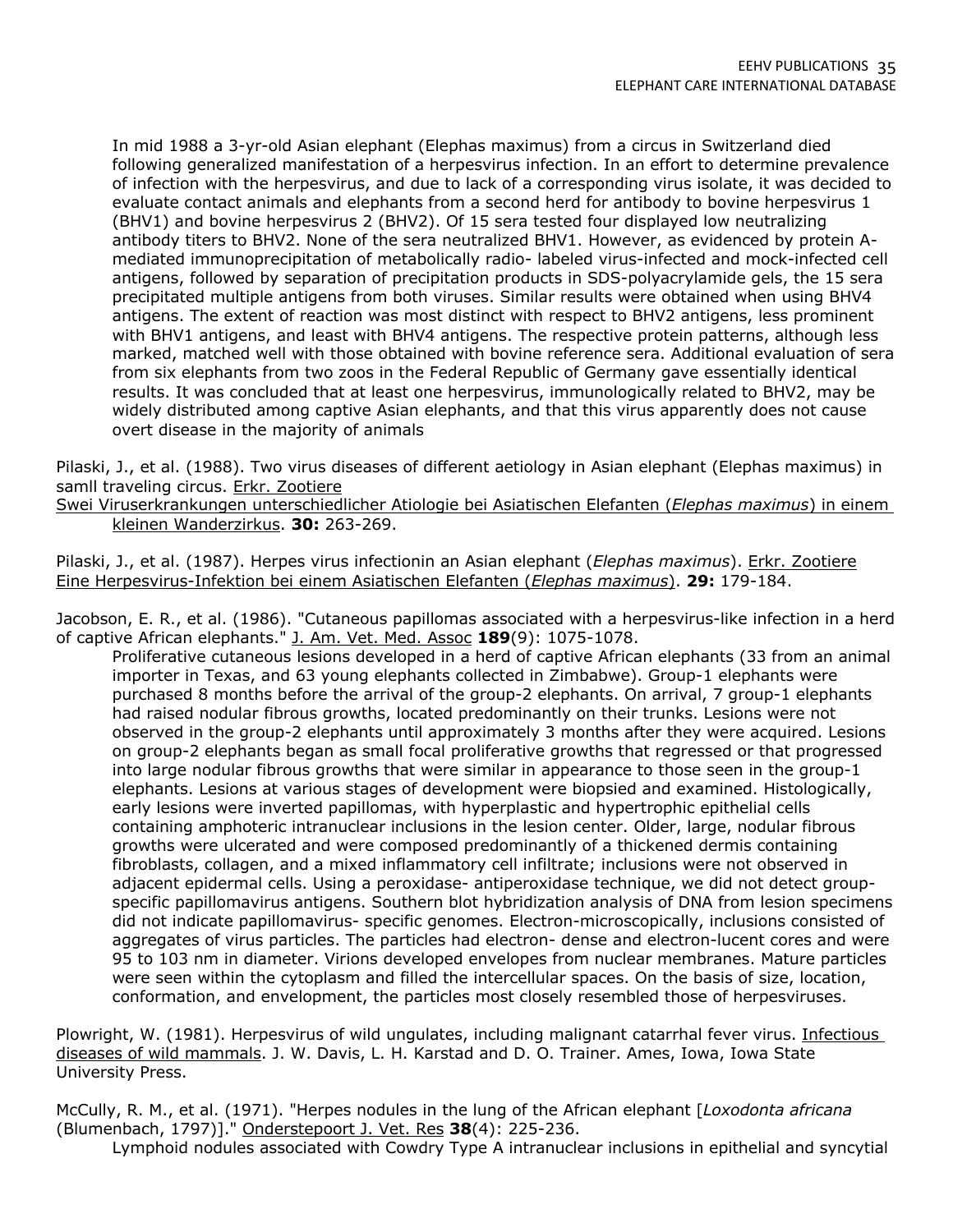In mid 1988 a 3-yr-old Asian elephant (Elephas maximus) from a circus in Switzerland died following generalized manifestation of a herpesvirus infection. In an effort to determine prevalence of infection with the herpesvirus, and due to lack of a corresponding virus isolate, it was decided to evaluate contact animals and elephants from a second herd for antibody to bovine herpesvirus 1 (BHV1) and bovine herpesvirus 2 (BHV2). Of 15 sera tested four displayed low neutralizing antibody titers to BHV2. None of the sera neutralized BHV1. However, as evidenced by protein A-mediated immunoprecipitation of metabolically radio- labeled virus-infected and mock-infected cell antigens, followed by separation of precipitation products in SDS-polyacrylamide gels, the 15 sera precipitated multiple antigens from both viruses. Similar results were obtained when using BHV4 antigens. The extent of reaction was most distinct with respect to BHV2 antigens, less prominent with BHV1 antigens, and least with BHV4 antigens. The respective protein patterns, although less marked, matched well with those obtained with bovine reference sera. Additional evaluation of sera from six elephants from two zoos in the Federal Republic of Germany gave essentially identical results. It was concluded that at least one herpesvirus, immunologically related to BHV2, may be widely distributed among captive Asian elephants, and that this virus apparently does not cause overt disease in the majority of animals

Pilaski, J., et al. (1988). Two virus diseases of different aetiology in Asian elephant (Elephas maximus) in samll traveling circus. Erkr. Zootiere
Swei Viruserkrankungen unterschiedlicher Atiologie bei Asiatischen Elefanten (*Elephas maximus*) in einem kleinen Wanderzirkus. **30:** 263-269.

Pilaski, J., et al. (1987). Herpes virus infectionin an Asian elephant (*Elephas maximus*). Erkr. Zootiere
Eine Herpesvirus-Infektion bei einem Asiatischen Elefanten (*Elephas maximus*). **29:** 179-184.

Jacobson, E. R., et al. (1986). "Cutaneous papillomas associated with a herpesvirus-like infection in a herd of captive African elephants." J. Am. Vet. Med. Assoc **189**(9): 1075-1078.

Proliferative cutaneous lesions developed in a herd of captive African elephants (33 from an animal importer in Texas, and 63 young elephants collected in Zimbabwe). Group-1 elephants were purchased 8 months before the arrival of the group-2 elephants. On arrival, 7 group-1 elephants had raised nodular fibrous growths, located predominantly on their trunks. Lesions were not observed in the group-2 elephants until approximately 3 months after they were acquired. Lesions on group-2 elephants began as small focal proliferative growths that regressed or that progressed into large nodular fibrous growths that were similar in appearance to those seen in the group-1 elephants. Lesions at various stages of development were biopsied and examined. Histologically, early lesions were inverted papillomas, with hyperplastic and hypertrophic epithelial cells containing amphoteric intranuclear inclusions in the lesion center. Older, large, nodular fibrous growths were ulcerated and were composed predominantly of a thickened dermis containing fibroblasts, collagen, and a mixed inflammatory cell infiltrate; inclusions were not observed in adjacent epidermal cells. Using a peroxidase- antiperoxidase technique, we did not detect group-specific papillomavirus antigens. Southern blot hybridization analysis of DNA from lesion specimens did not indicate papillomavirus- specific genomes. Electron-microscopically, inclusions consisted of aggregates of virus particles. The particles had electron- dense and electron-lucent cores and were 95 to 103 nm in diameter. Virions developed envelopes from nuclear membranes. Mature particles were seen within the cytoplasm and filled the intercellular spaces. On the basis of size, location, conformation, and envelopment, the particles most closely resembled those of herpesviruses.

Plowright, W. (1981). Herpesvirus of wild ungulates, including malignant catarrhal fever virus. Infectious diseases of wild mammals. J. W. Davis, L. H. Karstad and D. O. Trainer. Ames, Iowa, Iowa State University Press.

McCully, R. M., et al. (1971). "Herpes nodules in the lung of the African elephant [*Loxodonta africana* (Blumenbach, 1797)]." Onderstepoort J. Vet. Res **38**(4): 225-236.

Lymphoid nodules associated with Cowdry Type A intranuclear inclusions in epithelial and syncytial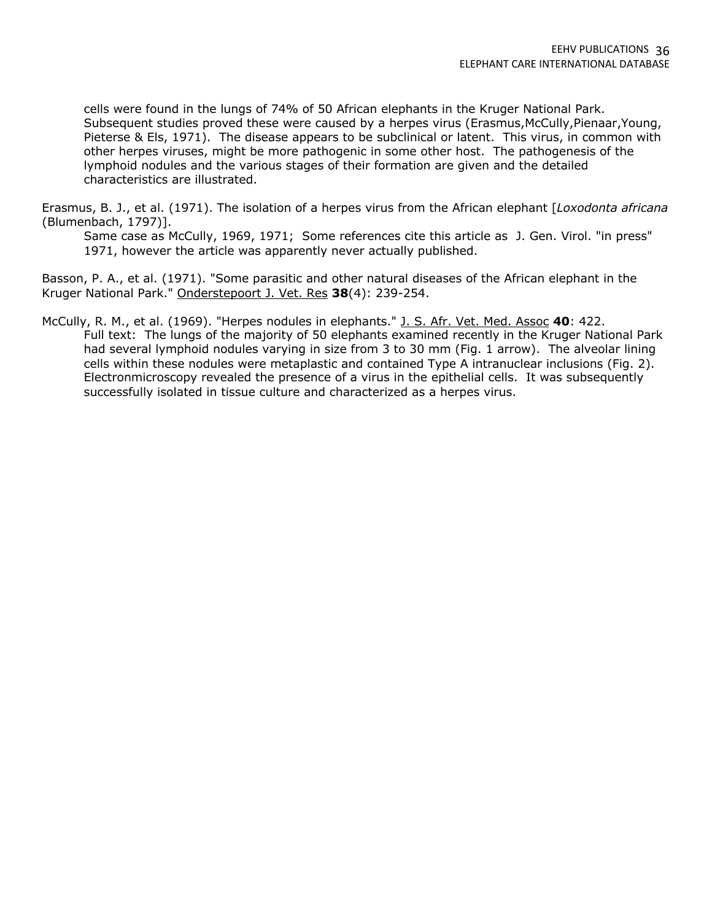cells were found in the lungs of 74% of 50 African elephants in the Kruger National Park. Subsequent studies proved these were caused by a herpes virus (Erasmus,McCully,Pienaar,Young, Pieterse & Els, 1971). The disease appears to be subclinical or latent. This virus, in common with other herpes viruses, might be more pathogenic in some other host. The pathogenesis of the lymphoid nodules and the various stages of their formation are given and the detailed characteristics are illustrated.

Erasmus, B. J., et al. (1971). The isolation of a herpes virus from the African elephant [*Loxodonta africana* (Blumenbach, 1797)].

Same case as McCully, 1969, 1971; Some references cite this article as J. Gen. Virol. "in press" 1971, however the article was apparently never actually published.

Basson, P. A., et al. (1971). "Some parasitic and other natural diseases of the African elephant in the Kruger National Park." Onderstepoort J. Vet. Res **38**(4): 239-254.

McCully, R. M., et al. (1969). "Herpes nodules in elephants." J. S. Afr. Vet. Med. Assoc **40**: 422.

Full text: The lungs of the majority of 50 elephants examined recently in the Kruger National Park had several lymphoid nodules varying in size from 3 to 30 mm (Fig. 1 arrow). The alveolar lining cells within these nodules were metaplastic and contained Type A intranuclear inclusions (Fig. 2). Electronmicroscopy revealed the presence of a virus in the epithelial cells. It was subsequently successfully isolated in tissue culture and characterized as a herpes virus.